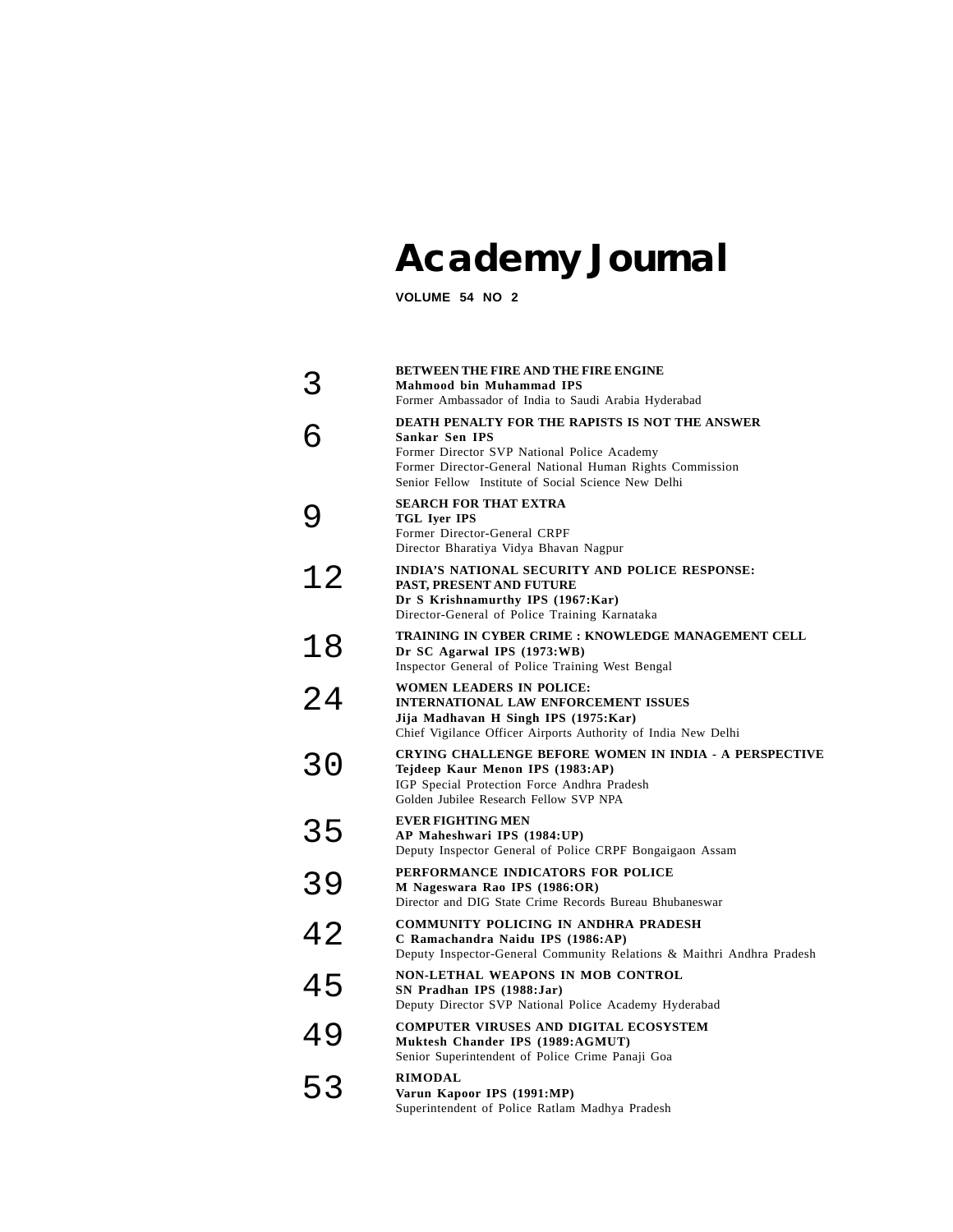# Academy Journal

**VOLUME 54 NO 2**

| | |
|---|---|
| 3 | **BETWEEN THE FIRE AND THE FIRE ENGINE**<br>**Mahmood bin Muhammad IPS**<br>Former Ambassador of India to Saudi Arabia Hyderabad |
| 6 | **DEATH PENALTY FOR THE RAPISTS IS NOT THE ANSWER**<br>**Sankar Sen IPS**<br>Former Director SVP National Police Academy<br>Former Director-General National Human Rights Commission<br>Senior Fellow Institute of Social Science New Delhi |
| 9 | **SEARCH FOR THAT EXTRA**<br>**TGL Iyer IPS**<br>Former Director-General CRPF<br>Director Bharatiya Vidya Bhavan Nagpur |
| 12 | **INDIA'S NATIONAL SECURITY AND POLICE RESPONSE: PAST, PRESENT AND FUTURE**<br>**Dr S Krishnamurthy IPS (1967:Kar)**<br>Director-General of Police Training Karnataka |
| 18 | **TRAINING IN CYBER CRIME : KNOWLEDGE MANAGEMENT CELL**<br>**Dr SC Agarwal IPS (1973:WB)**<br>Inspector General of Police Training West Bengal |
| 24 | **WOMEN LEADERS IN POLICE: INTERNATIONAL LAW ENFORCEMENT ISSUES**<br>**Jija Madhavan H Singh IPS (1975:Kar)**<br>Chief Vigilance Officer Airports Authority of India New Delhi |
| 30 | **CRYING CHALLENGE BEFORE WOMEN IN INDIA - A PERSPECTIVE**<br>**Tejdeep Kaur Menon IPS (1983:AP)**<br>IGP Special Protection Force Andhra Pradesh<br>Golden Jubilee Research Fellow SVP NPA |
| 35 | **EVER FIGHTING MEN**<br>**AP Maheshwari IPS (1984:UP)**<br>Deputy Inspector General of Police CRPF Bongaigaon Assam |
| 39 | **PERFORMANCE INDICATORS FOR POLICE**<br>**M Nageswara Rao IPS (1986:OR)**<br>Director and DIG State Crime Records Bureau Bhubaneswar |
| 42 | **COMMUNITY POLICING IN ANDHRA PRADESH**<br>**C Ramachandra Naidu IPS (1986:AP)**<br>Deputy Inspector-General Community Relations & Maithri Andhra Pradesh |
| 45 | **NON-LETHAL WEAPONS IN MOB CONTROL**<br>**SN Pradhan IPS (1988:Jar)**<br>Deputy Director SVP National Police Academy Hyderabad |
| 49 | **COMPUTER VIRUSES AND DIGITAL ECOSYSTEM**<br>**Muktesh Chander IPS (1989:AGMUT)**<br>Senior Superintendent of Police Crime Panaji Goa |
| 53 | **RIMODAL**<br>**Varun Kapoor IPS (1991:MP)**<br>Superintendent of Police Ratlam Madhya Pradesh |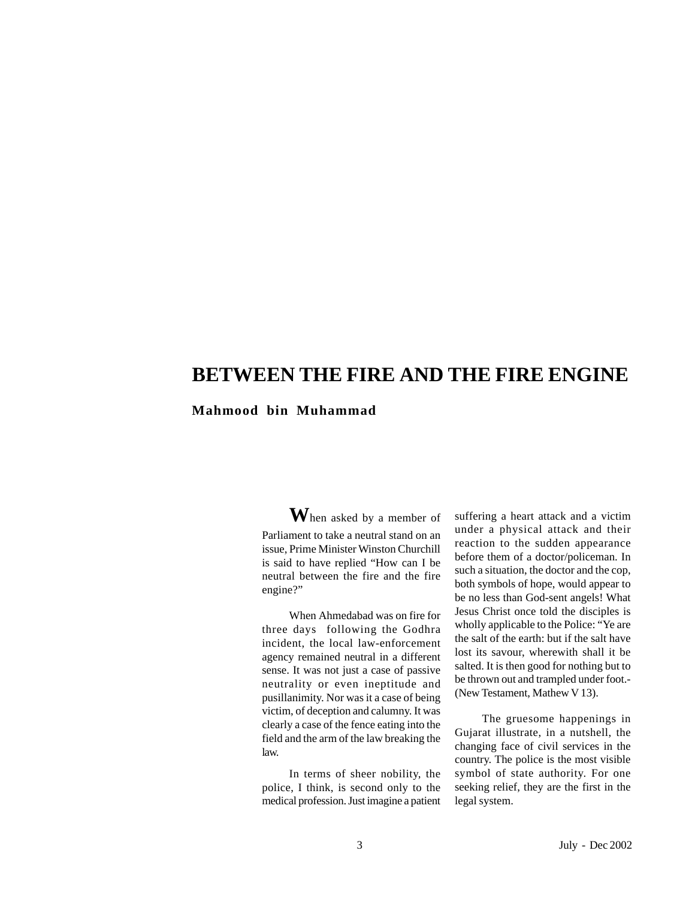# BETWEEN THE FIRE AND THE FIRE ENGINE

**Mahmood bin Muhammad**

When asked by a member of Parliament to take a neutral stand on an issue, Prime Minister Winston Churchill is said to have replied "How can I be neutral between the fire and the fire engine?"

When Ahmedabad was on fire for three days following the Godhra incident, the local law-enforcement agency remained neutral in a different sense. It was not just a case of passive neutrality or even ineptitude and pusillanimity. Nor was it a case of being victim, of deception and calumny. It was clearly a case of the fence eating into the field and the arm of the law breaking the law.

In terms of sheer nobility, the police, I think, is second only to the medical profession. Just imagine a patient suffering a heart attack and a victim under a physical attack and their reaction to the sudden appearance before them of a doctor/policeman. In such a situation, the doctor and the cop, both symbols of hope, would appear to be no less than God-sent angels! What Jesus Christ once told the disciples is wholly applicable to the Police: "Ye are the salt of the earth: but if the salt have lost its savour, wherewith shall it be salted. It is then good for nothing but to be thrown out and trampled under foot.- (New Testament, Mathew V 13).

The gruesome happenings in Gujarat illustrate, in a nutshell, the changing face of civil services in the country. The police is the most visible symbol of state authority. For one seeking relief, they are the first in the legal system.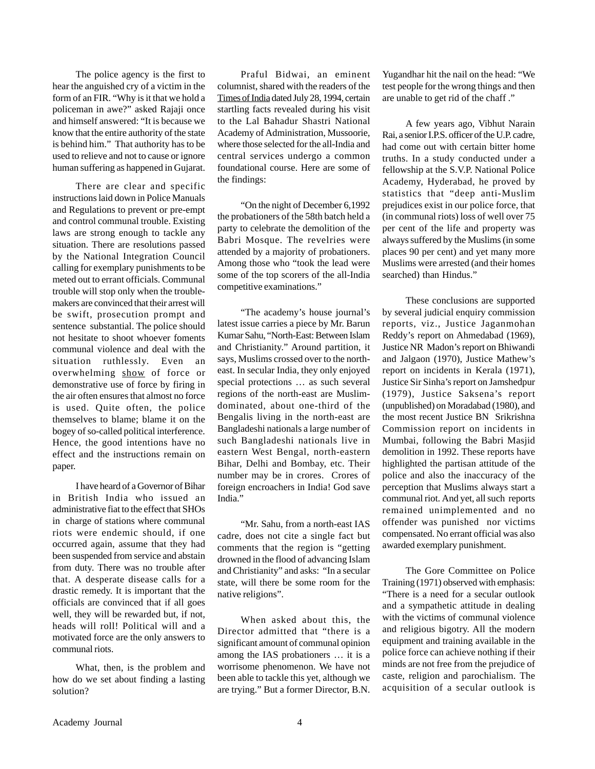The police agency is the first to hear the anguished cry of a victim in the form of an FIR. "Why is it that we hold a policeman in awe?" asked Rajaji once and himself answered: "It is because we know that the entire authority of the state is behind him." That authority has to be used to relieve and not to cause or ignore human suffering as happened in Gujarat.

There are clear and specific instructions laid down in Police Manuals and Regulations to prevent or pre-empt and control communal trouble. Existing laws are strong enough to tackle any situation. There are resolutions passed by the National Integration Council calling for exemplary punishments to be meted out to errant officials. Communal trouble will stop only when the trouble-makers are convinced that their arrest will be swift, prosecution prompt and sentence substantial. The police should not hesitate to shoot whoever foments communal violence and deal with the situation ruthlessly. Even an overwhelming show of force or demonstrative use of force by firing in the air often ensures that almost no force is used. Quite often, the police themselves to blame; blame it on the bogey of so-called political interference. Hence, the good intentions have no effect and the instructions remain on paper.

I have heard of a Governor of Bihar in British India who issued an administrative fiat to the effect that SHOs in charge of stations where communal riots were endemic should, if one occurred again, assume that they had been suspended from service and abstain from duty. There was no trouble after that. A desperate disease calls for a drastic remedy. It is important that the officials are convinced that if all goes well, they will be rewarded but, if not, heads will roll! Political will and a motivated force are the only answers to communal riots.

What, then, is the problem and how do we set about finding a lasting solution?

Praful Bidwai, an eminent columnist, shared with the readers of the Times of India dated July 28, 1994, certain startling facts revealed during his visit to the Lal Bahadur Shastri National Academy of Administration, Mussoorie, where those selected for the all-India and central services undergo a common foundational course. Here are some of the findings:

"On the night of December 6,1992 the probationers of the 58th batch held a party to celebrate the demolition of the Babri Mosque. The revelries were attended by a majority of probationers. Among those who "took the lead were some of the top scorers of the all-India competitive examinations."

"The academy's house journal's latest issue carries a piece by Mr. Barun Kumar Sahu, "North-East: Between Islam and Christianity." Around partition, it says, Muslims crossed over to the north-east. In secular India, they only enjoyed special protections … as such several regions of the north-east are Muslim-dominated, about one-third of the Bengalis living in the north-east are Bangladeshi nationals a large number of such Bangladeshi nationals live in eastern West Bengal, north-eastern Bihar, Delhi and Bombay, etc. Their number may be in crores. Crores of foreign encroachers in India! God save India."

"Mr. Sahu, from a north-east IAS cadre, does not cite a single fact but comments that the region is "getting drowned in the flood of advancing Islam and Christianity" and asks: "In a secular state, will there be some room for the native religions".

When asked about this, the Director admitted that "there is a significant amount of communal opinion among the IAS probationers … it is a worrisome phenomenon. We have not been able to tackle this yet, although we are trying." But a former Director, B.N. Yugandhar hit the nail on the head: "We test people for the wrong things and then are unable to get rid of the chaff ."

A few years ago, Vibhut Narain Rai, a senior I.P.S. officer of the U.P. cadre, had come out with certain bitter home truths. In a study conducted under a fellowship at the S.V.P. National Police Academy, Hyderabad, he proved by statistics that "deep anti-Muslim prejudices exist in our police force, that (in communal riots) loss of well over 75 per cent of the life and property was always suffered by the Muslims (in some places 90 per cent) and yet many more Muslims were arrested (and their homes searched) than Hindus."

These conclusions are supported by several judicial enquiry commission reports, viz., Justice Jaganmohan Reddy's report on Ahmedabad (1969), Justice NR Madon's report on Bhiwandi and Jalgaon (1970), Justice Mathew's report on incidents in Kerala (1971), Justice Sir Sinha's report on Jamshedpur (1979), Justice Saksena's report (unpublished) on Moradabad (1980), and the most recent Justice BN Srikrishna Commission report on incidents in Mumbai, following the Babri Masjid demolition in 1992. These reports have highlighted the partisan attitude of the police and also the inaccuracy of the perception that Muslims always start a communal riot. And yet, all such reports remained unimplemented and no offender was punished nor victims compensated. No errant official was also awarded exemplary punishment.

The Gore Committee on Police Training (1971) observed with emphasis: "There is a need for a secular outlook and a sympathetic attitude in dealing with the victims of communal violence and religious bigotry. All the modern equipment and training available in the police force can achieve nothing if their minds are not free from the prejudice of caste, religion and parochialism. The acquisition of a secular outlook is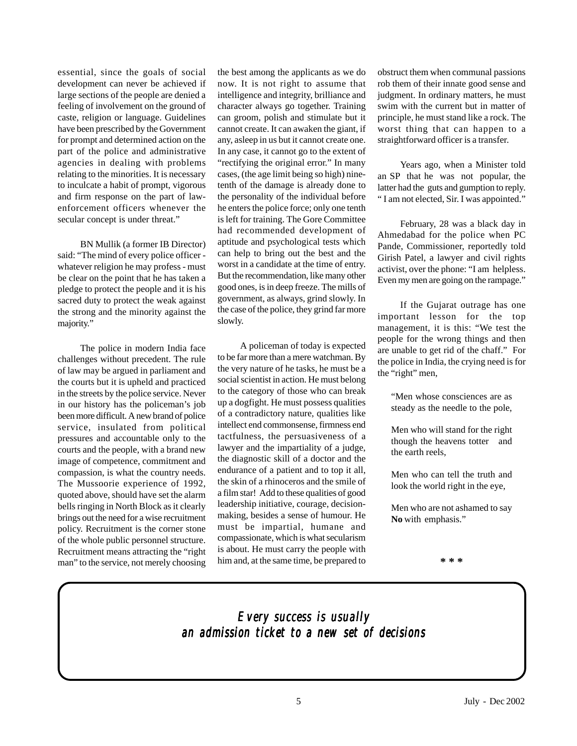essential, since the goals of social development can never be achieved if large sections of the people are denied a feeling of involvement on the ground of caste, religion or language. Guidelines have been prescribed by the Government for prompt and determined action on the part of the police and administrative agencies in dealing with problems relating to the minorities. It is necessary to inculcate a habit of prompt, vigorous and firm response on the part of law-enforcement officers whenever the secular concept is under threat."

BN Mullik (a former IB Director) said: "The mind of every police officer - whatever religion he may profess - must be clear on the point that he has taken a pledge to protect the people and it is his sacred duty to protect the weak against the strong and the minority against the majority."

The police in modern India face challenges without precedent. The rule of law may be argued in parliament and the courts but it is upheld and practiced in the streets by the police service. Never in our history has the policeman's job been more difficult. A new brand of police service, insulated from political pressures and accountable only to the courts and the people, with a brand new image of competence, commitment and compassion, is what the country needs. The Mussoorie experience of 1992, quoted above, should have set the alarm bells ringing in North Block as it clearly brings out the need for a wise recruitment policy. Recruitment is the corner stone of the whole public personnel structure. Recruitment means attracting the "right man" to the service, not merely choosing the best among the applicants as we do now. It is not right to assume that intelligence and integrity, brilliance and character always go together. Training can groom, polish and stimulate but it cannot create. It can awaken the giant, if any, asleep in us but it cannot create one. In any case, it cannot go to the extent of "rectifying the original error." In many cases, (the age limit being so high) nine-tenth of the damage is already done to the personality of the individual before he enters the police force; only one tenth is left for training. The Gore Committee had recommended development of aptitude and psychological tests which can help to bring out the best and the worst in a candidate at the time of entry. But the recommendation, like many other good ones, is in deep freeze. The mills of government, as always, grind slowly. In the case of the police, they grind far more slowly.

A policeman of today is expected to be far more than a mere watchman. By the very nature of he tasks, he must be a social scientist in action. He must belong to the category of those who can break up a dogfight. He must possess qualities of a contradictory nature, qualities like intellect end commonsense, firmness end tactfulness, the persuasiveness of a lawyer and the impartiality of a judge, the diagnostic skill of a doctor and the endurance of a patient and to top it all, the skin of a rhinoceros and the smile of a film star! Add to these qualities of good leadership initiative, courage, decision-making, besides a sense of humour. He must be impartial, humane and compassionate, which is what secularism is about. He must carry the people with him and, at the same time, be prepared to obstruct them when communal passions rob them of their innate good sense and judgment. In ordinary matters, he must swim with the current but in matter of principle, he must stand like a rock. The worst thing that can happen to a straightforward officer is a transfer.

Years ago, when a Minister told an SP that he was not popular, the latter had the guts and gumption to reply. " I am not elected, Sir. I was appointed."

February, 28 was a black day in Ahmedabad for the police when PC Pande, Commissioner, reportedly told Girish Patel, a lawyer and civil rights activist, over the phone: "I am helpless. Even my men are going on the rampage."

If the Gujarat outrage has one important lesson for the top management, it is this: "We test the people for the wrong things and then are unable to get rid of the chaff." For the police in India, the crying need is for the "right" men,

> "Men whose consciences are as steady as the needle to the pole,
>
> Men who will stand for the right though the heavens totter and the earth reels,
>
> Men who can tell the truth and look the world right in the eye,
>
> Men who are not ashamed to say **No** with emphasis."

**\* \* \***

*Every success is usually an admission ticket to a new set of decisions*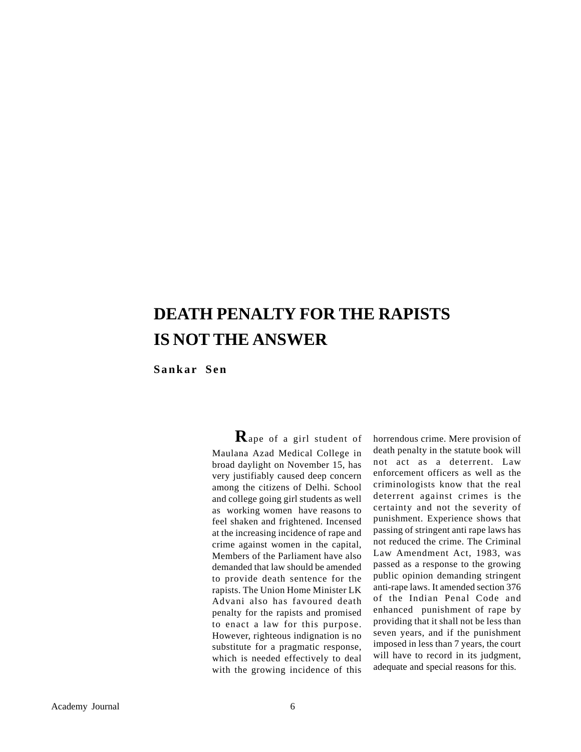# DEATH PENALTY FOR THE RAPISTS IS NOT THE ANSWER

**Sankar Sen**

Rape of a girl student of Maulana Azad Medical College in broad daylight on November 15, has very justifiably caused deep concern among the citizens of Delhi. School and college going girl students as well as working women have reasons to feel shaken and frightened. Incensed at the increasing incidence of rape and crime against women in the capital, Members of the Parliament have also demanded that law should be amended to provide death sentence for the rapists. The Union Home Minister LK Advani also has favoured death penalty for the rapists and promised to enact a law for this purpose. However, righteous indignation is no substitute for a pragmatic response, which is needed effectively to deal with the growing incidence of this horrendous crime. Mere provision of death penalty in the statute book will not act as a deterrent. Law enforcement officers as well as the criminologists know that the real deterrent against crimes is the certainty and not the severity of punishment. Experience shows that passing of stringent anti rape laws has not reduced the crime. The Criminal Law Amendment Act, 1983, was passed as a response to the growing public opinion demanding stringent anti-rape laws. It amended section 376 of the Indian Penal Code and enhanced punishment of rape by providing that it shall not be less than seven years, and if the punishment imposed in less than 7 years, the court will have to record in its judgment, adequate and special reasons for this.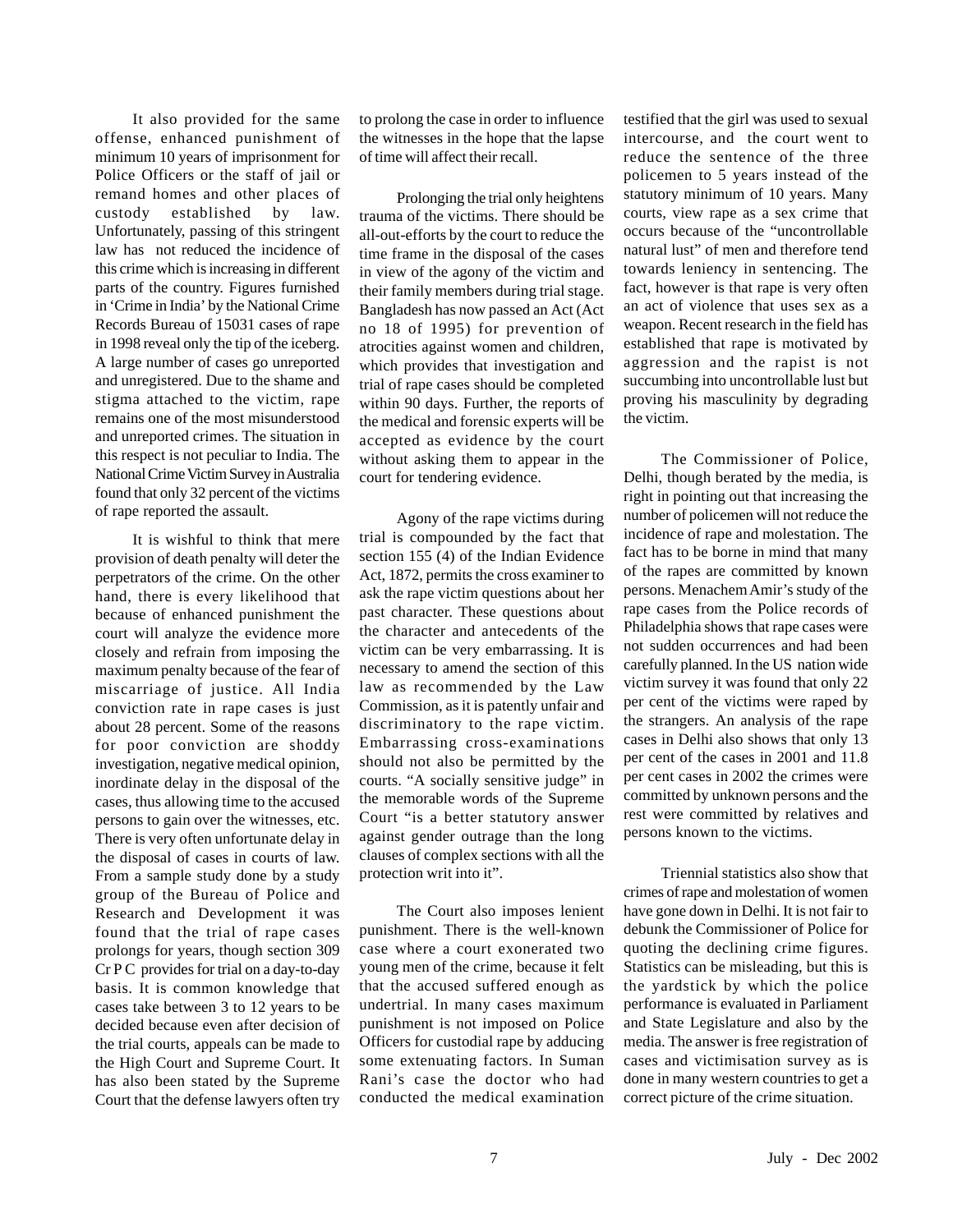It also provided for the same offense, enhanced punishment of minimum 10 years of imprisonment for Police Officers or the staff of jail or remand homes and other places of custody established by law. Unfortunately, passing of this stringent law has not reduced the incidence of this crime which is increasing in different parts of the country. Figures furnished in 'Crime in India' by the National Crime Records Bureau of 15031 cases of rape in 1998 reveal only the tip of the iceberg. A large number of cases go unreported and unregistered. Due to the shame and stigma attached to the victim, rape remains one of the most misunderstood and unreported crimes. The situation in this respect is not peculiar to India. The National Crime Victim Survey in Australia found that only 32 percent of the victims of rape reported the assault.

It is wishful to think that mere provision of death penalty will deter the perpetrators of the crime. On the other hand, there is every likelihood that because of enhanced punishment the court will analyze the evidence more closely and refrain from imposing the maximum penalty because of the fear of miscarriage of justice. All India conviction rate in rape cases is just about 28 percent. Some of the reasons for poor conviction are shoddy investigation, negative medical opinion, inordinate delay in the disposal of the cases, thus allowing time to the accused persons to gain over the witnesses, etc. There is very often unfortunate delay in the disposal of cases in courts of law. From a sample study done by a study group of the Bureau of Police and Research and Development it was found that the trial of rape cases prolongs for years, though section 309 Cr P C provides for trial on a day-to-day basis. It is common knowledge that cases take between 3 to 12 years to be decided because even after decision of the trial courts, appeals can be made to the High Court and Supreme Court. It has also been stated by the Supreme Court that the defense lawyers often try to prolong the case in order to influence the witnesses in the hope that the lapse of time will affect their recall.

Prolonging the trial only heightens trauma of the victims. There should be all-out-efforts by the court to reduce the time frame in the disposal of the cases in view of the agony of the victim and their family members during trial stage. Bangladesh has now passed an Act (Act no 18 of 1995) for prevention of atrocities against women and children, which provides that investigation and trial of rape cases should be completed within 90 days. Further, the reports of the medical and forensic experts will be accepted as evidence by the court without asking them to appear in the court for tendering evidence.

Agony of the rape victims during trial is compounded by the fact that section 155 (4) of the Indian Evidence Act, 1872, permits the cross examiner to ask the rape victim questions about her past character. These questions about the character and antecedents of the victim can be very embarrassing. It is necessary to amend the section of this law as recommended by the Law Commission, as it is patently unfair and discriminatory to the rape victim. Embarrassing cross-examinations should not also be permitted by the courts. "A socially sensitive judge" in the memorable words of the Supreme Court "is a better statutory answer against gender outrage than the long clauses of complex sections with all the protection writ into it".

The Court also imposes lenient punishment. There is the well-known case where a court exonerated two young men of the crime, because it felt that the accused suffered enough as undertrial. In many cases maximum punishment is not imposed on Police Officers for custodial rape by adducing some extenuating factors. In Suman Rani's case the doctor who had conducted the medical examination testified that the girl was used to sexual intercourse, and the court went to reduce the sentence of the three policemen to 5 years instead of the statutory minimum of 10 years. Many courts, view rape as a sex crime that occurs because of the "uncontrollable natural lust" of men and therefore tend towards leniency in sentencing. The fact, however is that rape is very often an act of violence that uses sex as a weapon. Recent research in the field has established that rape is motivated by aggression and the rapist is not succumbing into uncontrollable lust but proving his masculinity by degrading the victim.

The Commissioner of Police, Delhi, though berated by the media, is right in pointing out that increasing the number of policemen will not reduce the incidence of rape and molestation. The fact has to be borne in mind that many of the rapes are committed by known persons. Menachem Amir's study of the rape cases from the Police records of Philadelphia shows that rape cases were not sudden occurrences and had been carefully planned. In the US nation wide victim survey it was found that only 22 per cent of the victims were raped by the strangers. An analysis of the rape cases in Delhi also shows that only 13 per cent of the cases in 2001 and 11.8 per cent cases in 2002 the crimes were committed by unknown persons and the rest were committed by relatives and persons known to the victims.

Triennial statistics also show that crimes of rape and molestation of women have gone down in Delhi. It is not fair to debunk the Commissioner of Police for quoting the declining crime figures. Statistics can be misleading, but this is the yardstick by which the police performance is evaluated in Parliament and State Legislature and also by the media. The answer is free registration of cases and victimisation survey as is done in many western countries to get a correct picture of the crime situation.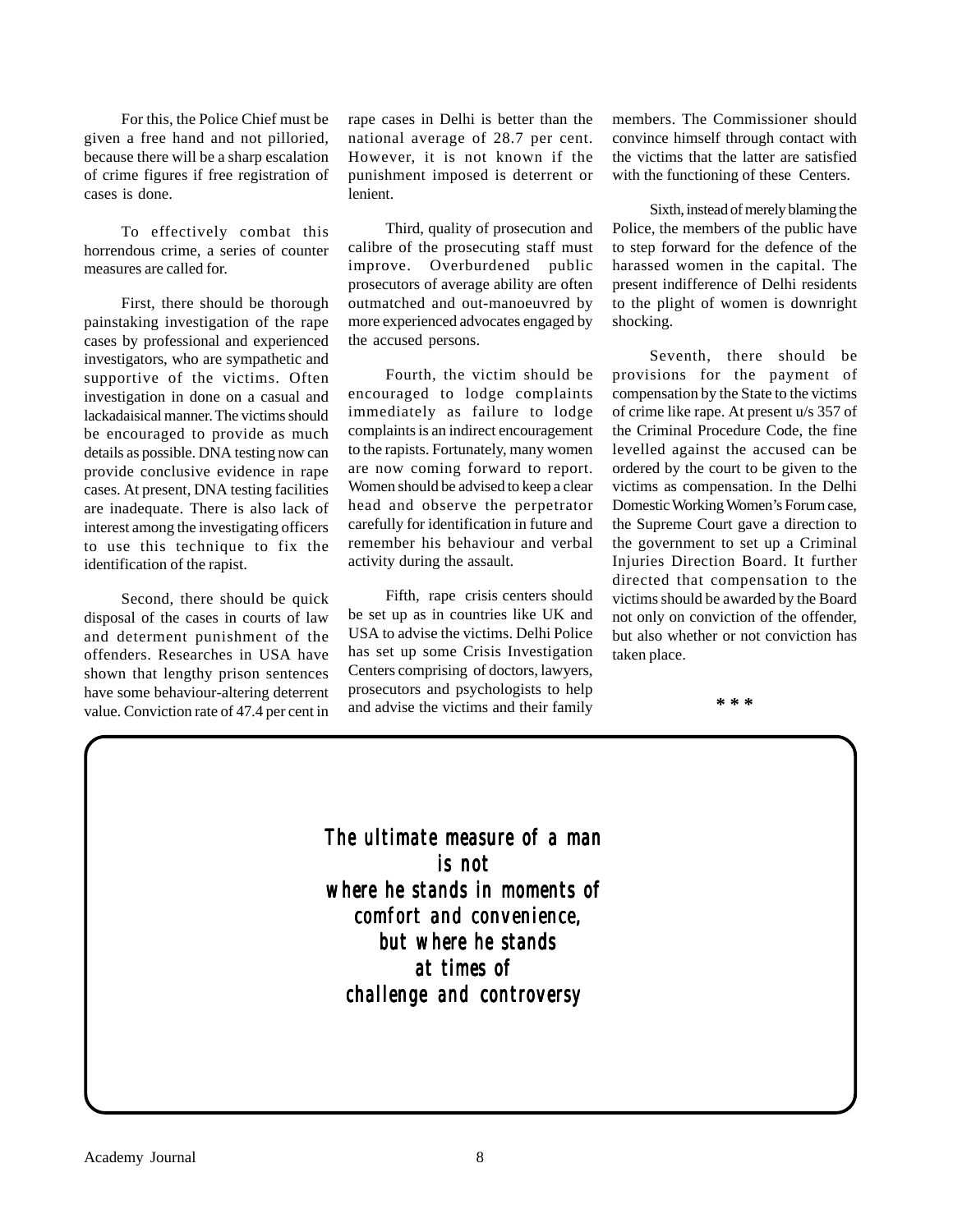For this, the Police Chief must be given a free hand and not pilloried, because there will be a sharp escalation of crime figures if free registration of cases is done.

To effectively combat this horrendous crime, a series of counter measures are called for.

First, there should be thorough painstaking investigation of the rape cases by professional and experienced investigators, who are sympathetic and supportive of the victims. Often investigation in done on a casual and lackadaisical manner. The victims should be encouraged to provide as much details as possible. DNA testing now can provide conclusive evidence in rape cases. At present, DNA testing facilities are inadequate. There is also lack of interest among the investigating officers to use this technique to fix the identification of the rapist.

Second, there should be quick disposal of the cases in courts of law and determent punishment of the offenders. Researches in USA have shown that lengthy prison sentences have some behaviour-altering deterrent value. Conviction rate of 47.4 per cent in rape cases in Delhi is better than the national average of 28.7 per cent. However, it is not known if the punishment imposed is deterrent or lenient.

Third, quality of prosecution and calibre of the prosecuting staff must improve. Overburdened public prosecutors of average ability are often outmatched and out-manoeuvred by more experienced advocates engaged by the accused persons.

Fourth, the victim should be encouraged to lodge complaints immediately as failure to lodge complaints is an indirect encouragement to the rapists. Fortunately, many women are now coming forward to report. Women should be advised to keep a clear head and observe the perpetrator carefully for identification in future and remember his behaviour and verbal activity during the assault.

Fifth, rape crisis centers should be set up as in countries like UK and USA to advise the victims. Delhi Police has set up some Crisis Investigation Centers comprising of doctors, lawyers, prosecutors and psychologists to help and advise the victims and their family members. The Commissioner should convince himself through contact with the victims that the latter are satisfied with the functioning of these Centers.

Sixth, instead of merely blaming the Police, the members of the public have to step forward for the defence of the harassed women in the capital. The present indifference of Delhi residents to the plight of women is downright shocking.

Seventh, there should be provisions for the payment of compensation by the State to the victims of crime like rape. At present u/s 357 of the Criminal Procedure Code, the fine levelled against the accused can be ordered by the court to be given to the victims as compensation. In the Delhi Domestic Working Women's Forum case, the Supreme Court gave a direction to the government to set up a Criminal Injuries Direction Board. It further directed that compensation to the victims should be awarded by the Board not only on conviction of the offender, but also whether or not conviction has taken place.

\* \* \*

**The ultimate measure of a man**
**is not**
**where he stands in moments of**
**comfort and convenience,**
**but where he stands**
**at times of**
**challenge and controversy**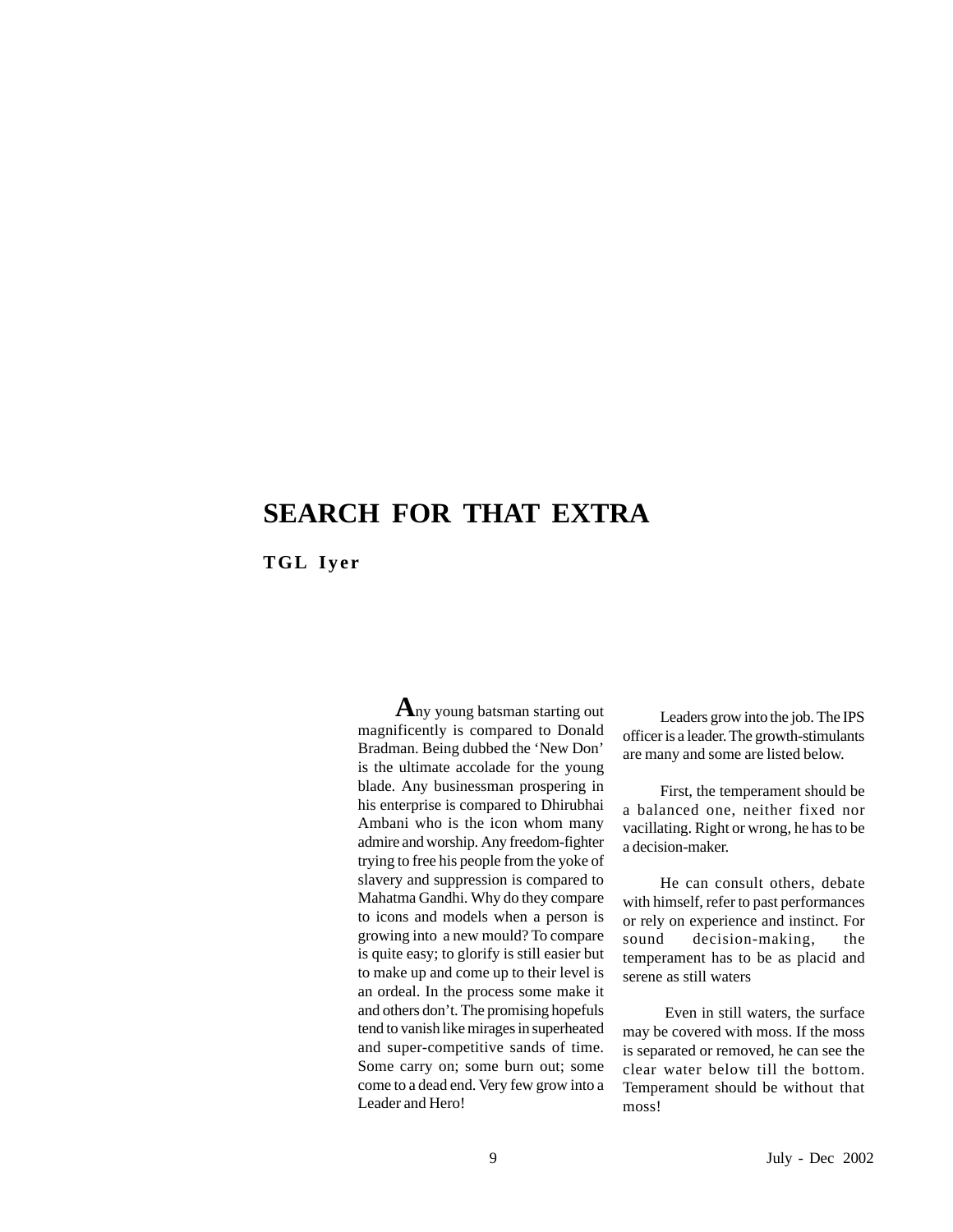# SEARCH FOR THAT EXTRA

**TGL Iyer**

Any young batsman starting out magnificently is compared to Donald Bradman. Being dubbed the 'New Don' is the ultimate accolade for the young blade. Any businessman prospering in his enterprise is compared to Dhirubhai Ambani who is the icon whom many admire and worship. Any freedom-fighter trying to free his people from the yoke of slavery and suppression is compared to Mahatma Gandhi. Why do they compare to icons and models when a person is growing into a new mould? To compare is quite easy; to glorify is still easier but to make up and come up to their level is an ordeal. In the process some make it and others don't. The promising hopefuls tend to vanish like mirages in superheated and super-competitive sands of time. Some carry on; some burn out; some come to a dead end. Very few grow into a Leader and Hero!

Leaders grow into the job. The IPS officer is a leader. The growth-stimulants are many and some are listed below.

First, the temperament should be a balanced one, neither fixed nor vacillating. Right or wrong, he has to be a decision-maker.

He can consult others, debate with himself, refer to past performances or rely on experience and instinct. For sound decision-making, the temperament has to be as placid and serene as still waters

Even in still waters, the surface may be covered with moss. If the moss is separated or removed, he can see the clear water below till the bottom. Temperament should be without that moss!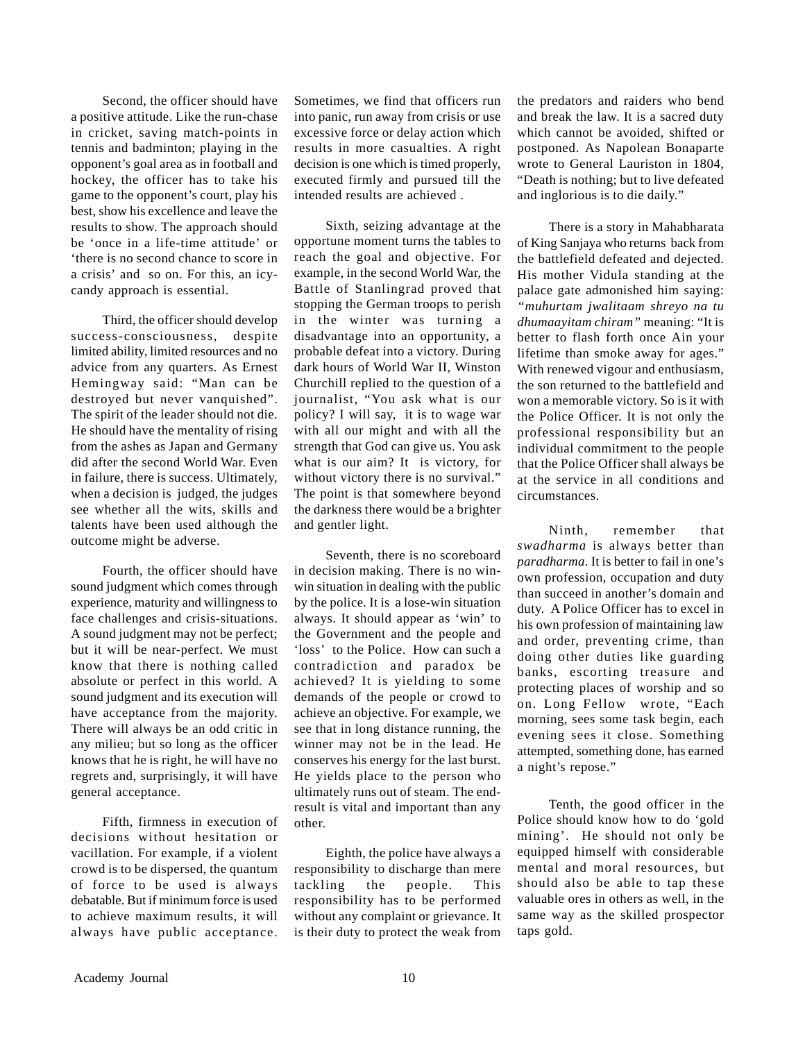Second, the officer should have a positive attitude. Like the run-chase in cricket, saving match-points in tennis and badminton; playing in the opponent's goal area as in football and hockey, the officer has to take his game to the opponent's court, play his best, show his excellence and leave the results to show. The approach should be 'once in a life-time attitude' or 'there is no second chance to score in a crisis' and so on. For this, an icy-candy approach is essential.

Third, the officer should develop success-consciousness, despite limited ability, limited resources and no advice from any quarters. As Ernest Hemingway said: "Man can be destroyed but never vanquished". The spirit of the leader should not die. He should have the mentality of rising from the ashes as Japan and Germany did after the second World War. Even in failure, there is success. Ultimately, when a decision is judged, the judges see whether all the wits, skills and talents have been used although the outcome might be adverse.

Fourth, the officer should have sound judgment which comes through experience, maturity and willingness to face challenges and crisis-situations. A sound judgment may not be perfect; but it will be near-perfect. We must know that there is nothing called absolute or perfect in this world. A sound judgment and its execution will have acceptance from the majority. There will always be an odd critic in any milieu; but so long as the officer knows that he is right, he will have no regrets and, surprisingly, it will have general acceptance.

Fifth, firmness in execution of decisions without hesitation or vacillation. For example, if a violent crowd is to be dispersed, the quantum of force to be used is always debatable. But if minimum force is used to achieve maximum results, it will always have public acceptance. Sometimes, we find that officers run into panic, run away from crisis or use excessive force or delay action which results in more casualties. A right decision is one which is timed properly, executed firmly and pursued till the intended results are achieved .

Sixth, seizing advantage at the opportune moment turns the tables to reach the goal and objective. For example, in the second World War, the Battle of Stanlingrad proved that stopping the German troops to perish in the winter was turning a disadvantage into an opportunity, a probable defeat into a victory. During dark hours of World War II, Winston Churchill replied to the question of a journalist, "You ask what is our policy? I will say, it is to wage war with all our might and with all the strength that God can give us. You ask what is our aim? It is victory, for without victory there is no survival." The point is that somewhere beyond the darkness there would be a brighter and gentler light.

Seventh, there is no scoreboard in decision making. There is no win-win situation in dealing with the public by the police. It is a lose-win situation always. It should appear as 'win' to the Government and the people and 'loss' to the Police. How can such a contradiction and paradox be achieved? It is yielding to some demands of the people or crowd to achieve an objective. For example, we see that in long distance running, the winner may not be in the lead. He conserves his energy for the last burst. He yields place to the person who ultimately runs out of steam. The end-result is vital and important than any other.

Eighth, the police have always a responsibility to discharge than mere tackling the people. This responsibility has to be performed without any complaint or grievance. It is their duty to protect the weak from the predators and raiders who bend and break the law. It is a sacred duty which cannot be avoided, shifted or postponed. As Napolean Bonaparte wrote to General Lauriston in 1804, "Death is nothing; but to live defeated and inglorious is to die daily."

There is a story in Mahabharata of King Sanjaya who returns back from the battlefield defeated and dejected. His mother Vidula standing at the palace gate admonished him saying: *"muhurtam jwalitaam shreyo na tu dhumaayitam chiram"* meaning: "It is better to flash forth once Ain your lifetime than smoke away for ages." With renewed vigour and enthusiasm, the son returned to the battlefield and won a memorable victory. So is it with the Police Officer. It is not only the professional responsibility but an individual commitment to the people that the Police Officer shall always be at the service in all conditions and circumstances.

Ninth, remember that *swadharma* is always better than *paradharma*. It is better to fail in one's own profession, occupation and duty than succeed in another's domain and duty. A Police Officer has to excel in his own profession of maintaining law and order, preventing crime, than doing other duties like guarding banks, escorting treasure and protecting places of worship and so on. Long Fellow wrote, "Each morning, sees some task begin, each evening sees it close. Something attempted, something done, has earned a night's repose."

Tenth, the good officer in the Police should know how to do 'gold mining'. He should not only be equipped himself with considerable mental and moral resources, but should also be able to tap these valuable ores in others as well, in the same way as the skilled prospector taps gold.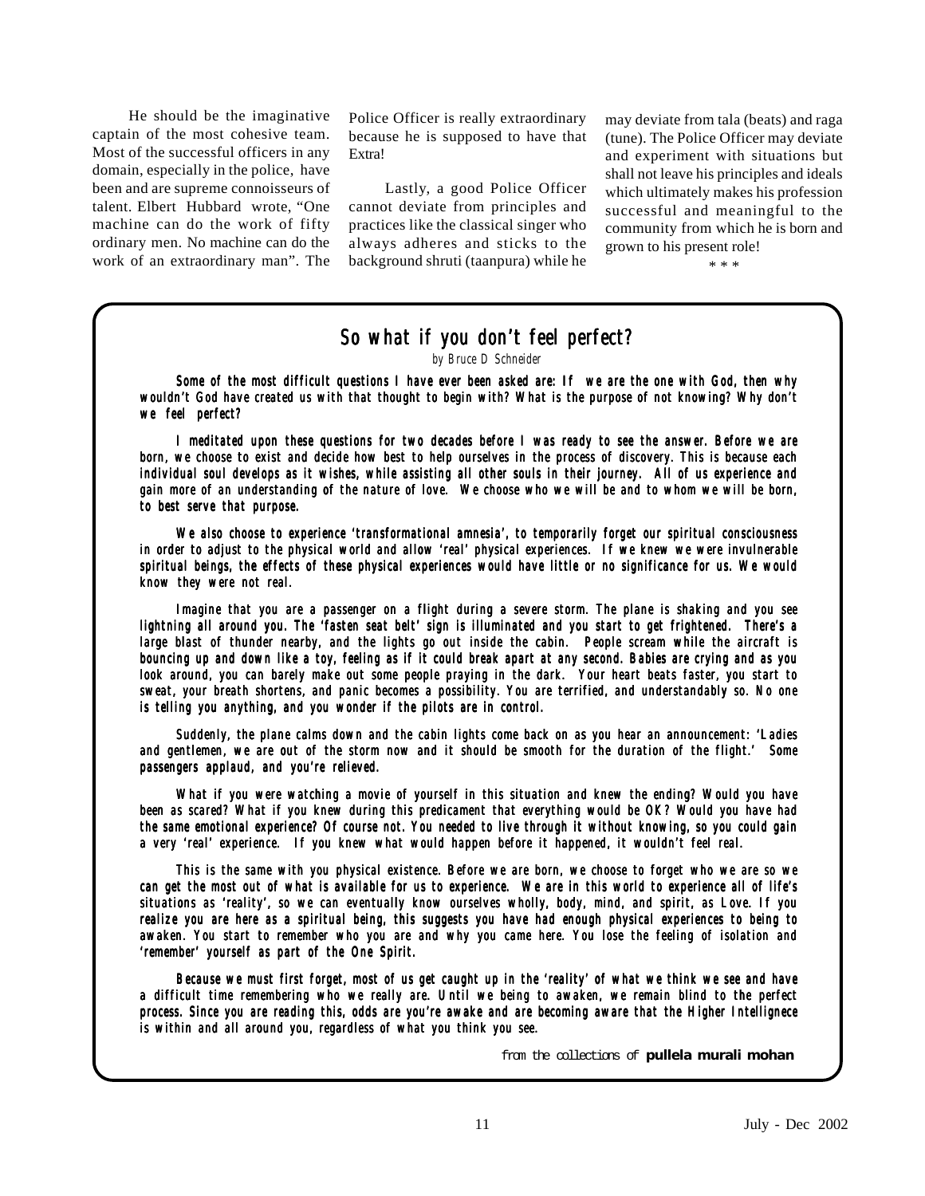He should be the imaginative captain of the most cohesive team. Most of the successful officers in any domain, especially in the police, have been and are supreme connoisseurs of talent. Elbert Hubbard wrote, "One machine can do the work of fifty ordinary men. No machine can do the work of an extraordinary man". The Police Officer is really extraordinary because he is supposed to have that Extra!

Lastly, a good Police Officer cannot deviate from principles and practices like the classical singer who always adheres and sticks to the background shruti (taanpura) while he may deviate from tala (beats) and raga (tune). The Police Officer may deviate and experiment with situations but shall not leave his principles and ideals which ultimately makes his profession successful and meaningful to the community from which he is born and grown to his present role!

\* \* \*

## So what if you don't feel perfect?

*by Bruce D Schneider*

*Some of the most difficult questions I have ever been asked are: If we are the one with God, then why wouldn't God have created us with that thought to begin with? What is the purpose of not knowing? Why don't we feel perfect?*

*I meditated upon these questions for two decades before I was ready to see the answer. Before we are born, we choose to exist and decide how best to help ourselves in the process of discovery. This is because each individual soul develops as it wishes, while assisting all other souls in their journey. All of us experience and gain more of an understanding of the nature of love. We choose who we will be and to whom we will be born, to best serve that purpose.*

*We also choose to experience 'transformational amnesia', to temporarily forget our spiritual consciousness in order to adjust to the physical world and allow 'real' physical experiences. If we knew we were invulnerable spiritual beings, the effects of these physical experiences would have little or no significance for us. We would know they were not real.*

*Imagine that you are a passenger on a flight during a severe storm. The plane is shaking and you see lightning all around you. The 'fasten seat belt' sign is illuminated and you start to get frightened. There's a large blast of thunder nearby, and the lights go out inside the cabin. People scream while the aircraft is bouncing up and down like a toy, feeling as if it could break apart at any second. Babies are crying and as you look around, you can barely make out some people praying in the dark. Your heart beats faster, you start to sweat, your breath shortens, and panic becomes a possibility. You are terrified, and understandably so. No one is telling you anything, and you wonder if the pilots are in control.*

*Suddenly, the plane calms down and the cabin lights come back on as you hear an announcement: 'Ladies and gentlemen, we are out of the storm now and it should be smooth for the duration of the flight.' Some passengers applaud, and you're relieved.*

*What if you were watching a movie of yourself in this situation and knew the ending? Would you have been as scared? What if you knew during this predicament that everything would be OK? Would you have had the same emotional experience? Of course not. You needed to live through it without knowing, so you could gain a very 'real' experience. If you knew what would happen before it happened, it wouldn't feel real.*

*This is the same with you physical existence. Before we are born, we choose to forget who we are so we can get the most out of what is available for us to experience. We are in this world to experience all of life's situations as 'reality', so we can eventually know ourselves wholly, body, mind, and spirit, as Love. If you realize you are here as a spiritual being, this suggests you have had enough physical experiences to being to awaken. You start to remember who you are and why you came here. You lose the feeling of isolation and 'remember' yourself as part of the One Spirit.*

*Because we must first forget, most of us get caught up in the 'reality' of what we think we see and have a difficult time remembering who we really are. Until we being to awaken, we remain blind to the perfect process. Since you are reading this, odds are you're awake and are becoming aware that the Higher Intellignece is within and all around you, regardless of what you think you see.*

from the collections of **pullela murali mohan**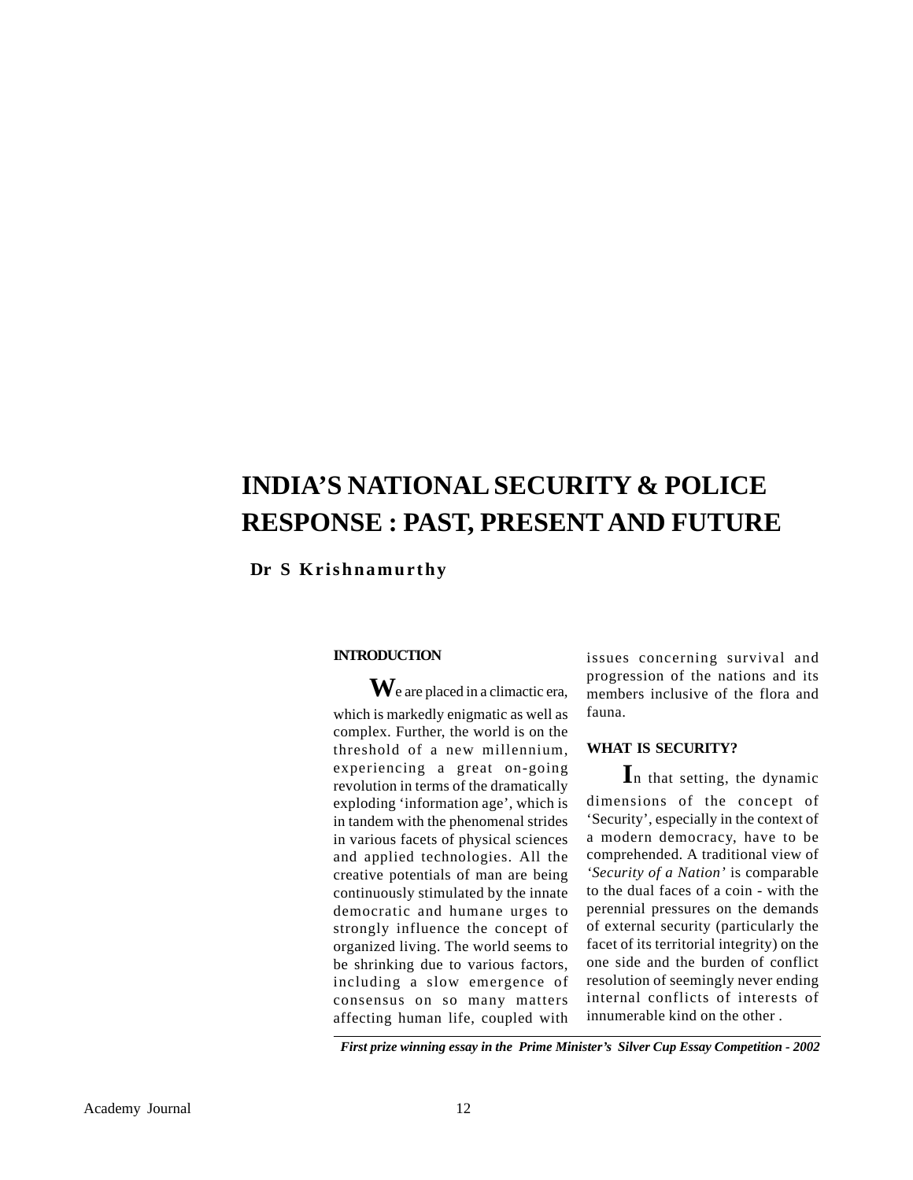# INDIA'S NATIONAL SECURITY & POLICE RESPONSE : PAST, PRESENT AND FUTURE

**Dr S Krishnamurthy**

## INTRODUCTION

We are placed in a climactic era, which is markedly enigmatic as well as complex. Further, the world is on the threshold of a new millennium, experiencing a great on-going revolution in terms of the dramatically exploding 'information age', which is in tandem with the phenomenal strides in various facets of physical sciences and applied technologies. All the creative potentials of man are being continuously stimulated by the innate democratic and humane urges to strongly influence the concept of organized living. The world seems to be shrinking due to various factors, including a slow emergence of consensus on so many matters affecting human life, coupled with issues concerning survival and progression of the nations and its members inclusive of the flora and fauna.

## WHAT IS SECURITY?

In that setting, the dynamic dimensions of the concept of 'Security', especially in the context of a modern democracy, have to be comprehended. A traditional view of *'Security of a Nation'* is comparable to the dual faces of a coin - with the perennial pressures on the demands of external security (particularly the facet of its territorial integrity) on the one side and the burden of conflict resolution of seemingly never ending internal conflicts of interests of innumerable kind on the other .

***First prize winning essay in the Prime Minister's Silver Cup Essay Competition - 2002***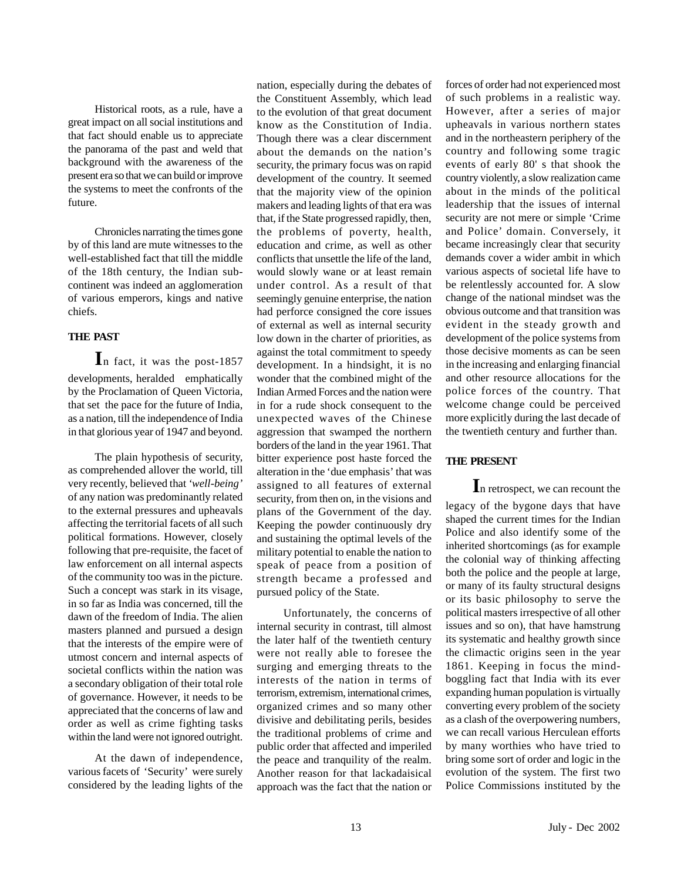Historical roots, as a rule, have a great impact on all social institutions and that fact should enable us to appreciate the panorama of the past and weld that background with the awareness of the present era so that we can build or improve the systems to meet the confronts of the future.

Chronicles narrating the times gone by of this land are mute witnesses to the well-established fact that till the middle of the 18th century, the Indian sub-continent was indeed an agglomeration of various emperors, kings and native chiefs.

## THE PAST

**I**n fact, it was the post-1857 developments, heralded emphatically by the Proclamation of Queen Victoria, that set the pace for the future of India, as a nation, till the independence of India in that glorious year of 1947 and beyond.

The plain hypothesis of security, as comprehended allover the world, till very recently, believed that '*well-being*' of any nation was predominantly related to the external pressures and upheavals affecting the territorial facets of all such political formations. However, closely following that pre-requisite, the facet of law enforcement on all internal aspects of the community too was in the picture. Such a concept was stark in its visage, in so far as India was concerned, till the dawn of the freedom of India. The alien masters planned and pursued a design that the interests of the empire were of utmost concern and internal aspects of societal conflicts within the nation was a secondary obligation of their total role of governance. However, it needs to be appreciated that the concerns of law and order as well as crime fighting tasks within the land were not ignored outright.

At the dawn of independence, various facets of 'Security' were surely considered by the leading lights of the nation, especially during the debates of the Constituent Assembly, which lead to the evolution of that great document know as the Constitution of India. Though there was a clear discernment about the demands on the nation's security, the primary focus was on rapid development of the country. It seemed that the majority view of the opinion makers and leading lights of that era was that, if the State progressed rapidly, then, the problems of poverty, health, education and crime, as well as other conflicts that unsettle the life of the land, would slowly wane or at least remain under control. As a result of that seemingly genuine enterprise, the nation had perforce consigned the core issues of external as well as internal security low down in the charter of priorities, as against the total commitment to speedy development. In a hindsight, it is no wonder that the combined might of the Indian Armed Forces and the nation were in for a rude shock consequent to the unexpected waves of the Chinese aggression that swamped the northern borders of the land in the year 1961. That bitter experience post haste forced the alteration in the 'due emphasis' that was assigned to all features of external security, from then on, in the visions and plans of the Government of the day. Keeping the powder continuously dry and sustaining the optimal levels of the military potential to enable the nation to speak of peace from a position of strength became a professed and pursued policy of the State.

Unfortunately, the concerns of internal security in contrast, till almost the later half of the twentieth century were not really able to foresee the surging and emerging threats to the interests of the nation in terms of terrorism, extremism, international crimes, organized crimes and so many other divisive and debilitating perils, besides the traditional problems of crime and public order that affected and imperiled the peace and tranquility of the realm. Another reason for that lackadaisical approach was the fact that the nation or forces of order had not experienced most of such problems in a realistic way. However, after a series of major upheavals in various northern states and in the northeastern periphery of the country and following some tragic events of early 80' s that shook the country violently, a slow realization came about in the minds of the political leadership that the issues of internal security are not mere or simple 'Crime and Police' domain. Conversely, it became increasingly clear that security demands cover a wider ambit in which various aspects of societal life have to be relentlessly accounted for. A slow change of the national mindset was the obvious outcome and that transition was evident in the steady growth and development of the police systems from those decisive moments as can be seen in the increasing and enlarging financial and other resource allocations for the police forces of the country. That welcome change could be perceived more explicitly during the last decade of the twentieth century and further than.

## THE PRESENT

**I**n retrospect, we can recount the legacy of the bygone days that have shaped the current times for the Indian Police and also identify some of the inherited shortcomings (as for example the colonial way of thinking affecting both the police and the people at large, or many of its faulty structural designs or its basic philosophy to serve the political masters irrespective of all other issues and so on), that have hamstrung its systematic and healthy growth since the climactic origins seen in the year 1861. Keeping in focus the mind-boggling fact that India with its ever expanding human population is virtually converting every problem of the society as a clash of the overpowering numbers, we can recall various Herculean efforts by many worthies who have tried to bring some sort of order and logic in the evolution of the system. The first two Police Commissions instituted by the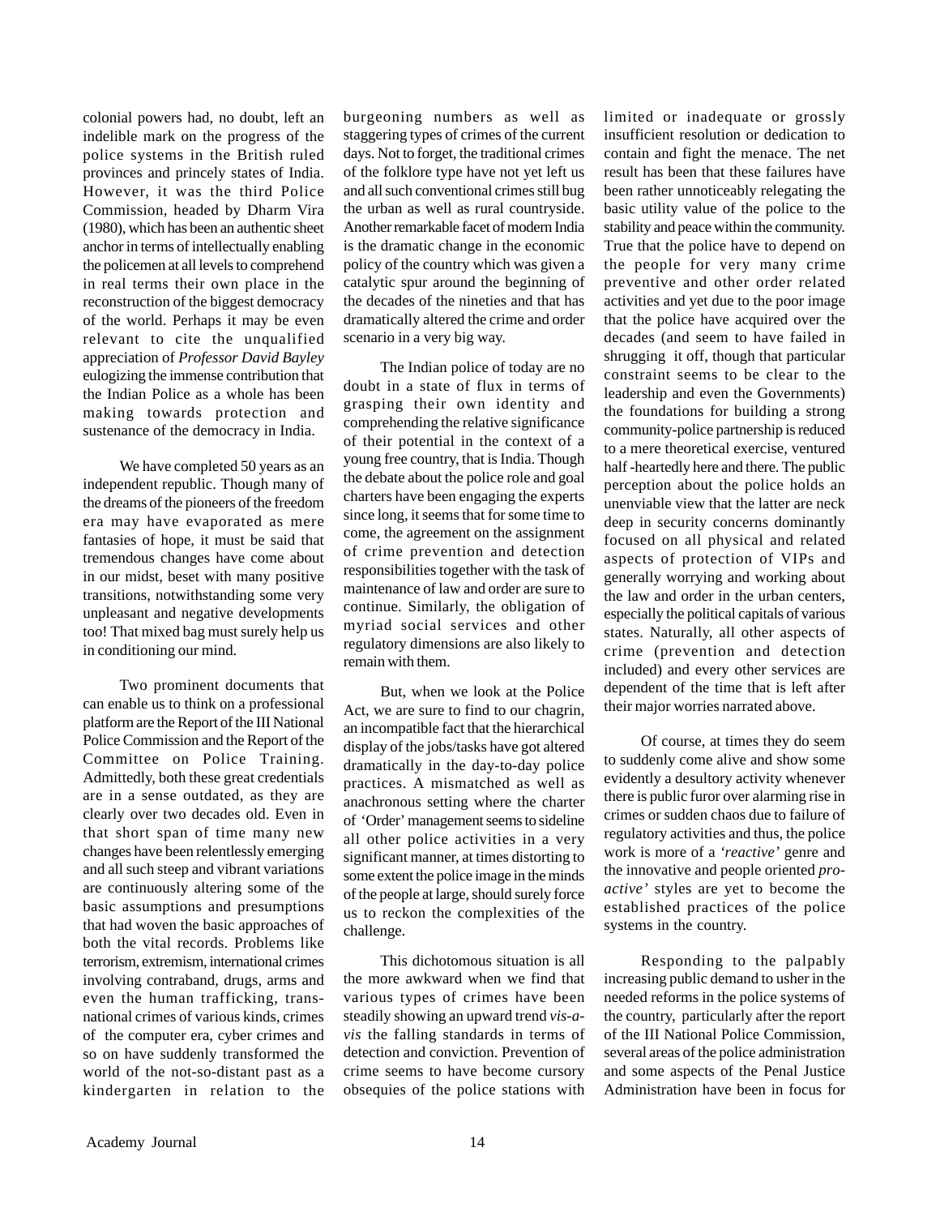colonial powers had, no doubt, left an indelible mark on the progress of the police systems in the British ruled provinces and princely states of India. However, it was the third Police Commission, headed by Dharm Vira (1980), which has been an authentic sheet anchor in terms of intellectually enabling the policemen at all levels to comprehend in real terms their own place in the reconstruction of the biggest democracy of the world. Perhaps it may be even relevant to cite the unqualified appreciation of *Professor David Bayley* eulogizing the immense contribution that the Indian Police as a whole has been making towards protection and sustenance of the democracy in India.

We have completed 50 years as an independent republic. Though many of the dreams of the pioneers of the freedom era may have evaporated as mere fantasies of hope, it must be said that tremendous changes have come about in our midst, beset with many positive transitions, notwithstanding some very unpleasant and negative developments too! That mixed bag must surely help us in conditioning our mind.

Two prominent documents that can enable us to think on a professional platform are the Report of the III National Police Commission and the Report of the Committee on Police Training. Admittedly, both these great credentials are in a sense outdated, as they are clearly over two decades old. Even in that short span of time many new changes have been relentlessly emerging and all such steep and vibrant variations are continuously altering some of the basic assumptions and presumptions that had woven the basic approaches of both the vital records. Problems like terrorism, extremism, international crimes involving contraband, drugs, arms and even the human trafficking, trans-national crimes of various kinds, crimes of the computer era, cyber crimes and so on have suddenly transformed the world of the not-so-distant past as a kindergarten in relation to the burgeoning numbers as well as staggering types of crimes of the current days. Not to forget, the traditional crimes of the folklore type have not yet left us and all such conventional crimes still bug the urban as well as rural countryside. Another remarkable facet of modern India is the dramatic change in the economic policy of the country which was given a catalytic spur around the beginning of the decades of the nineties and that has dramatically altered the crime and order scenario in a very big way.

The Indian police of today are no doubt in a state of flux in terms of grasping their own identity and comprehending the relative significance of their potential in the context of a young free country, that is India. Though the debate about the police role and goal charters have been engaging the experts since long, it seems that for some time to come, the agreement on the assignment of crime prevention and detection responsibilities together with the task of maintenance of law and order are sure to continue. Similarly, the obligation of myriad social services and other regulatory dimensions are also likely to remain with them.

But, when we look at the Police Act, we are sure to find to our chagrin, an incompatible fact that the hierarchical display of the jobs/tasks have got altered dramatically in the day-to-day police practices. A mismatched as well as anachronous setting where the charter of 'Order' management seems to sideline all other police activities in a very significant manner, at times distorting to some extent the police image in the minds of the people at large, should surely force us to reckon the complexities of the challenge.

This dichotomous situation is all the more awkward when we find that various types of crimes have been steadily showing an upward trend *vis-a-vis* the falling standards in terms of detection and conviction. Prevention of crime seems to have become cursory obsequies of the police stations with limited or inadequate or grossly insufficient resolution or dedication to contain and fight the menace. The net result has been that these failures have been rather unnoticeably relegating the basic utility value of the police to the stability and peace within the community. True that the police have to depend on the people for very many crime preventive and other order related activities and yet due to the poor image that the police have acquired over the decades (and seem to have failed in shrugging it off, though that particular constraint seems to be clear to the leadership and even the Governments) the foundations for building a strong community-police partnership is reduced to a mere theoretical exercise, ventured half -heartedly here and there. The public perception about the police holds an unenviable view that the latter are neck deep in security concerns dominantly focused on all physical and related aspects of protection of VIPs and generally worrying and working about the law and order in the urban centers, especially the political capitals of various states. Naturally, all other aspects of crime (prevention and detection included) and every other services are dependent of the time that is left after their major worries narrated above.

Of course, at times they do seem to suddenly come alive and show some evidently a desultory activity whenever there is public furor over alarming rise in crimes or sudden chaos due to failure of regulatory activities and thus, the police work is more of a *'reactive'* genre and the innovative and people oriented *pro-active'* styles are yet to become the established practices of the police systems in the country.

Responding to the palpably increasing public demand to usher in the needed reforms in the police systems of the country, particularly after the report of the III National Police Commission, several areas of the police administration and some aspects of the Penal Justice Administration have been in focus for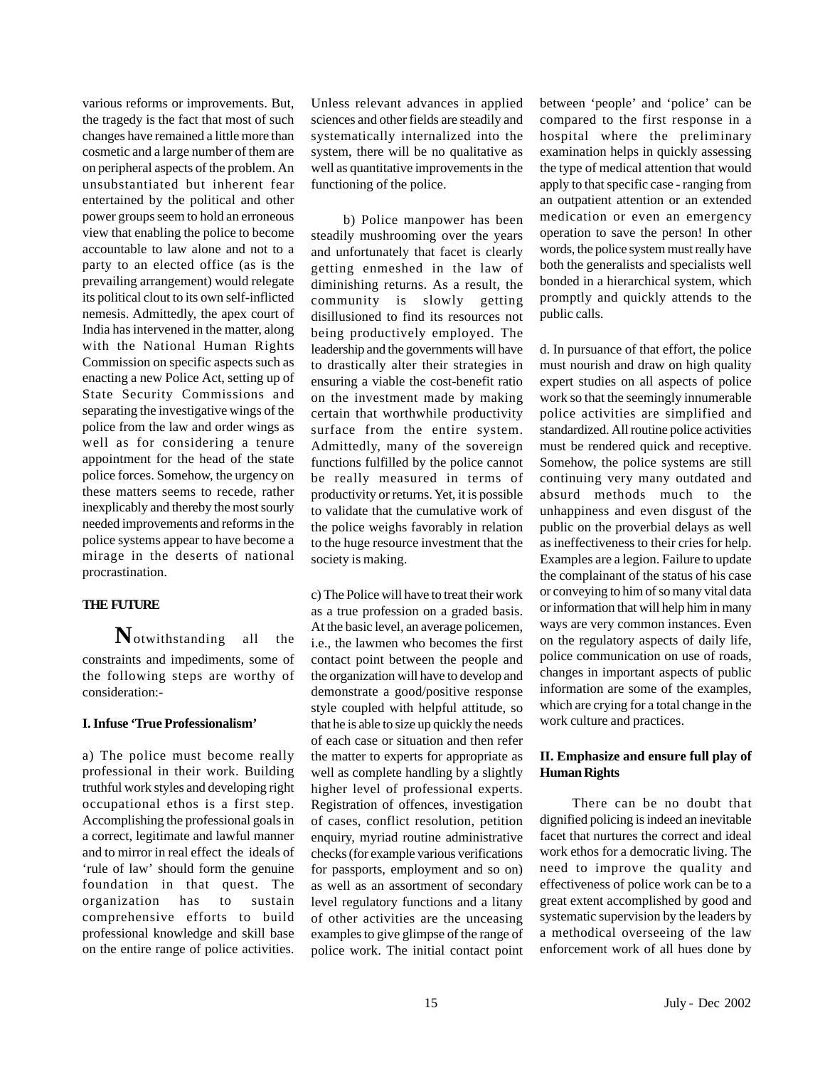various reforms or improvements. But, the tragedy is the fact that most of such changes have remained a little more than cosmetic and a large number of them are on peripheral aspects of the problem. An unsubstantiated but inherent fear entertained by the political and other power groups seem to hold an erroneous view that enabling the police to become accountable to law alone and not to a party to an elected office (as is the prevailing arrangement) would relegate its political clout to its own self-inflicted nemesis. Admittedly, the apex court of India has intervened in the matter, along with the National Human Rights Commission on specific aspects such as enacting a new Police Act, setting up of State Security Commissions and separating the investigative wings of the police from the law and order wings as well as for considering a tenure appointment for the head of the state police forces. Somehow, the urgency on these matters seems to recede, rather inexplicably and thereby the most sourly needed improvements and reforms in the police systems appear to have become a mirage in the deserts of national procrastination.

## THE FUTURE

Notwithstanding all the constraints and impediments, some of the following steps are worthy of consideration:-

### I. Infuse 'True Professionalism'

a) The police must become really professional in their work. Building truthful work styles and developing right occupational ethos is a first step. Accomplishing the professional goals in a correct, legitimate and lawful manner and to mirror in real effect the ideals of 'rule of law' should form the genuine foundation in that quest. The organization has to sustain comprehensive efforts to build professional knowledge and skill base on the entire range of police activities. Unless relevant advances in applied sciences and other fields are steadily and systematically internalized into the system, there will be no qualitative as well as quantitative improvements in the functioning of the police.

b) Police manpower has been steadily mushrooming over the years and unfortunately that facet is clearly getting enmeshed in the law of diminishing returns. As a result, the community is slowly getting disillusioned to find its resources not being productively employed. The leadership and the governments will have to drastically alter their strategies in ensuring a viable the cost-benefit ratio on the investment made by making certain that worthwhile productivity surface from the entire system. Admittedly, many of the sovereign functions fulfilled by the police cannot be really measured in terms of productivity or returns. Yet, it is possible to validate that the cumulative work of the police weighs favorably in relation to the huge resource investment that the society is making.

c) The Police will have to treat their work as a true profession on a graded basis. At the basic level, an average policemen, i.e., the lawmen who becomes the first contact point between the people and the organization will have to develop and demonstrate a good/positive response style coupled with helpful attitude, so that he is able to size up quickly the needs of each case or situation and then refer the matter to experts for appropriate as well as complete handling by a slightly higher level of professional experts. Registration of offences, investigation of cases, conflict resolution, petition enquiry, myriad routine administrative checks (for example various verifications for passports, employment and so on) as well as an assortment of secondary level regulatory functions and a litany of other activities are the unceasing examples to give glimpse of the range of police work. The initial contact point between 'people' and 'police' can be compared to the first response in a hospital where the preliminary examination helps in quickly assessing the type of medical attention that would apply to that specific case - ranging from an outpatient attention or an extended medication or even an emergency operation to save the person! In other words, the police system must really have both the generalists and specialists well bonded in a hierarchical system, which promptly and quickly attends to the public calls.

d. In pursuance of that effort, the police must nourish and draw on high quality expert studies on all aspects of police work so that the seemingly innumerable police activities are simplified and standardized. All routine police activities must be rendered quick and receptive. Somehow, the police systems are still continuing very many outdated and absurd methods much to the unhappiness and even disgust of the public on the proverbial delays as well as ineffectiveness to their cries for help. Examples are a legion. Failure to update the complainant of the status of his case or conveying to him of so many vital data or information that will help him in many ways are very common instances. Even on the regulatory aspects of daily life, police communication on use of roads, changes in important aspects of public information are some of the examples, which are crying for a total change in the work culture and practices.

### II. Emphasize and ensure full play of Human Rights

There can be no doubt that dignified policing is indeed an inevitable facet that nurtures the correct and ideal work ethos for a democratic living. The need to improve the quality and effectiveness of police work can be to a great extent accomplished by good and systematic supervision by the leaders by a methodical overseeing of the law enforcement work of all hues done by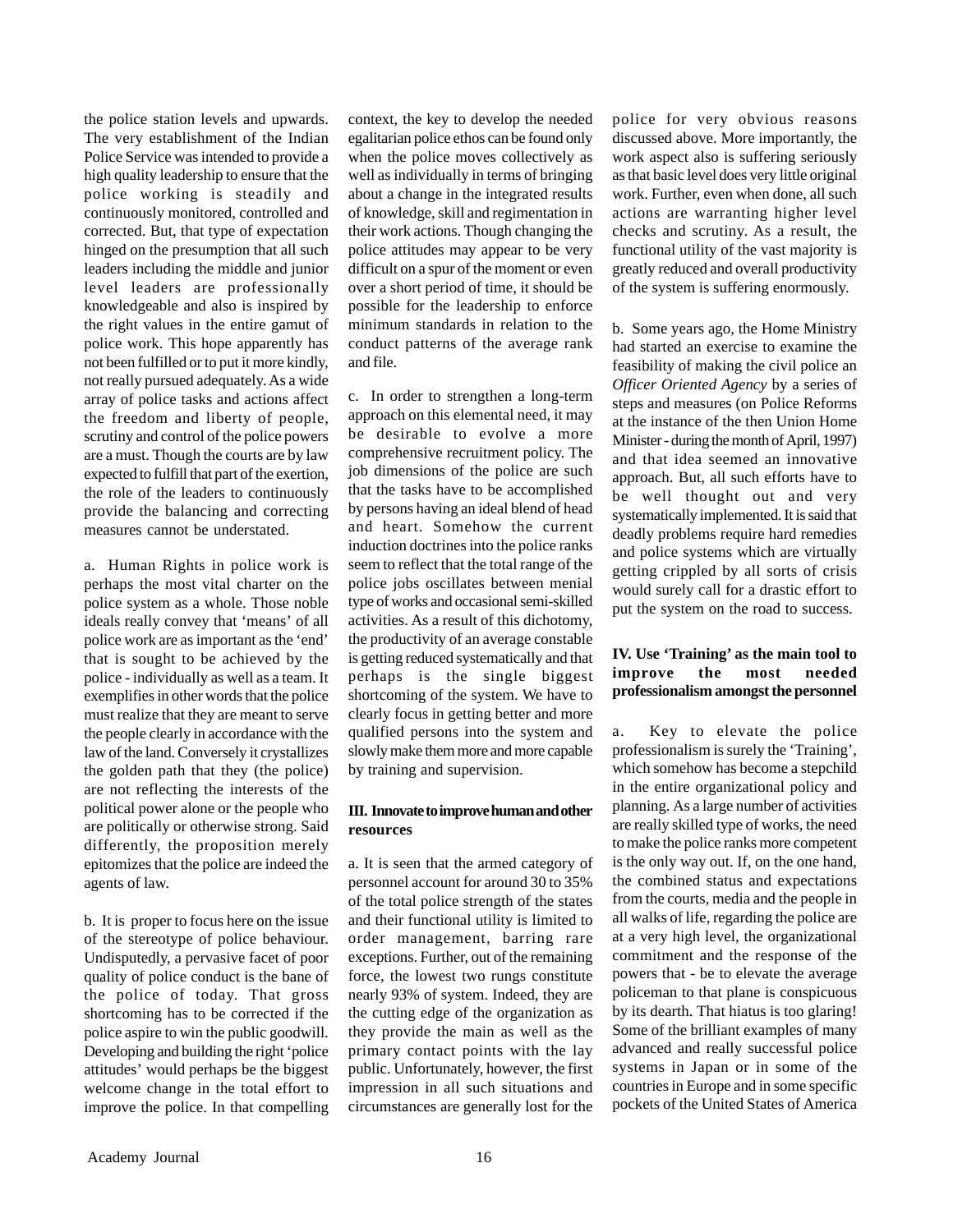the police station levels and upwards. The very establishment of the Indian Police Service was intended to provide a high quality leadership to ensure that the police working is steadily and continuously monitored, controlled and corrected. But, that type of expectation hinged on the presumption that all such leaders including the middle and junior level leaders are professionally knowledgeable and also is inspired by the right values in the entire gamut of police work. This hope apparently has not been fulfilled or to put it more kindly, not really pursued adequately. As a wide array of police tasks and actions affect the freedom and liberty of people, scrutiny and control of the police powers are a must. Though the courts are by law expected to fulfill that part of the exertion, the role of the leaders to continuously provide the balancing and correcting measures cannot be understated.

a. Human Rights in police work is perhaps the most vital charter on the police system as a whole. Those noble ideals really convey that 'means' of all police work are as important as the 'end' that is sought to be achieved by the police - individually as well as a team. It exemplifies in other words that the police must realize that they are meant to serve the people clearly in accordance with the law of the land. Conversely it crystallizes the golden path that they (the police) are not reflecting the interests of the political power alone or the people who are politically or otherwise strong. Said differently, the proposition merely epitomizes that the police are indeed the agents of law.

b. It is proper to focus here on the issue of the stereotype of police behaviour. Undisputedly, a pervasive facet of poor quality of police conduct is the bane of the police of today. That gross shortcoming has to be corrected if the police aspire to win the public goodwill. Developing and building the right 'police attitudes' would perhaps be the biggest welcome change in the total effort to improve the police. In that compelling context, the key to develop the needed egalitarian police ethos can be found only when the police moves collectively as well as individually in terms of bringing about a change in the integrated results of knowledge, skill and regimentation in their work actions. Though changing the police attitudes may appear to be very difficult on a spur of the moment or even over a short period of time, it should be possible for the leadership to enforce minimum standards in relation to the conduct patterns of the average rank and file.

c. In order to strengthen a long-term approach on this elemental need, it may be desirable to evolve a more comprehensive recruitment policy. The job dimensions of the police are such that the tasks have to be accomplished by persons having an ideal blend of head and heart. Somehow the current induction doctrines into the police ranks seem to reflect that the total range of the police jobs oscillates between menial type of works and occasional semi-skilled activities. As a result of this dichotomy, the productivity of an average constable is getting reduced systematically and that perhaps is the single biggest shortcoming of the system. We have to clearly focus in getting better and more qualified persons into the system and slowly make them more and more capable by training and supervision.

### III. Innovate to improve human and other resources

a. It is seen that the armed category of personnel account for around 30 to 35% of the total police strength of the states and their functional utility is limited to order management, barring rare exceptions. Further, out of the remaining force, the lowest two rungs constitute nearly 93% of system. Indeed, they are the cutting edge of the organization as they provide the main as well as the primary contact points with the lay public. Unfortunately, however, the first impression in all such situations and circumstances are generally lost for the police for very obvious reasons discussed above. More importantly, the work aspect also is suffering seriously as that basic level does very little original work. Further, even when done, all such actions are warranting higher level checks and scrutiny. As a result, the functional utility of the vast majority is greatly reduced and overall productivity of the system is suffering enormously.

b. Some years ago, the Home Ministry had started an exercise to examine the feasibility of making the civil police an *Officer Oriented Agency* by a series of steps and measures (on Police Reforms at the instance of the then Union Home Minister - during the month of April, 1997) and that idea seemed an innovative approach. But, all such efforts have to be well thought out and very systematically implemented. It is said that deadly problems require hard remedies and police systems which are virtually getting crippled by all sorts of crisis would surely call for a drastic effort to put the system on the road to success.

### IV. Use 'Training' as the main tool to improve the most needed professionalism amongst the personnel

a. Key to elevate the police professionalism is surely the 'Training', which somehow has become a stepchild in the entire organizational policy and planning. As a large number of activities are really skilled type of works, the need to make the police ranks more competent is the only way out. If, on the one hand, the combined status and expectations from the courts, media and the people in all walks of life, regarding the police are at a very high level, the organizational commitment and the response of the powers that - be to elevate the average policeman to that plane is conspicuous by its dearth. That hiatus is too glaring! Some of the brilliant examples of many advanced and really successful police systems in Japan or in some of the countries in Europe and in some specific pockets of the United States of America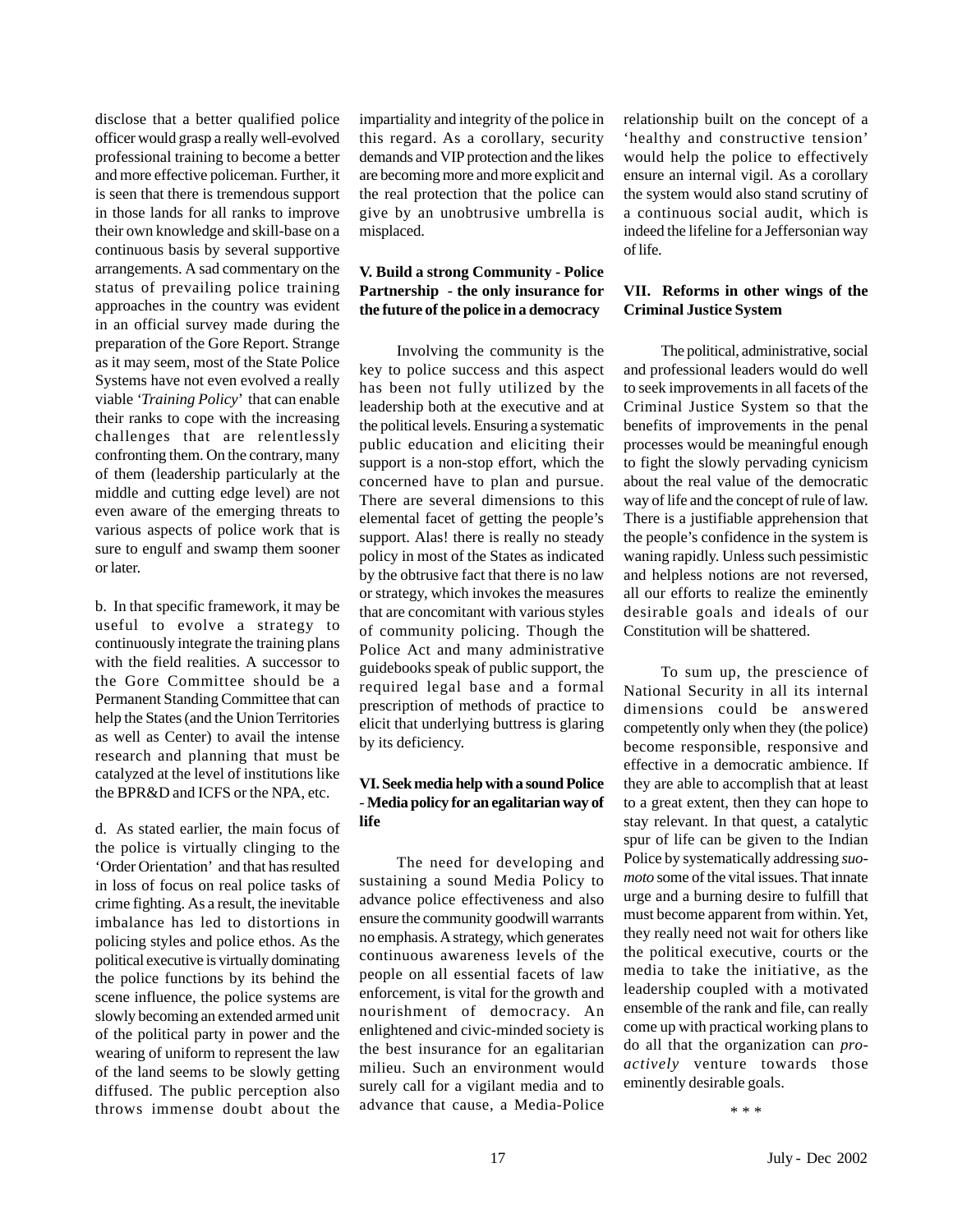disclose that a better qualified police officer would grasp a really well-evolved professional training to become a better and more effective policeman. Further, it is seen that there is tremendous support in those lands for all ranks to improve their own knowledge and skill-base on a continuous basis by several supportive arrangements. A sad commentary on the status of prevailing police training approaches in the country was evident in an official survey made during the preparation of the Gore Report. Strange as it may seem, most of the State Police Systems have not even evolved a really viable '*Training Policy*' that can enable their ranks to cope with the increasing challenges that are relentlessly confronting them. On the contrary, many of them (leadership particularly at the middle and cutting edge level) are not even aware of the emerging threats to various aspects of police work that is sure to engulf and swamp them sooner or later.

b. In that specific framework, it may be useful to evolve a strategy to continuously integrate the training plans with the field realities. A successor to the Gore Committee should be a Permanent Standing Committee that can help the States (and the Union Territories as well as Center) to avail the intense research and planning that must be catalyzed at the level of institutions like the BPR&D and ICFS or the NPA, etc.

d. As stated earlier, the main focus of the police is virtually clinging to the 'Order Orientation' and that has resulted in loss of focus on real police tasks of crime fighting. As a result, the inevitable imbalance has led to distortions in policing styles and police ethos. As the political executive is virtually dominating the police functions by its behind the scene influence, the police systems are slowly becoming an extended armed unit of the political party in power and the wearing of uniform to represent the law of the land seems to be slowly getting diffused. The public perception also throws immense doubt about the impartiality and integrity of the police in this regard. As a corollary, security demands and VIP protection and the likes are becoming more and more explicit and the real protection that the police can give by an unobtrusive umbrella is misplaced.

### V. Build a strong Community - Police Partnership - the only insurance for the future of the police in a democracy

Involving the community is the key to police success and this aspect has been not fully utilized by the leadership both at the executive and at the political levels. Ensuring a systematic public education and eliciting their support is a non-stop effort, which the concerned have to plan and pursue. There are several dimensions to this elemental facet of getting the people's support. Alas! there is really no steady policy in most of the States as indicated by the obtrusive fact that there is no law or strategy, which invokes the measures that are concomitant with various styles of community policing. Though the Police Act and many administrative guidebooks speak of public support, the required legal base and a formal prescription of methods of practice to elicit that underlying buttress is glaring by its deficiency.

### VI. Seek media help with a sound Police - Media policy for an egalitarian way of life

The need for developing and sustaining a sound Media Policy to advance police effectiveness and also ensure the community goodwill warrants no emphasis. A strategy, which generates continuous awareness levels of the people on all essential facets of law enforcement, is vital for the growth and nourishment of democracy. An enlightened and civic-minded society is the best insurance for an egalitarian milieu. Such an environment would surely call for a vigilant media and to advance that cause, a Media-Police relationship built on the concept of a 'healthy and constructive tension' would help the police to effectively ensure an internal vigil. As a corollary the system would also stand scrutiny of a continuous social audit, which is indeed the lifeline for a Jeffersonian way of life.

### VII. Reforms in other wings of the Criminal Justice System

The political, administrative, social and professional leaders would do well to seek improvements in all facets of the Criminal Justice System so that the benefits of improvements in the penal processes would be meaningful enough to fight the slowly pervading cynicism about the real value of the democratic way of life and the concept of rule of law. There is a justifiable apprehension that the people's confidence in the system is waning rapidly. Unless such pessimistic and helpless notions are not reversed, all our efforts to realize the eminently desirable goals and ideals of our Constitution will be shattered.

To sum up, the prescience of National Security in all its internal dimensions could be answered competently only when they (the police) become responsible, responsive and effective in a democratic ambience. If they are able to accomplish that at least to a great extent, then they can hope to stay relevant. In that quest, a catalytic spur of life can be given to the Indian Police by systematically addressing *suo-moto* some of the vital issues. That innate urge and a burning desire to fulfill that must become apparent from within. Yet, they really need not wait for others like the political executive, courts or the media to take the initiative, as the leadership coupled with a motivated ensemble of the rank and file, can really come up with practical working plans to do all that the organization can *pro-actively* venture towards those eminently desirable goals.

\* \* \*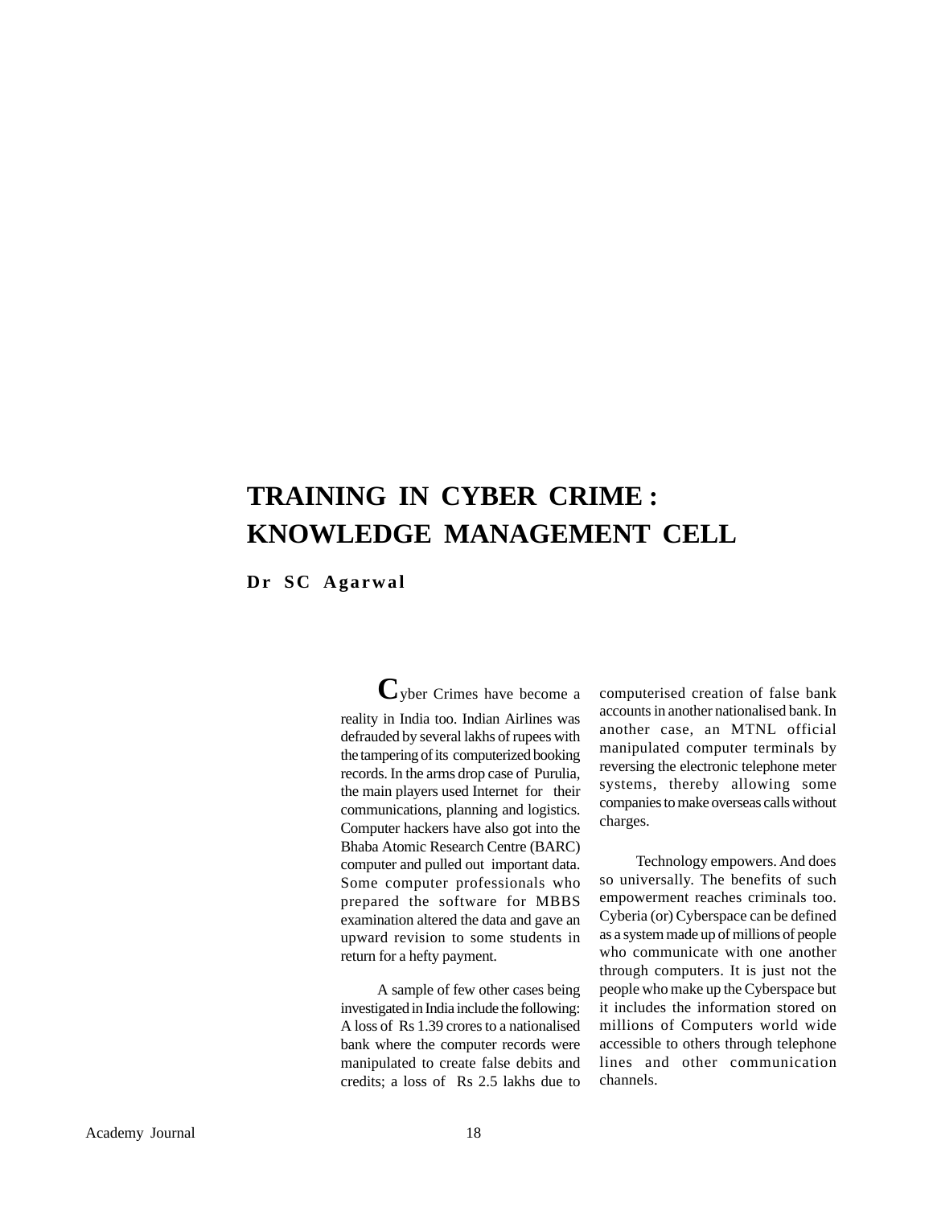# TRAINING IN CYBER CRIME : KNOWLEDGE MANAGEMENT CELL

**Dr SC Agarwal**

Cyber Crimes have become a reality in India too. Indian Airlines was defrauded by several lakhs of rupees with the tampering of its computerized booking records. In the arms drop case of Purulia, the main players used Internet for their communications, planning and logistics. Computer hackers have also got into the Bhaba Atomic Research Centre (BARC) computer and pulled out important data. Some computer professionals who prepared the software for MBBS examination altered the data and gave an upward revision to some students in return for a hefty payment.

A sample of few other cases being investigated in India include the following: A loss of Rs 1.39 crores to a nationalised bank where the computer records were manipulated to create false debits and credits; a loss of Rs 2.5 lakhs due to computerised creation of false bank accounts in another nationalised bank. In another case, an MTNL official manipulated computer terminals by reversing the electronic telephone meter systems, thereby allowing some companies to make overseas calls without charges.

Technology empowers. And does so universally. The benefits of such empowerment reaches criminals too. Cyberia (or) Cyberspace can be defined as a system made up of millions of people who communicate with one another through computers. It is just not the people who make up the Cyberspace but it includes the information stored on millions of Computers world wide accessible to others through telephone lines and other communication channels.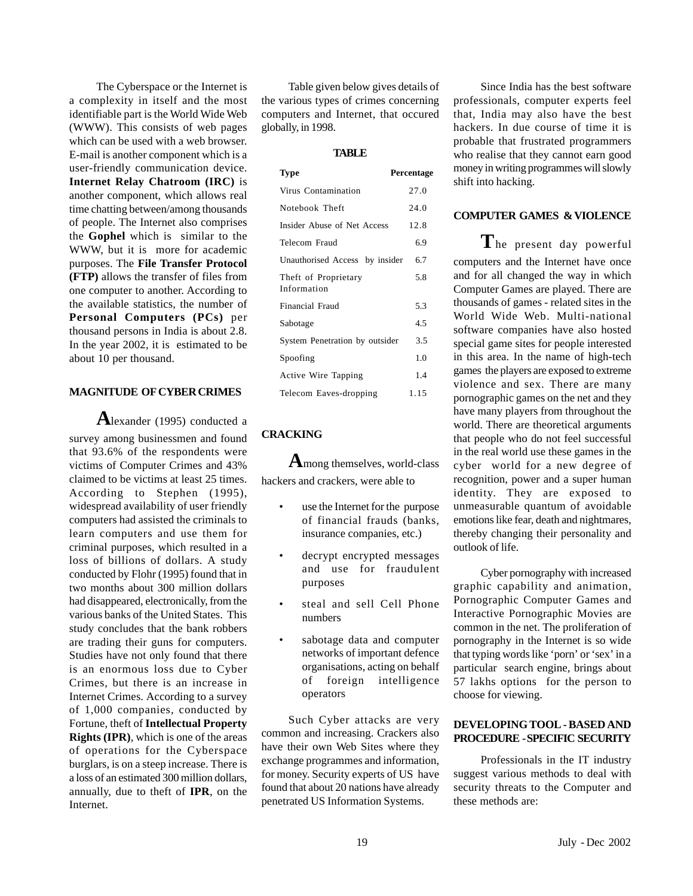The Cyberspace or the Internet is a complexity in itself and the most identifiable part is the World Wide Web (WWW). This consists of web pages which can be used with a web browser. E-mail is another component which is a user-friendly communication device. **Internet Relay Chatroom (IRC)** is another component, which allows real time chatting between/among thousands of people. The Internet also comprises the **Gophel** which is similar to the WWW, but it is more for academic purposes. The **File Transfer Protocol (FTP)** allows the transfer of files from one computer to another. According to the available statistics, the number of **Personal Computers (PCs)** per thousand persons in India is about 2.8. In the year 2002, it is estimated to be about 10 per thousand.

## MAGNITUDE OF CYBER CRIMES

Alexander (1995) conducted a survey among businessmen and found that 93.6% of the respondents were victims of Computer Crimes and 43% claimed to be victims at least 25 times. According to Stephen (1995), widespread availability of user friendly computers had assisted the criminals to learn computers and use them for criminal purposes, which resulted in a loss of billions of dollars. A study conducted by Flohr (1995) found that in two months about 300 million dollars had disappeared, electronically, from the various banks of the United States. This study concludes that the bank robbers are trading their guns for computers. Studies have not only found that there is an enormous loss due to Cyber Crimes, but there is an increase in Internet Crimes. According to a survey of 1,000 companies, conducted by Fortune, theft of **Intellectual Property Rights (IPR)**, which is one of the areas of operations for the Cyberspace burglars, is on a steep increase. There is a loss of an estimated 300 million dollars, annually, due to theft of **IPR**, on the Internet.

Table given below gives details of the various types of crimes concerning computers and Internet, that occured globally, in 1998.

**TABLE**

| Type | Percentage |
|---|---|
| Virus Contamination | 27.0 |
| Notebook Theft | 24.0 |
| Insider Abuse of Net Access | 12.8 |
| Telecom Fraud | 6.9 |
| Unauthorised Access by insider | 6.7 |
| Theft of Proprietary Information | 5.8 |
| Financial Fraud | 5.3 |
| Sabotage | 4.5 |
| System Penetration by outsider | 3.5 |
| Spoofing | 1.0 |
| Active Wire Tapping | 1.4 |
| Telecom Eaves-dropping | 1.15 |

## CRACKING

Among themselves, world-class hackers and crackers, were able to

- use the Internet for the purpose of financial frauds (banks, insurance companies, etc.)
- decrypt encrypted messages and use for fraudulent purposes
- steal and sell Cell Phone numbers
- sabotage data and computer networks of important defence organisations, acting on behalf of foreign intelligence operators

Such Cyber attacks are very common and increasing. Crackers also have their own Web Sites where they exchange programmes and information, for money. Security experts of US have found that about 20 nations have already penetrated US Information Systems.

Since India has the best software professionals, computer experts feel that, India may also have the best hackers. In due course of time it is probable that frustrated programmers who realise that they cannot earn good money in writing programmes will slowly shift into hacking.

## COMPUTER GAMES & VIOLENCE

The present day powerful computers and the Internet have once and for all changed the way in which Computer Games are played. There are thousands of games - related sites in the World Wide Web. Multi-national software companies have also hosted special game sites for people interested in this area. In the name of high-tech games the players are exposed to extreme violence and sex. There are many pornographic games on the net and they have many players from throughout the world. There are theoretical arguments that people who do not feel successful in the real world use these games in the cyber world for a new degree of recognition, power and a super human identity. They are exposed to unmeasurable quantum of avoidable emotions like fear, death and nightmares, thereby changing their personality and outlook of life.

Cyber pornography with increased graphic capability and animation, Pornographic Computer Games and Interactive Pornographic Movies are common in the net. The proliferation of pornography in the Internet is so wide that typing words like 'porn' or 'sex' in a particular search engine, brings about 57 lakhs options for the person to choose for viewing.

## DEVELOPING TOOL - BASED AND PROCEDURE - SPECIFIC SECURITY

Professionals in the IT industry suggest various methods to deal with security threats to the Computer and these methods are: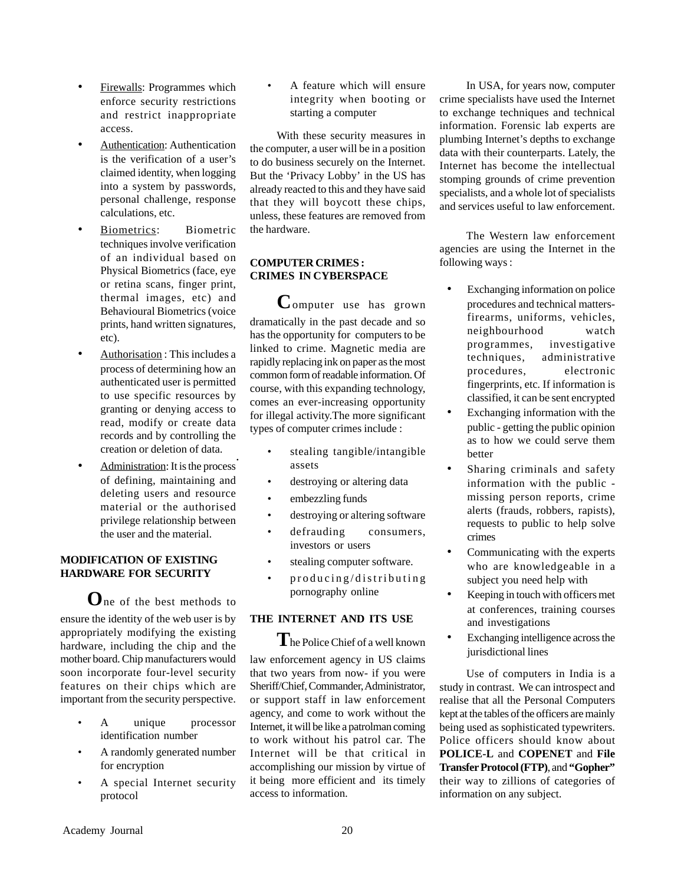- Firewalls: Programmes which enforce security restrictions and restrict inappropriate access.
- Authentication: Authentication is the verification of a user's claimed identity, when logging into a system by passwords, personal challenge, response calculations, etc.
- Biometrics: Biometric techniques involve verification of an individual based on Physical Biometrics (face, eye or retina scans, finger print, thermal images, etc) and Behavioural Biometrics (voice prints, hand written signatures, etc).
- Authorisation : This includes a process of determining how an authenticated user is permitted to use specific resources by granting or denying access to read, modify or create data records and by controlling the creation or deletion of data.
- Administration: It is the process of defining, maintaining and deleting users and resource material or the authorised privilege relationship between the user and the material.

## MODIFICATION OF EXISTING HARDWARE FOR SECURITY

One of the best methods to ensure the identity of the web user is by appropriately modifying the existing hardware, including the chip and the mother board. Chip manufacturers would soon incorporate four-level security features on their chips which are important from the security perspective.

- A unique processor identification number
- A randomly generated number for encryption
- A special Internet security protocol
- A feature which will ensure integrity when booting or starting a computer

With these security measures in the computer, a user will be in a position to do business securely on the Internet. But the 'Privacy Lobby' in the US has already reacted to this and they have said that they will boycott these chips, unless, these features are removed from the hardware.

## COMPUTER CRIMES : CRIMES IN CYBERSPACE

Computer use has grown dramatically in the past decade and so has the opportunity for computers to be linked to crime. Magnetic media are rapidly replacing ink on paper as the most common form of readable information. Of course, with this expanding technology, comes an ever-increasing opportunity for illegal activity.The more significant types of computer crimes include :

- stealing tangible/intangible assets
- destroying or altering data
- embezzling funds
- destroying or altering software
- defrauding consumers, investors or users
- stealing computer software.
- producing/distributing pornography online

## THE INTERNET AND ITS USE

The Police Chief of a well known law enforcement agency in US claims that two years from now- if you were Sheriff/Chief, Commander, Administrator, or support staff in law enforcement agency, and come to work without the Internet, it will be like a patrolman coming to work without his patrol car. The Internet will be that critical in accomplishing our mission by virtue of it being more efficient and its timely access to information.

In USA, for years now, computer crime specialists have used the Internet to exchange techniques and technical information. Forensic lab experts are plumbing Internet's depths to exchange data with their counterparts. Lately, the Internet has become the intellectual stomping grounds of crime prevention specialists, and a whole lot of specialists and services useful to law enforcement.

The Western law enforcement agencies are using the Internet in the following ways :

- Exchanging information on police procedures and technical matters- firearms, uniforms, vehicles, neighbourhood watch programmes, investigative techniques, administrative procedures, electronic fingerprints, etc. If information is classified, it can be sent encrypted
- Exchanging information with the public - getting the public opinion as to how we could serve them better
- Sharing criminals and safety information with the public - missing person reports, crime alerts (frauds, robbers, rapists), requests to public to help solve crimes
- Communicating with the experts who are knowledgeable in a subject you need help with
- Keeping in touch with officers met at conferences, training courses and investigations
- Exchanging intelligence across the jurisdictional lines

Use of computers in India is a study in contrast. We can introspect and realise that all the Personal Computers kept at the tables of the officers are mainly being used as sophisticated typewriters. Police officers should know about **POLICE-L** and **COPENET** and **File Transfer Protocol (FTP)**, and **"Gopher"** their way to zillions of categories of information on any subject.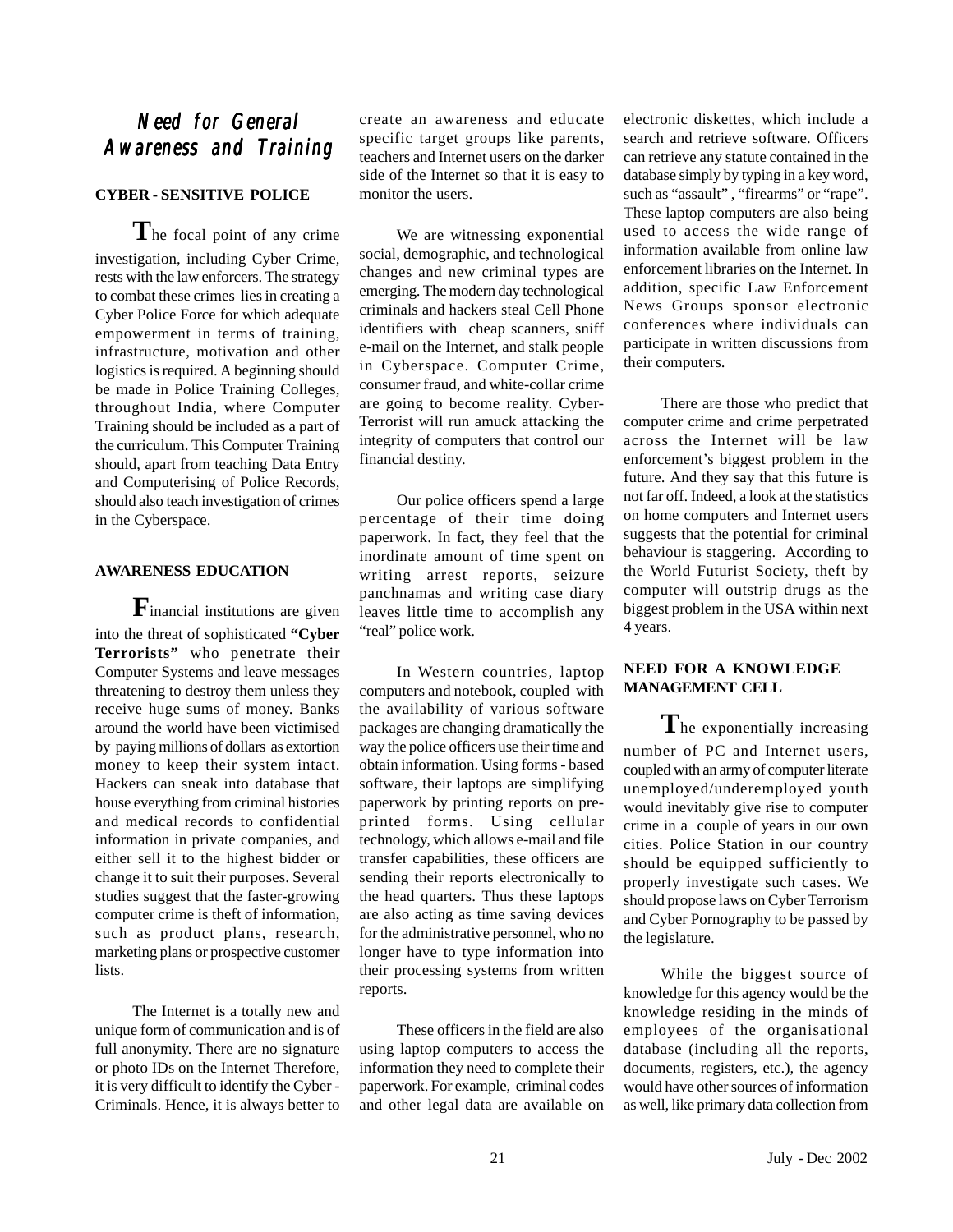## Need for General Awareness and Training

### CYBER - SENSITIVE POLICE

The focal point of any crime investigation, including Cyber Crime, rests with the law enforcers. The strategy to combat these crimes lies in creating a Cyber Police Force for which adequate empowerment in terms of training, infrastructure, motivation and other logistics is required. A beginning should be made in Police Training Colleges, throughout India, where Computer Training should be included as a part of the curriculum. This Computer Training should, apart from teaching Data Entry and Computerising of Police Records, should also teach investigation of crimes in the Cyberspace.

### AWARENESS EDUCATION

Financial institutions are given into the threat of sophisticated **"Cyber Terrorists"** who penetrate their Computer Systems and leave messages threatening to destroy them unless they receive huge sums of money. Banks around the world have been victimised by paying millions of dollars as extortion money to keep their system intact. Hackers can sneak into database that house everything from criminal histories and medical records to confidential information in private companies, and either sell it to the highest bidder or change it to suit their purposes. Several studies suggest that the faster-growing computer crime is theft of information, such as product plans, research, marketing plans or prospective customer lists.

The Internet is a totally new and unique form of communication and is of full anonymity. There are no signature or photo IDs on the Internet Therefore, it is very difficult to identify the Cyber - Criminals. Hence, it is always better to create an awareness and educate specific target groups like parents, teachers and Internet users on the darker side of the Internet so that it is easy to monitor the users.

We are witnessing exponential social, demographic, and technological changes and new criminal types are emerging. The modern day technological criminals and hackers steal Cell Phone identifiers with cheap scanners, sniff e-mail on the Internet, and stalk people in Cyberspace. Computer Crime, consumer fraud, and white-collar crime are going to become reality. Cyber-Terrorist will run amuck attacking the integrity of computers that control our financial destiny.

Our police officers spend a large percentage of their time doing paperwork. In fact, they feel that the inordinate amount of time spent on writing arrest reports, seizure panchnamas and writing case diary leaves little time to accomplish any "real" police work.

In Western countries, laptop computers and notebook, coupled with the availability of various software packages are changing dramatically the way the police officers use their time and obtain information. Using forms - based software, their laptops are simplifying paperwork by printing reports on pre-printed forms. Using cellular technology, which allows e-mail and file transfer capabilities, these officers are sending their reports electronically to the head quarters. Thus these laptops are also acting as time saving devices for the administrative personnel, who no longer have to type information into their processing systems from written reports.

These officers in the field are also using laptop computers to access the information they need to complete their paperwork. For example, criminal codes and other legal data are available on electronic diskettes, which include a search and retrieve software. Officers can retrieve any statute contained in the database simply by typing in a key word, such as "assault" , "firearms" or "rape". These laptop computers are also being used to access the wide range of information available from online law enforcement libraries on the Internet. In addition, specific Law Enforcement News Groups sponsor electronic conferences where individuals can participate in written discussions from their computers.

There are those who predict that computer crime and crime perpetrated across the Internet will be law enforcement's biggest problem in the future. And they say that this future is not far off. Indeed, a look at the statistics on home computers and Internet users suggests that the potential for criminal behaviour is staggering. According to the World Futurist Society, theft by computer will outstrip drugs as the biggest problem in the USA within next 4 years.

### NEED FOR A KNOWLEDGE MANAGEMENT CELL

The exponentially increasing number of PC and Internet users, coupled with an army of computer literate unemployed/underemployed youth would inevitably give rise to computer crime in a couple of years in our own cities. Police Station in our country should be equipped sufficiently to properly investigate such cases. We should propose laws on Cyber Terrorism and Cyber Pornography to be passed by the legislature.

While the biggest source of knowledge for this agency would be the knowledge residing in the minds of employees of the organisational database (including all the reports, documents, registers, etc.), the agency would have other sources of information as well, like primary data collection from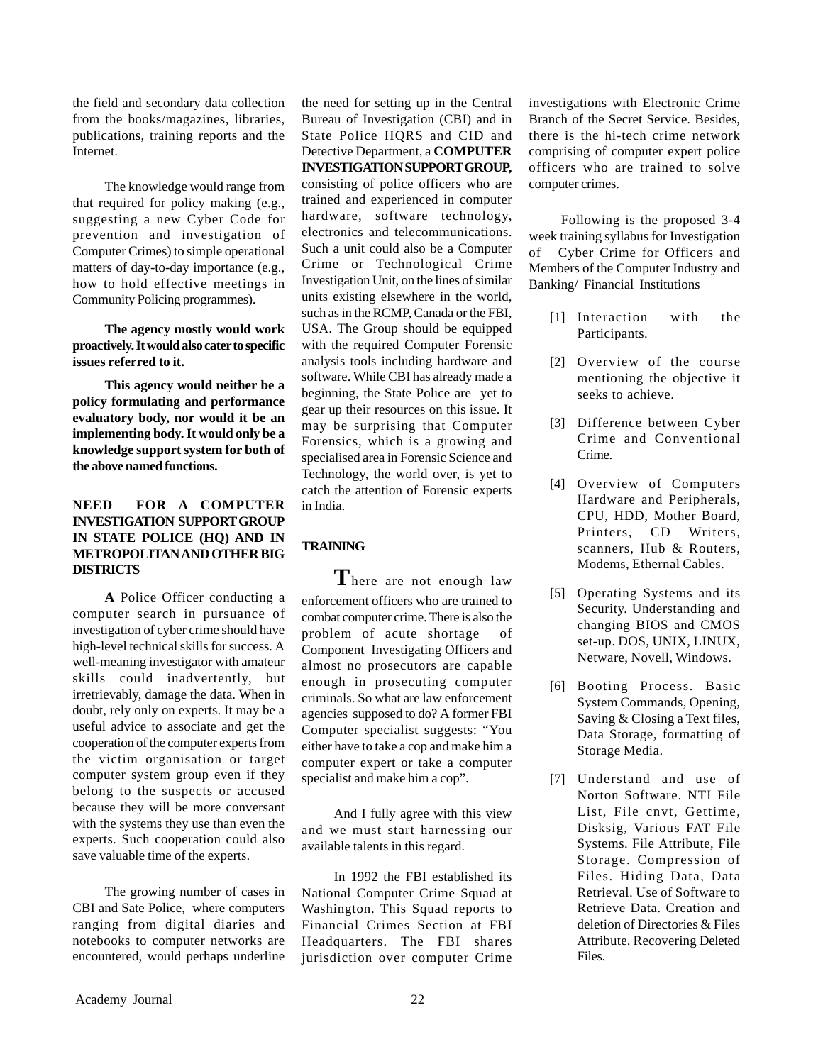the field and secondary data collection from the books/magazines, libraries, publications, training reports and the Internet.

The knowledge would range from that required for policy making (e.g., suggesting a new Cyber Code for prevention and investigation of Computer Crimes) to simple operational matters of day-to-day importance (e.g., how to hold effective meetings in Community Policing programmes).

**The agency mostly would work proactively. It would also cater to specific issues referred to it.**

**This agency would neither be a policy formulating and performance evaluatory body, nor would it be an implementing body. It would only be a knowledge support system for both of the above named functions.**

## NEED FOR A COMPUTER INVESTIGATION SUPPORT GROUP IN STATE POLICE (HQ) AND IN METROPOLITAN AND OTHER BIG DISTRICTS

**A** Police Officer conducting a computer search in pursuance of investigation of cyber crime should have high-level technical skills for success. A well-meaning investigator with amateur skills could inadvertently, but irretrievably, damage the data. When in doubt, rely only on experts. It may be a useful advice to associate and get the cooperation of the computer experts from the victim organisation or target computer system group even if they belong to the suspects or accused because they will be more conversant with the systems they use than even the experts. Such cooperation could also save valuable time of the experts.

The growing number of cases in CBI and Sate Police, where computers ranging from digital diaries and notebooks to computer networks are encountered, would perhaps underline the need for setting up in the Central Bureau of Investigation (CBI) and in State Police HQRS and CID and Detective Department, a **COMPUTER INVESTIGATION SUPPORT GROUP,** consisting of police officers who are trained and experienced in computer hardware, software technology, electronics and telecommunications. Such a unit could also be a Computer Crime or Technological Crime Investigation Unit, on the lines of similar units existing elsewhere in the world, such as in the RCMP, Canada or the FBI, USA. The Group should be equipped with the required Computer Forensic analysis tools including hardware and software. While CBI has already made a beginning, the State Police are yet to gear up their resources on this issue. It may be surprising that Computer Forensics, which is a growing and specialised area in Forensic Science and Technology, the world over, is yet to catch the attention of Forensic experts in India.

## TRAINING

**T**here are not enough law enforcement officers who are trained to combat computer crime. There is also the problem of acute shortage of Component Investigating Officers and almost no prosecutors are capable enough in prosecuting computer criminals. So what are law enforcement agencies supposed to do? A former FBI Computer specialist suggests: "You either have to take a cop and make him a computer expert or take a computer specialist and make him a cop".

And I fully agree with this view and we must start harnessing our available talents in this regard.

In 1992 the FBI established its National Computer Crime Squad at Washington. This Squad reports to Financial Crimes Section at FBI Headquarters. The FBI shares jurisdiction over computer Crime investigations with Electronic Crime Branch of the Secret Service. Besides, there is the hi-tech crime network comprising of computer expert police officers who are trained to solve computer crimes.

Following is the proposed 3-4 week training syllabus for Investigation of Cyber Crime for Officers and Members of the Computer Industry and Banking/ Financial Institutions

[1] Interaction with the Participants.

[2] Overview of the course mentioning the objective it seeks to achieve.

[3] Difference between Cyber Crime and Conventional Crime.

[4] Overview of Computers Hardware and Peripherals, CPU, HDD, Mother Board, Printers, CD Writers, scanners, Hub & Routers, Modems, Ethernal Cables.

[5] Operating Systems and its Security. Understanding and changing BIOS and CMOS set-up. DOS, UNIX, LINUX, Netware, Novell, Windows.

[6] Booting Process. Basic System Commands, Opening, Saving & Closing a Text files, Data Storage, formatting of Storage Media.

[7] Understand and use of Norton Software. NTI File List, File cnvt, Gettime, Disksig, Various FAT File Systems. File Attribute, File Storage. Compression of Files. Hiding Data, Data Retrieval. Use of Software to Retrieve Data. Creation and deletion of Directories & Files Attribute. Recovering Deleted Files.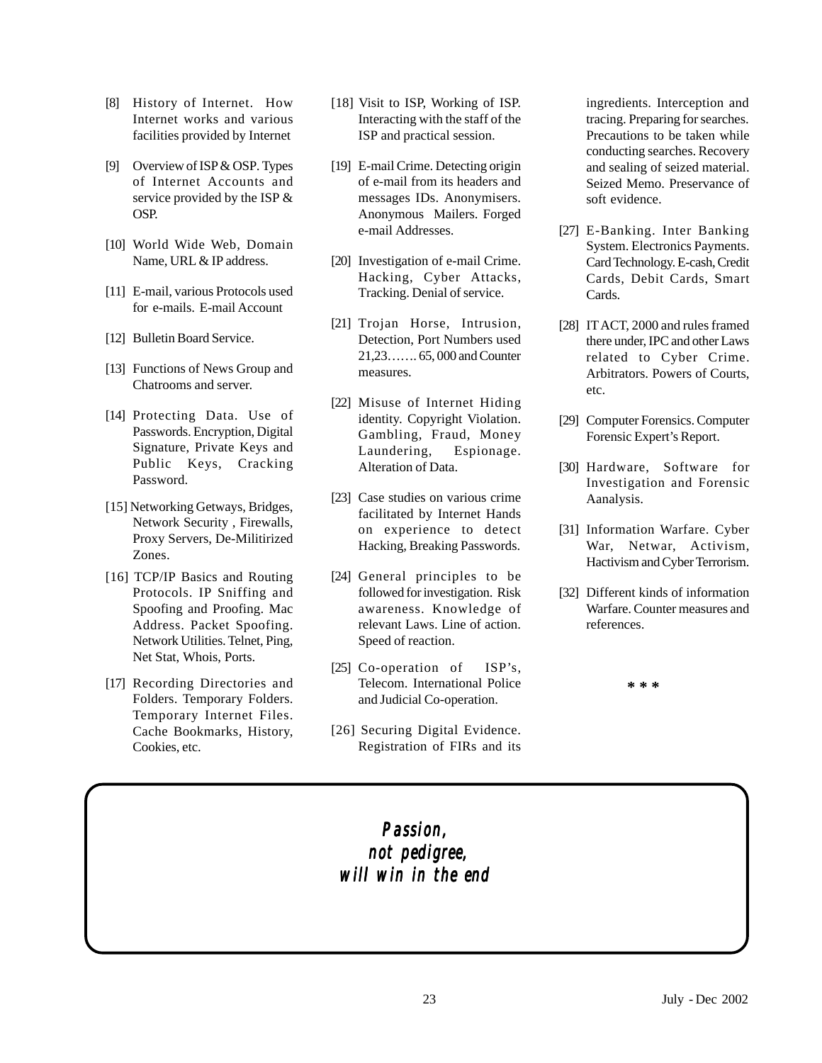[8] History of Internet. How Internet works and various facilities provided by Internet

[9] Overview of ISP & OSP. Types of Internet Accounts and service provided by the ISP & OSP.

[10] World Wide Web, Domain Name, URL & IP address.

[11] E-mail, various Protocols used for e-mails. E-mail Account

[12] Bulletin Board Service.

[13] Functions of News Group and Chatrooms and server.

[14] Protecting Data. Use of Passwords. Encryption, Digital Signature, Private Keys and Public Keys, Cracking Password.

[15] Networking Getways, Bridges, Network Security , Firewalls, Proxy Servers, De-Militirized Zones.

[16] TCP/IP Basics and Routing Protocols. IP Sniffing and Spoofing and Proofing. Mac Address. Packet Spoofing. Network Utilities. Telnet, Ping, Net Stat, Whois, Ports.

[17] Recording Directories and Folders. Temporary Folders. Temporary Internet Files. Cache Bookmarks, History, Cookies, etc.

[18] Visit to ISP, Working of ISP. Interacting with the staff of the ISP and practical session.

[19] E-mail Crime. Detecting origin of e-mail from its headers and messages IDs. Anonymisers. Anonymous Mailers. Forged e-mail Addresses.

[20] Investigation of e-mail Crime. Hacking, Cyber Attacks, Tracking. Denial of service.

[21] Trojan Horse, Intrusion, Detection, Port Numbers used 21,23……. 65, 000 and Counter measures.

[22] Misuse of Internet Hiding identity. Copyright Violation. Gambling, Fraud, Money Laundering, Espionage. Alteration of Data.

[23] Case studies on various crime facilitated by Internet Hands on experience to detect Hacking, Breaking Passwords.

[24] General principles to be followed for investigation. Risk awareness. Knowledge of relevant Laws. Line of action. Speed of reaction.

[25] Co-operation of ISP's, Telecom. International Police and Judicial Co-operation.

[26] Securing Digital Evidence. Registration of FIRs and its ingredients. Interception and tracing. Preparing for searches. Precautions to be taken while conducting searches. Recovery and sealing of seized material. Seized Memo. Preservance of soft evidence.

[27] E-Banking. Inter Banking System. Electronics Payments. Card Technology. E-cash, Credit Cards, Debit Cards, Smart Cards.

[28] IT ACT, 2000 and rules framed there under, IPC and other Laws related to Cyber Crime. Arbitrators. Powers of Courts, etc.

[29] Computer Forensics. Computer Forensic Expert's Report.

[30] Hardware, Software for Investigation and Forensic Aanalysis.

[31] Information Warfare. Cyber War, Netwar, Activism, Hactivism and Cyber Terrorism.

[32] Different kinds of information Warfare. Counter measures and references.

* * *

***Passion, not pedigree, will win in the end***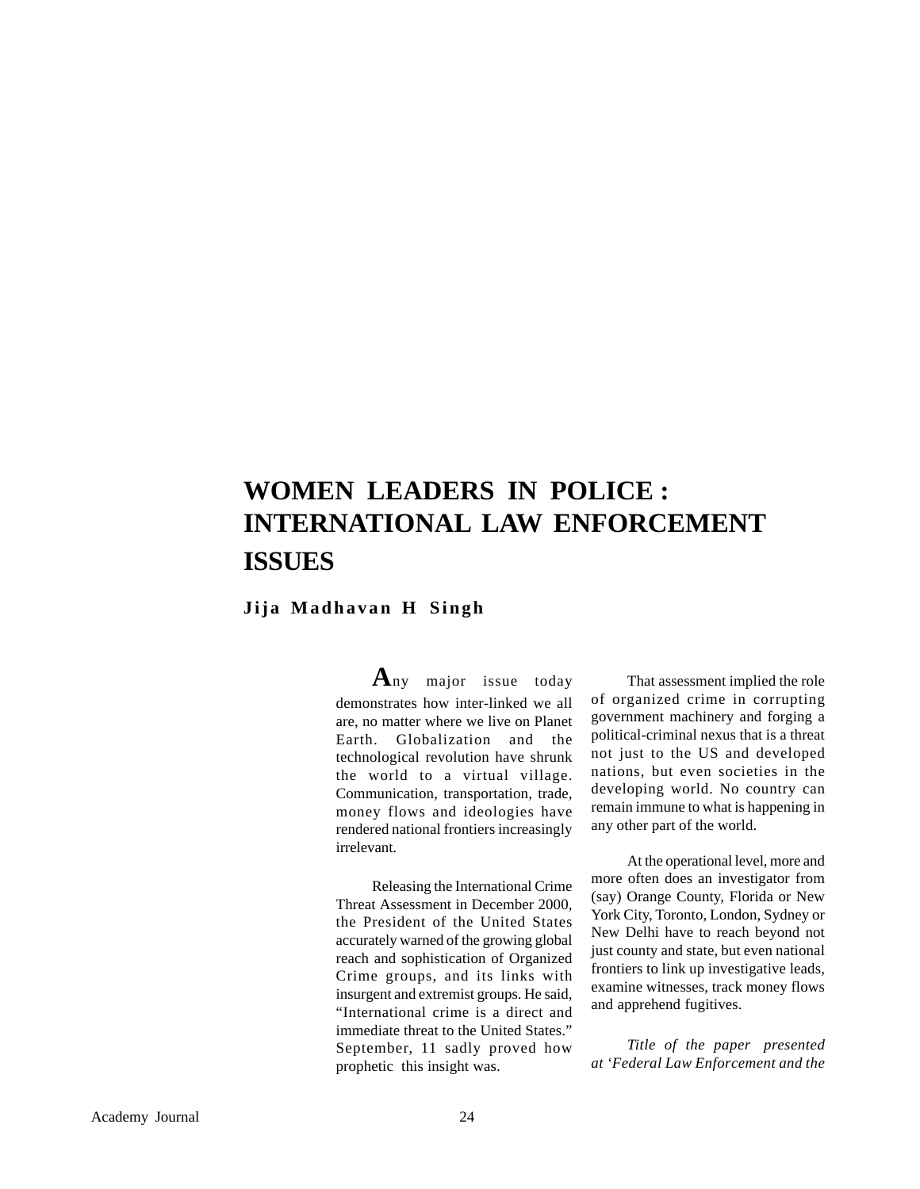# WOMEN LEADERS IN POLICE : INTERNATIONAL LAW ENFORCEMENT ISSUES

**Jija Madhavan H Singh**

Any major issue today demonstrates how inter-linked we all are, no matter where we live on Planet Earth. Globalization and the technological revolution have shrunk the world to a virtual village. Communication, transportation, trade, money flows and ideologies have rendered national frontiers increasingly irrelevant.

Releasing the International Crime Threat Assessment in December 2000, the President of the United States accurately warned of the growing global reach and sophistication of Organized Crime groups, and its links with insurgent and extremist groups. He said, "International crime is a direct and immediate threat to the United States." September, 11 sadly proved how prophetic this insight was.

That assessment implied the role of organized crime in corrupting government machinery and forging a political-criminal nexus that is a threat not just to the US and developed nations, but even societies in the developing world. No country can remain immune to what is happening in any other part of the world.

At the operational level, more and more often does an investigator from (say) Orange County, Florida or New York City, Toronto, London, Sydney or New Delhi have to reach beyond not just county and state, but even national frontiers to link up investigative leads, examine witnesses, track money flows and apprehend fugitives.

*Title of the paper presented at 'Federal Law Enforcement and the*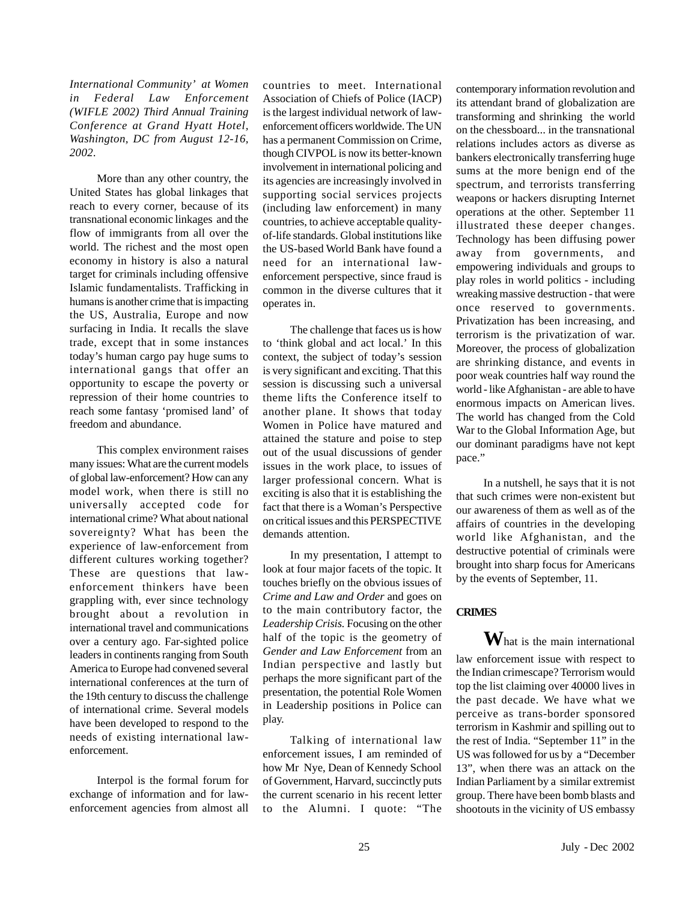*International Community' at Women in Federal Law Enforcement (WIFLE 2002) Third Annual Training Conference at Grand Hyatt Hotel, Washington, DC from August 12-16, 2002.*

More than any other country, the United States has global linkages that reach to every corner, because of its transnational economic linkages and the flow of immigrants from all over the world. The richest and the most open economy in history is also a natural target for criminals including offensive Islamic fundamentalists. Trafficking in humans is another crime that is impacting the US, Australia, Europe and now surfacing in India. It recalls the slave trade, except that in some instances today's human cargo pay huge sums to international gangs that offer an opportunity to escape the poverty or repression of their home countries to reach some fantasy 'promised land' of freedom and abundance.

This complex environment raises many issues: What are the current models of global law-enforcement? How can any model work, when there is still no universally accepted code for international crime? What about national sovereignty? What has been the experience of law-enforcement from different cultures working together? These are questions that law-enforcement thinkers have been grappling with, ever since technology brought about a revolution in international travel and communications over a century ago. Far-sighted police leaders in continents ranging from South America to Europe had convened several international conferences at the turn of the 19th century to discuss the challenge of international crime. Several models have been developed to respond to the needs of existing international law-enforcement.

Interpol is the formal forum for exchange of information and for law-enforcement agencies from almost all countries to meet. International Association of Chiefs of Police (IACP) is the largest individual network of law-enforcement officers worldwide. The UN has a permanent Commission on Crime, though CIVPOL is now its better-known involvement in international policing and its agencies are increasingly involved in supporting social services projects (including law enforcement) in many countries, to achieve acceptable quality-of-life standards. Global institutions like the US-based World Bank have found a need for an international law-enforcement perspective, since fraud is common in the diverse cultures that it operates in.

The challenge that faces us is how to 'think global and act local.' In this context, the subject of today's session is very significant and exciting. That this session is discussing such a universal theme lifts the Conference itself to another plane. It shows that today Women in Police have matured and attained the stature and poise to step out of the usual discussions of gender issues in the work place, to issues of larger professional concern. What is exciting is also that it is establishing the fact that there is a Woman's Perspective on critical issues and this PERSPECTIVE demands attention.

In my presentation, I attempt to look at four major facets of the topic. It touches briefly on the obvious issues of *Crime and Law and Order* and goes on to the main contributory factor, the *Leadership Crisis.* Focusing on the other half of the topic is the geometry of *Gender and Law Enforcement* from an Indian perspective and lastly but perhaps the more significant part of the presentation, the potential Role Women in Leadership positions in Police can play.

Talking of international law enforcement issues, I am reminded of how Mr Nye, Dean of Kennedy School of Government, Harvard, succinctly puts the current scenario in his recent letter to the Alumni. I quote: "The contemporary information revolution and its attendant brand of globalization are transforming and shrinking the world on the chessboard... in the transnational relations includes actors as diverse as bankers electronically transferring huge sums at the more benign end of the spectrum, and terrorists transferring weapons or hackers disrupting Internet operations at the other. September 11 illustrated these deeper changes. Technology has been diffusing power away from governments, and empowering individuals and groups to play roles in world politics - including wreaking massive destruction - that were once reserved to governments. Privatization has been increasing, and terrorism is the privatization of war. Moreover, the process of globalization are shrinking distance, and events in poor weak countries half way round the world - like Afghanistan - are able to have enormous impacts on American lives. The world has changed from the Cold War to the Global Information Age, but our dominant paradigms have not kept pace."

In a nutshell, he says that it is not that such crimes were non-existent but our awareness of them as well as of the affairs of countries in the developing world like Afghanistan, and the destructive potential of criminals were brought into sharp focus for Americans by the events of September, 11.

## CRIMES

What is the main international law enforcement issue with respect to the Indian crimescape? Terrorism would top the list claiming over 40000 lives in the past decade. We have what we perceive as trans-border sponsored terrorism in Kashmir and spilling out to the rest of India. "September 11" in the US was followed for us by a "December 13", when there was an attack on the Indian Parliament by a similar extremist group. There have been bomb blasts and shootouts in the vicinity of US embassy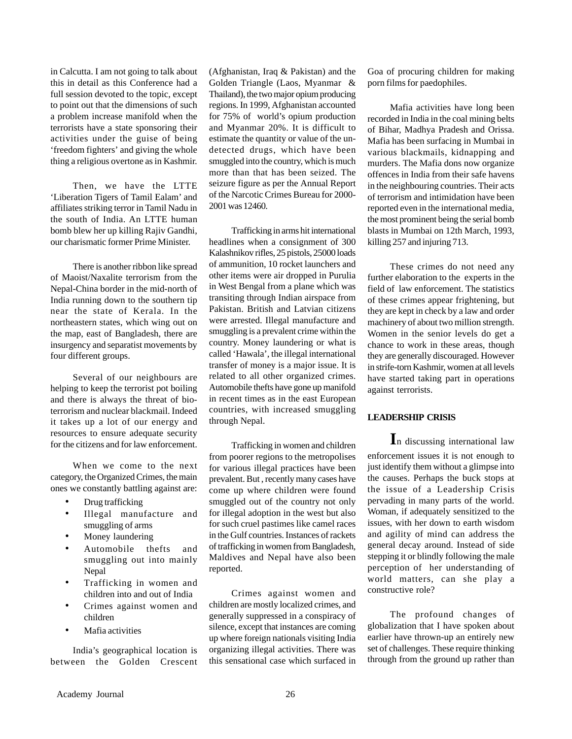in Calcutta. I am not going to talk about this in detail as this Conference had a full session devoted to the topic, except to point out that the dimensions of such a problem increase manifold when the terrorists have a state sponsoring their activities under the guise of being 'freedom fighters' and giving the whole thing a religious overtone as in Kashmir.

Then, we have the LTTE 'Liberation Tigers of Tamil Ealam' and affiliates striking terror in Tamil Nadu in the south of India. An LTTE human bomb blew her up killing Rajiv Gandhi, our charismatic former Prime Minister.

There is another ribbon like spread of Maoist/Naxalite terrorism from the Nepal-China border in the mid-north of India running down to the southern tip near the state of Kerala. In the northeastern states, which wing out on the map, east of Bangladesh, there are insurgency and separatist movements by four different groups.

Several of our neighbours are helping to keep the terrorist pot boiling and there is always the threat of bio-terrorism and nuclear blackmail. Indeed it takes up a lot of our energy and resources to ensure adequate security for the citizens and for law enforcement.

When we come to the next category, the Organized Crimes, the main ones we constantly battling against are:

- Drug trafficking
- Illegal manufacture and smuggling of arms
- Money laundering
- Automobile thefts and smuggling out into mainly Nepal
- Trafficking in women and children into and out of India
- Crimes against women and children
- Mafia activities

India's geographical location is between the Golden Crescent (Afghanistan, Iraq & Pakistan) and the Golden Triangle (Laos, Myanmar & Thailand), the two major opium producing regions. In 1999, Afghanistan accounted for 75% of world's opium production and Myanmar 20%. It is difficult to estimate the quantity or value of the un-detected drugs, which have been smuggled into the country, which is much more than that has been seized. The seizure figure as per the Annual Report of the Narcotic Crimes Bureau for 2000-2001 was 12460.

Trafficking in arms hit international headlines when a consignment of 300 Kalashnikov rifles, 25 pistols, 25000 loads of ammunition, 10 rocket launchers and other items were air dropped in Purulia in West Bengal from a plane which was transiting through Indian airspace from Pakistan. British and Latvian citizens were arrested. Illegal manufacture and smuggling is a prevalent crime within the country. Money laundering or what is called 'Hawala', the illegal international transfer of money is a major issue. It is related to all other organized crimes. Automobile thefts have gone up manifold in recent times as in the east European countries, with increased smuggling through Nepal.

Trafficking in women and children from poorer regions to the metropolises for various illegal practices have been prevalent. But , recently many cases have come up where children were found smuggled out of the country not only for illegal adoption in the west but also for such cruel pastimes like camel races in the Gulf countries. Instances of rackets of trafficking in women from Bangladesh, Maldives and Nepal have also been reported.

Crimes against women and children are mostly localized crimes, and generally suppressed in a conspiracy of silence, except that instances are coming up where foreign nationals visiting India organizing illegal activities. There was this sensational case which surfaced in Goa of procuring children for making porn films for paedophiles.

Mafia activities have long been recorded in India in the coal mining belts of Bihar, Madhya Pradesh and Orissa. Mafia has been surfacing in Mumbai in various blackmails, kidnapping and murders. The Mafia dons now organize offences in India from their safe havens in the neighbouring countries. Their acts of terrorism and intimidation have been reported even in the international media, the most prominent being the serial bomb blasts in Mumbai on 12th March, 1993, killing 257 and injuring 713.

These crimes do not need any further elaboration to the experts in the field of law enforcement. The statistics of these crimes appear frightening, but they are kept in check by a law and order machinery of about two million strength. Women in the senior levels do get a chance to work in these areas, though they are generally discouraged. However in strife-torn Kashmir, women at all levels have started taking part in operations against terrorists.

## LEADERSHIP CRISIS

In discussing international law enforcement issues it is not enough to just identify them without a glimpse into the causes. Perhaps the buck stops at the issue of a Leadership Crisis pervading in many parts of the world. Woman, if adequately sensitized to the issues, with her down to earth wisdom and agility of mind can address the general decay around. Instead of side stepping it or blindly following the male perception of her understanding of world matters, can she play a constructive role?

The profound changes of globalization that I have spoken about earlier have thrown-up an entirely new set of challenges. These require thinking through from the ground up rather than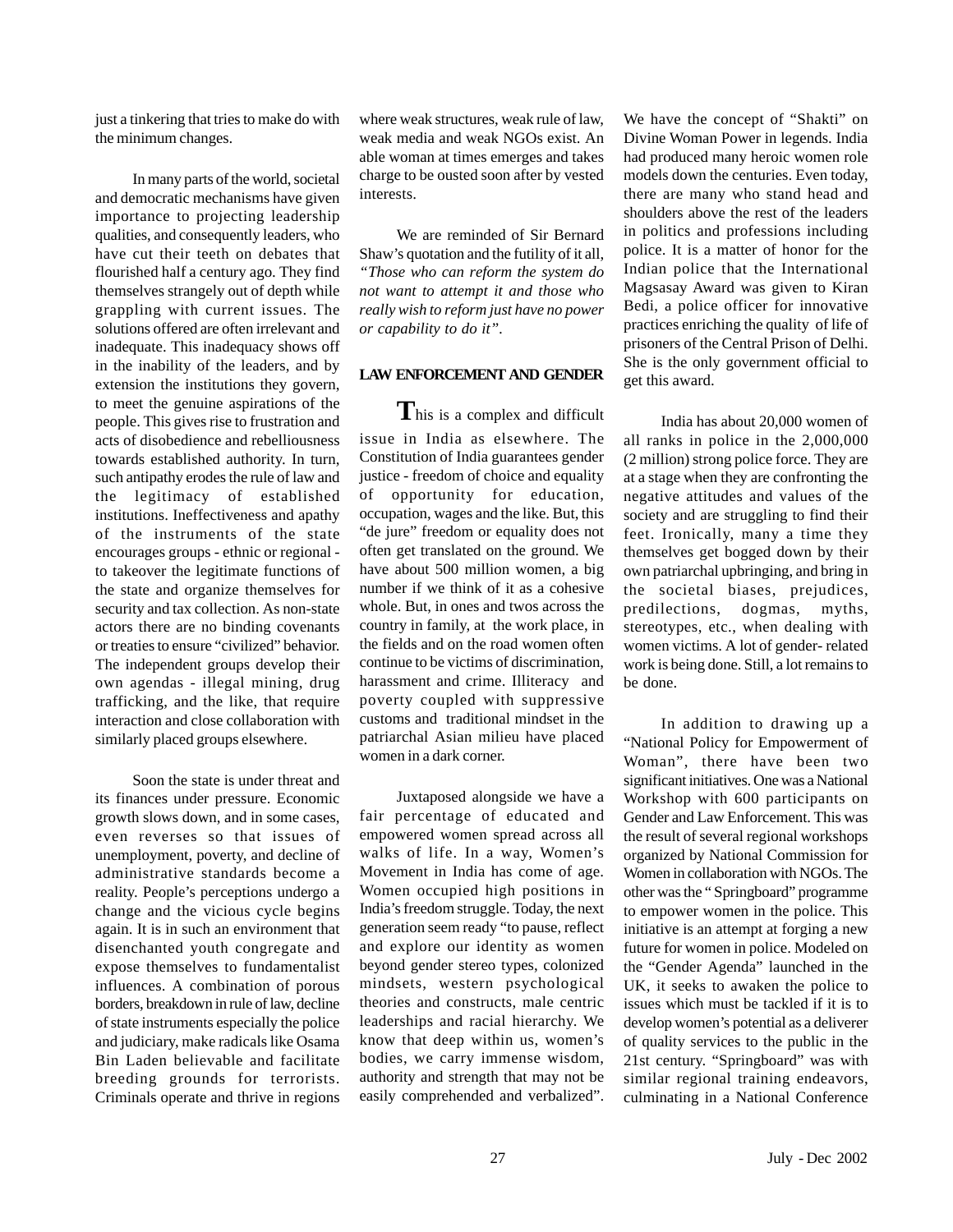just a tinkering that tries to make do with the minimum changes.

In many parts of the world, societal and democratic mechanisms have given importance to projecting leadership qualities, and consequently leaders, who have cut their teeth on debates that flourished half a century ago. They find themselves strangely out of depth while grappling with current issues. The solutions offered are often irrelevant and inadequate. This inadequacy shows off in the inability of the leaders, and by extension the institutions they govern, to meet the genuine aspirations of the people. This gives rise to frustration and acts of disobedience and rebelliousness towards established authority. In turn, such antipathy erodes the rule of law and the legitimacy of established institutions. Ineffectiveness and apathy of the instruments of the state encourages groups - ethnic or regional - to takeover the legitimate functions of the state and organize themselves for security and tax collection. As non-state actors there are no binding covenants or treaties to ensure "civilized" behavior. The independent groups develop their own agendas - illegal mining, drug trafficking, and the like, that require interaction and close collaboration with similarly placed groups elsewhere.

Soon the state is under threat and its finances under pressure. Economic growth slows down, and in some cases, even reverses so that issues of unemployment, poverty, and decline of administrative standards become a reality. People's perceptions undergo a change and the vicious cycle begins again. It is in such an environment that disenchanted youth congregate and expose themselves to fundamentalist influences. A combination of porous borders, breakdown in rule of law, decline of state instruments especially the police and judiciary, make radicals like Osama Bin Laden believable and facilitate breeding grounds for terrorists. Criminals operate and thrive in regions where weak structures, weak rule of law, weak media and weak NGOs exist. An able woman at times emerges and takes charge to be ousted soon after by vested interests.

We are reminded of Sir Bernard Shaw's quotation and the futility of it all, *"Those who can reform the system do not want to attempt it and those who really wish to reform just have no power or capability to do it"*.

**LAW ENFORCEMENT AND GENDER**

This is a complex and difficult issue in India as elsewhere. The Constitution of India guarantees gender justice - freedom of choice and equality of opportunity for education, occupation, wages and the like. But, this "de jure" freedom or equality does not often get translated on the ground. We have about 500 million women, a big number if we think of it as a cohesive whole. But, in ones and twos across the country in family, at the work place, in the fields and on the road women often continue to be victims of discrimination, harassment and crime. Illiteracy and poverty coupled with suppressive customs and traditional mindset in the patriarchal Asian milieu have placed women in a dark corner.

Juxtaposed alongside we have a fair percentage of educated and empowered women spread across all walks of life. In a way, Women's Movement in India has come of age. Women occupied high positions in India's freedom struggle. Today, the next generation seem ready "to pause, reflect and explore our identity as women beyond gender stereo types, colonized mindsets, western psychological theories and constructs, male centric leaderships and racial hierarchy. We know that deep within us, women's bodies, we carry immense wisdom, authority and strength that may not be easily comprehended and verbalized". We have the concept of "Shakti" on Divine Woman Power in legends. India had produced many heroic women role models down the centuries. Even today, there are many who stand head and shoulders above the rest of the leaders in politics and professions including police. It is a matter of honor for the Indian police that the International Magsasay Award was given to Kiran Bedi, a police officer for innovative practices enriching the quality of life of prisoners of the Central Prison of Delhi. She is the only government official to get this award.

India has about 20,000 women of all ranks in police in the 2,000,000 (2 million) strong police force. They are at a stage when they are confronting the negative attitudes and values of the society and are struggling to find their feet. Ironically, many a time they themselves get bogged down by their own patriarchal upbringing, and bring in the societal biases, prejudices, predilections, dogmas, myths, stereotypes, etc., when dealing with women victims. A lot of gender- related work is being done. Still, a lot remains to be done.

In addition to drawing up a "National Policy for Empowerment of Woman", there have been two significant initiatives. One was a National Workshop with 600 participants on Gender and Law Enforcement. This was the result of several regional workshops organized by National Commission for Women in collaboration with NGOs. The other was the " Springboard" programme to empower women in the police. This initiative is an attempt at forging a new future for women in police. Modeled on the "Gender Agenda" launched in the UK, it seeks to awaken the police to issues which must be tackled if it is to develop women's potential as a deliverer of quality services to the public in the 21st century. "Springboard" was with similar regional training endeavors, culminating in a National Conference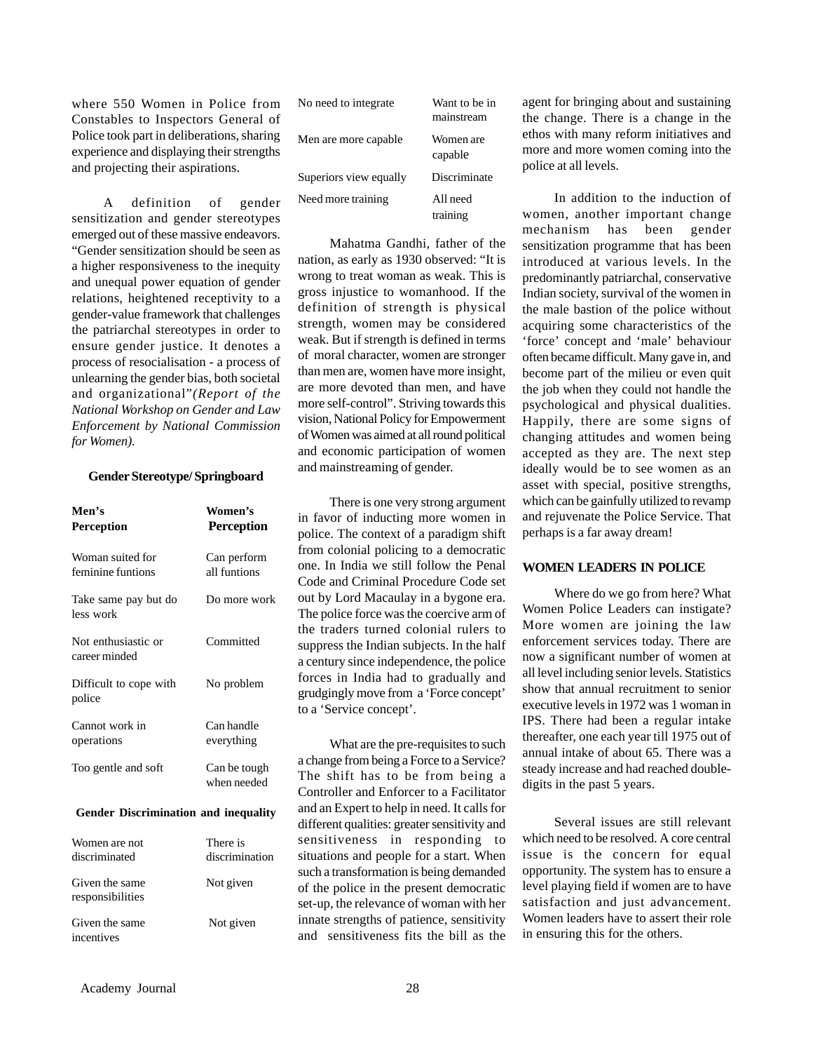where 550 Women in Police from Constables to Inspectors General of Police took part in deliberations, sharing experience and displaying their strengths and projecting their aspirations.

A definition of gender sensitization and gender stereotypes emerged out of these massive endeavors. "Gender sensitization should be seen as a higher responsiveness to the inequity and unequal power equation of gender relations, heightened receptivity to a gender-value framework that challenges the patriarchal stereotypes in order to ensure gender justice. It denotes a process of resocialisation - a process of unlearning the gender bias, both societal and organizational"*(Report of the National Workshop on Gender and Law Enforcement by National Commission for Women).*

**Gender Stereotype/ Springboard**

| **Men's Perception** | **Women's Perception** |
|---|---|
| Woman suited for feminine funtions | Can perform all funtions |
| Take same pay but do less work | Do more work |
| Not enthusiastic or career minded | Committed |
| Difficult to cope with police | No problem |
| Cannot work in operations | Can handle everything |
| Too gentle and soft | Can be tough when needed |

**Gender Discrimination and inequality**

| | |
|---|---|
| Women are not discriminated | There is discrimination |
| Given the same responsibilities | Not given |
| Given the same incentives | Not given |
| No need to integrate | Want to be in mainstream |
| Men are more capable | Women are capable |
| Superiors view equally | Discriminate |
| Need more training | All need training |

Mahatma Gandhi, father of the nation, as early as 1930 observed: "It is wrong to treat woman as weak. This is gross injustice to womanhood. If the definition of strength is physical strength, women may be considered weak. But if strength is defined in terms of moral character, women are stronger than men are, women have more insight, are more devoted than men, and have more self-control". Striving towards this vision, National Policy for Empowerment of Women was aimed at all round political and economic participation of women and mainstreaming of gender.

There is one very strong argument in favor of inducting more women in police. The context of a paradigm shift from colonial policing to a democratic one. In India we still follow the Penal Code and Criminal Procedure Code set out by Lord Macaulay in a bygone era. The police force was the coercive arm of the traders turned colonial rulers to suppress the Indian subjects. In the half a century since independence, the police forces in India had to gradually and grudgingly move from a 'Force concept' to a 'Service concept'.

What are the pre-requisites to such a change from being a Force to a Service? The shift has to be from being a Controller and Enforcer to a Facilitator and an Expert to help in need. It calls for different qualities: greater sensitivity and sensitiveness in responding to situations and people for a start. When such a transformation is being demanded of the police in the present democratic set-up, the relevance of woman with her innate strengths of patience, sensitivity and sensitiveness fits the bill as the agent for bringing about and sustaining the change. There is a change in the ethos with many reform initiatives and more and more women coming into the police at all levels.

In addition to the induction of women, another important change mechanism has been gender sensitization programme that has been introduced at various levels. In the predominantly patriarchal, conservative Indian society, survival of the women in the male bastion of the police without acquiring some characteristics of the 'force' concept and 'male' behaviour often became difficult. Many gave in, and become part of the milieu or even quit the job when they could not handle the psychological and physical dualities. Happily, there are some signs of changing attitudes and women being accepted as they are. The next step ideally would be to see women as an asset with special, positive strengths, which can be gainfully utilized to revamp and rejuvenate the Police Service. That perhaps is a far away dream!

**WOMEN LEADERS IN POLICE**

Where do we go from here? What Women Police Leaders can instigate? More women are joining the law enforcement services today. There are now a significant number of women at all level including senior levels. Statistics show that annual recruitment to senior executive levels in 1972 was 1 woman in IPS. There had been a regular intake thereafter, one each year till 1975 out of annual intake of about 65. There was a steady increase and had reached double-digits in the past 5 years.

Several issues are still relevant which need to be resolved. A core central issue is the concern for equal opportunity. The system has to ensure a level playing field if women are to have satisfaction and just advancement. Women leaders have to assert their role in ensuring this for the others.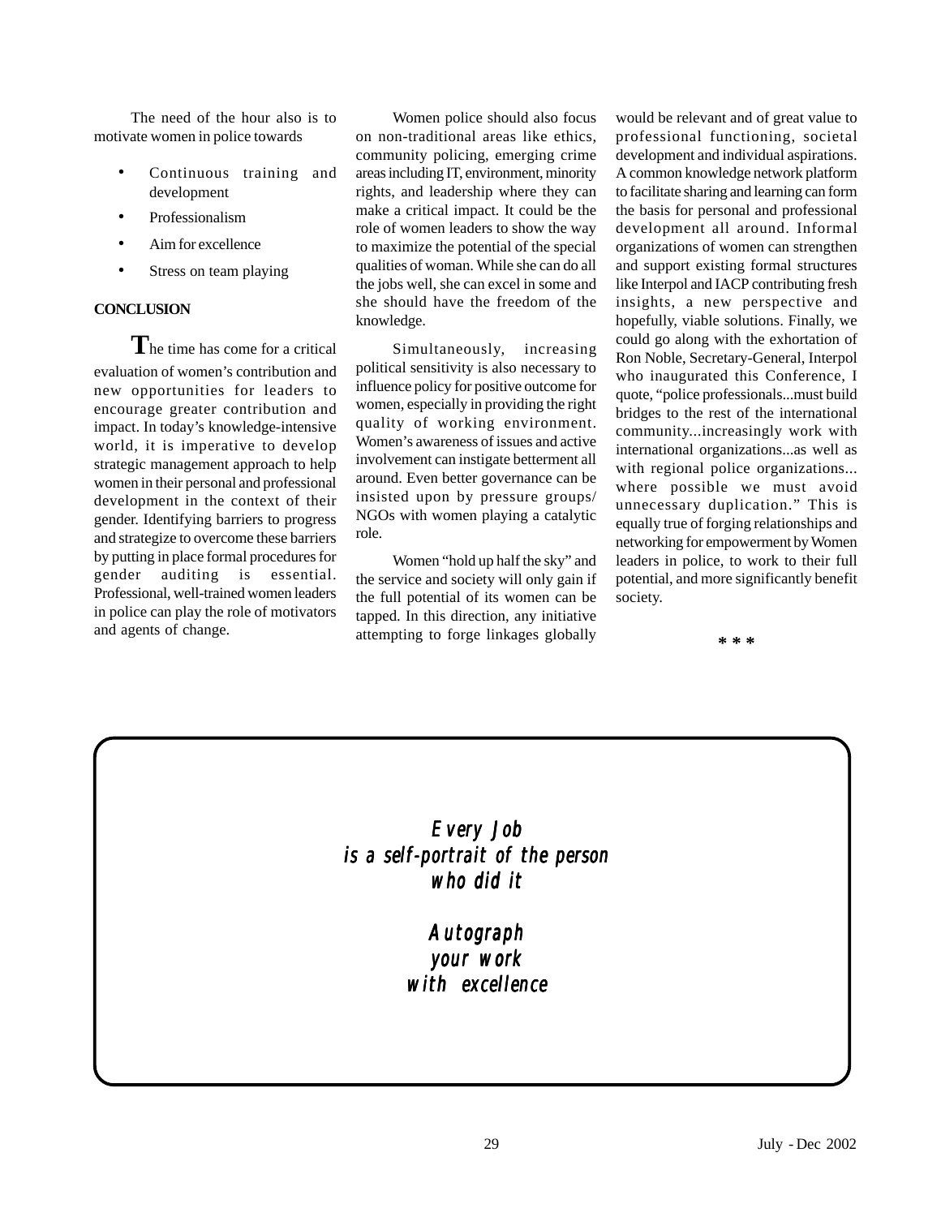The need of the hour also is to motivate women in police towards

- Continuous training and development
- Professionalism
- Aim for excellence
- Stress on team playing

**CONCLUSION**

The time has come for a critical evaluation of women's contribution and new opportunities for leaders to encourage greater contribution and impact. In today's knowledge-intensive world, it is imperative to develop strategic management approach to help women in their personal and professional development in the context of their gender. Identifying barriers to progress and strategize to overcome these barriers by putting in place formal procedures for gender auditing is essential. Professional, well-trained women leaders in police can play the role of motivators and agents of change.

Women police should also focus on non-traditional areas like ethics, community policing, emerging crime areas including IT, environment, minority rights, and leadership where they can make a critical impact. It could be the role of women leaders to show the way to maximize the potential of the special qualities of woman. While she can do all the jobs well, she can excel in some and she should have the freedom of the knowledge.

Simultaneously, increasing political sensitivity is also necessary to influence policy for positive outcome for women, especially in providing the right quality of working environment. Women's awareness of issues and active involvement can instigate betterment all around. Even better governance can be insisted upon by pressure groups/ NGOs with women playing a catalytic role.

Women "hold up half the sky" and the service and society will only gain if the full potential of its women can be tapped. In this direction, any initiative attempting to forge linkages globally would be relevant and of great value to professional functioning, societal development and individual aspirations. A common knowledge network platform to facilitate sharing and learning can form the basis for personal and professional development all around. Informal organizations of women can strengthen and support existing formal structures like Interpol and IACP contributing fresh insights, a new perspective and hopefully, viable solutions. Finally, we could go along with the exhortation of Ron Noble, Secretary-General, Interpol who inaugurated this Conference, I quote, "police professionals...must build bridges to the rest of the international community...increasingly work with international organizations...as well as with regional police organizations... where possible we must avoid unnecessary duplication." This is equally true of forging relationships and networking for empowerment by Women leaders in police, to work to their full potential, and more significantly benefit society.

\* \* \*

*Every Job*
*is a self-portrait of the person*
*who did it*

*Autograph*
*your work*
*with excellence*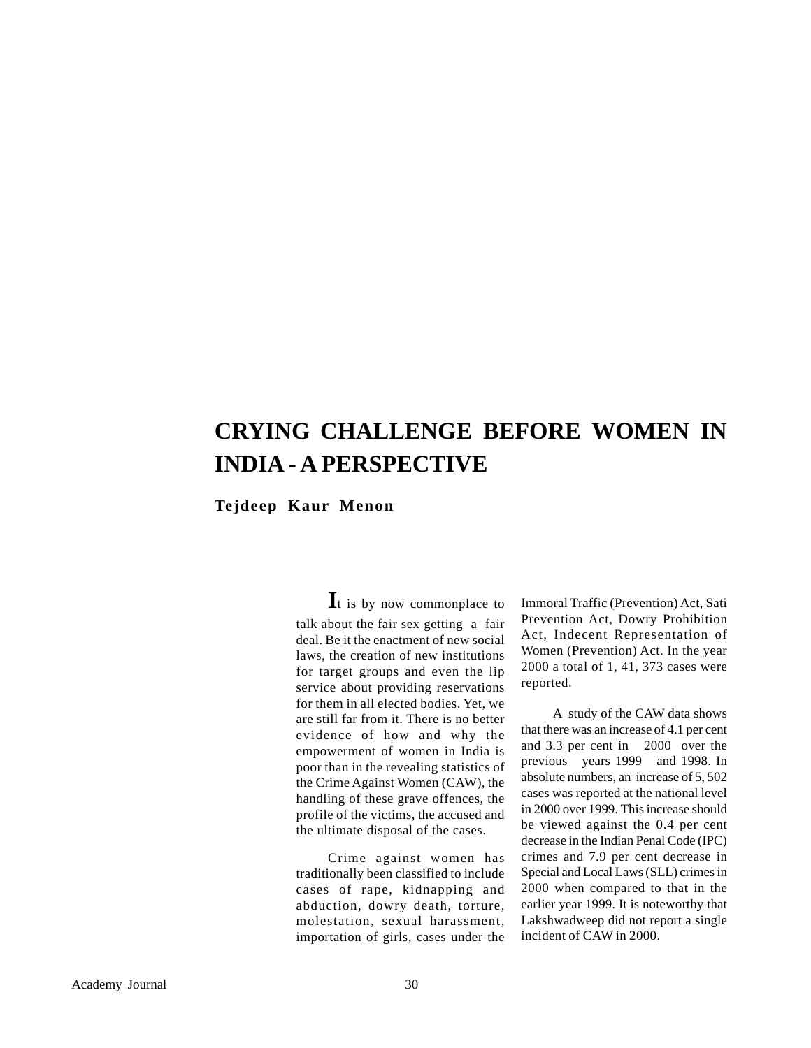# CRYING CHALLENGE BEFORE WOMEN IN INDIA - A PERSPECTIVE

**Tejdeep Kaur Menon**

It is by now commonplace to talk about the fair sex getting a fair deal. Be it the enactment of new social laws, the creation of new institutions for target groups and even the lip service about providing reservations for them in all elected bodies. Yet, we are still far from it. There is no better evidence of how and why the empowerment of women in India is poor than in the revealing statistics of the Crime Against Women (CAW), the handling of these grave offences, the profile of the victims, the accused and the ultimate disposal of the cases.

Crime against women has traditionally been classified to include cases of rape, kidnapping and abduction, dowry death, torture, molestation, sexual harassment, importation of girls, cases under the Immoral Traffic (Prevention) Act, Sati Prevention Act, Dowry Prohibition Act, Indecent Representation of Women (Prevention) Act. In the year 2000 a total of 1, 41, 373 cases were reported.

A study of the CAW data shows that there was an increase of 4.1 per cent and 3.3 per cent in 2000 over the previous years 1999 and 1998. In absolute numbers, an increase of 5, 502 cases was reported at the national level in 2000 over 1999. This increase should be viewed against the 0.4 per cent decrease in the Indian Penal Code (IPC) crimes and 7.9 per cent decrease in Special and Local Laws (SLL) crimes in 2000 when compared to that in the earlier year 1999. It is noteworthy that Lakshwadweep did not report a single incident of CAW in 2000.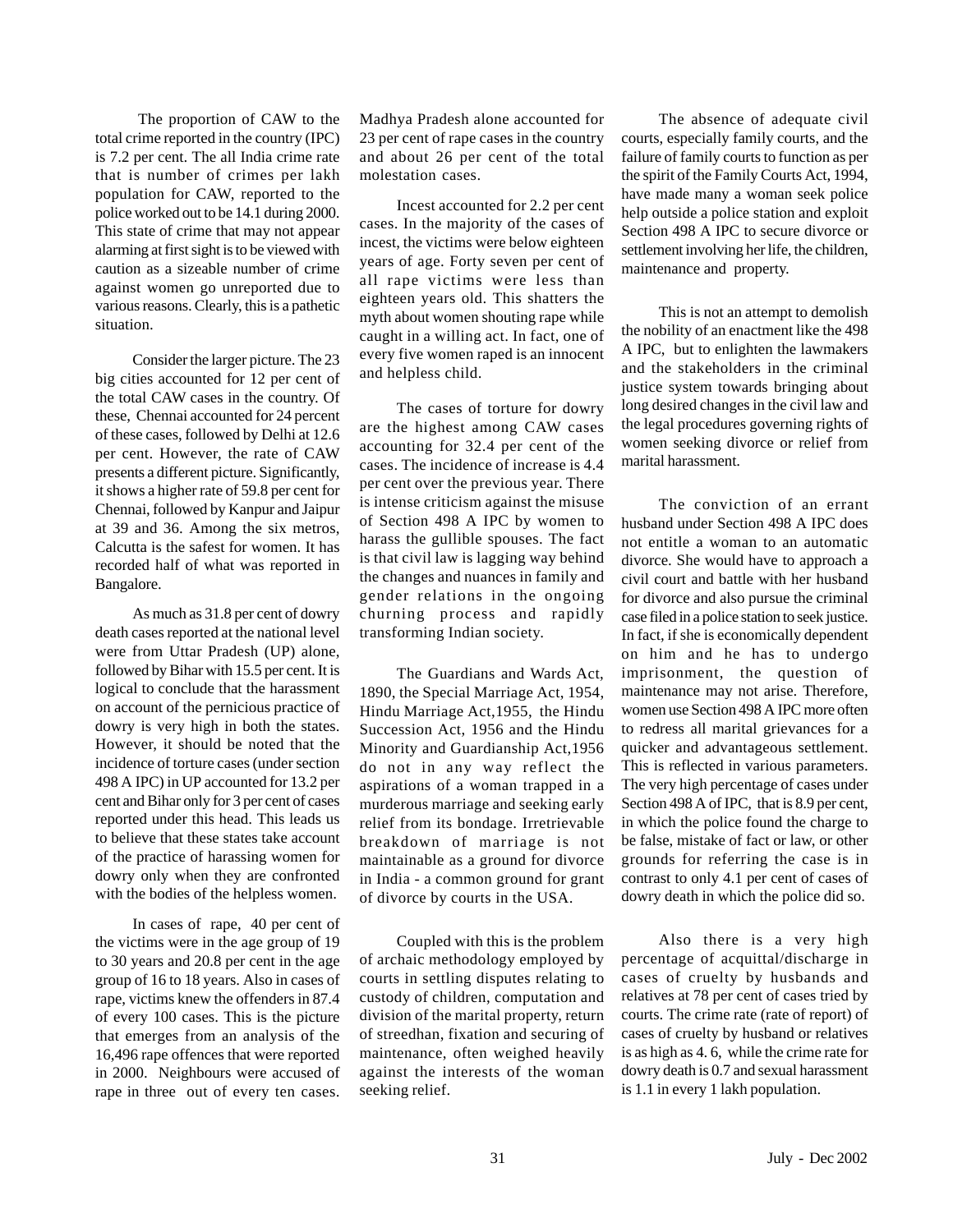The proportion of CAW to the total crime reported in the country (IPC) is 7.2 per cent. The all India crime rate that is number of crimes per lakh population for CAW, reported to the police worked out to be 14.1 during 2000. This state of crime that may not appear alarming at first sight is to be viewed with caution as a sizeable number of crime against women go unreported due to various reasons. Clearly, this is a pathetic situation.

Consider the larger picture. The 23 big cities accounted for 12 per cent of the total CAW cases in the country. Of these, Chennai accounted for 24 percent of these cases, followed by Delhi at 12.6 per cent. However, the rate of CAW presents a different picture. Significantly, it shows a higher rate of 59.8 per cent for Chennai, followed by Kanpur and Jaipur at 39 and 36. Among the six metros, Calcutta is the safest for women. It has recorded half of what was reported in Bangalore.

As much as 31.8 per cent of dowry death cases reported at the national level were from Uttar Pradesh (UP) alone, followed by Bihar with 15.5 per cent. It is logical to conclude that the harassment on account of the pernicious practice of dowry is very high in both the states. However, it should be noted that the incidence of torture cases (under section 498 A IPC) in UP accounted for 13.2 per cent and Bihar only for 3 per cent of cases reported under this head. This leads us to believe that these states take account of the practice of harassing women for dowry only when they are confronted with the bodies of the helpless women.

In cases of rape, 40 per cent of the victims were in the age group of 19 to 30 years and 20.8 per cent in the age group of 16 to 18 years. Also in cases of rape, victims knew the offenders in 87.4 of every 100 cases. This is the picture that emerges from an analysis of the 16,496 rape offences that were reported in 2000. Neighbours were accused of rape in three out of every ten cases. Madhya Pradesh alone accounted for 23 per cent of rape cases in the country and about 26 per cent of the total molestation cases.

Incest accounted for 2.2 per cent cases. In the majority of the cases of incest, the victims were below eighteen years of age. Forty seven per cent of all rape victims were less than eighteen years old. This shatters the myth about women shouting rape while caught in a willing act. In fact, one of every five women raped is an innocent and helpless child.

The cases of torture for dowry are the highest among CAW cases accounting for 32.4 per cent of the cases. The incidence of increase is 4.4 per cent over the previous year. There is intense criticism against the misuse of Section 498 A IPC by women to harass the gullible spouses. The fact is that civil law is lagging way behind the changes and nuances in family and gender relations in the ongoing churning process and rapidly transforming Indian society.

The Guardians and Wards Act, 1890, the Special Marriage Act, 1954, Hindu Marriage Act,1955, the Hindu Succession Act, 1956 and the Hindu Minority and Guardianship Act,1956 do not in any way reflect the aspirations of a woman trapped in a murderous marriage and seeking early relief from its bondage. Irretrievable breakdown of marriage is not maintainable as a ground for divorce in India - a common ground for grant of divorce by courts in the USA.

Coupled with this is the problem of archaic methodology employed by courts in settling disputes relating to custody of children, computation and division of the marital property, return of streedhan, fixation and securing of maintenance, often weighed heavily against the interests of the woman seeking relief.

The absence of adequate civil courts, especially family courts, and the failure of family courts to function as per the spirit of the Family Courts Act, 1994, have made many a woman seek police help outside a police station and exploit Section 498 A IPC to secure divorce or settlement involving her life, the children, maintenance and property.

This is not an attempt to demolish the nobility of an enactment like the 498 A IPC, but to enlighten the lawmakers and the stakeholders in the criminal justice system towards bringing about long desired changes in the civil law and the legal procedures governing rights of women seeking divorce or relief from marital harassment.

The conviction of an errant husband under Section 498 A IPC does not entitle a woman to an automatic divorce. She would have to approach a civil court and battle with her husband for divorce and also pursue the criminal case filed in a police station to seek justice. In fact, if she is economically dependent on him and he has to undergo imprisonment, the question of maintenance may not arise. Therefore, women use Section 498 A IPC more often to redress all marital grievances for a quicker and advantageous settlement. This is reflected in various parameters. The very high percentage of cases under Section 498 A of IPC, that is 8.9 per cent, in which the police found the charge to be false, mistake of fact or law, or other grounds for referring the case is in contrast to only 4.1 per cent of cases of dowry death in which the police did so.

Also there is a very high percentage of acquittal/discharge in cases of cruelty by husbands and relatives at 78 per cent of cases tried by courts. The crime rate (rate of report) of cases of cruelty by husband or relatives is as high as 4. 6, while the crime rate for dowry death is 0.7 and sexual harassment is 1.1 in every 1 lakh population.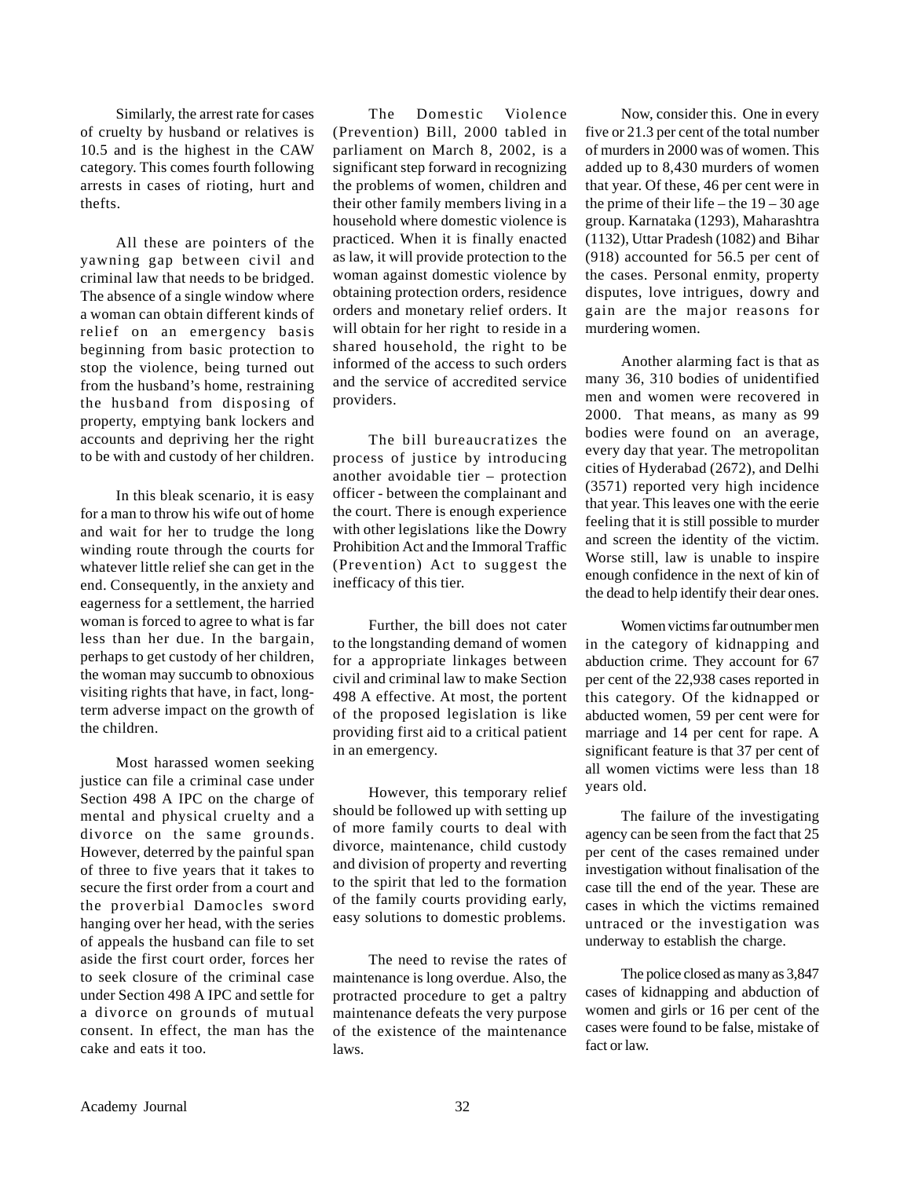Similarly, the arrest rate for cases of cruelty by husband or relatives is 10.5 and is the highest in the CAW category. This comes fourth following arrests in cases of rioting, hurt and thefts.

All these are pointers of the yawning gap between civil and criminal law that needs to be bridged. The absence of a single window where a woman can obtain different kinds of relief on an emergency basis beginning from basic protection to stop the violence, being turned out from the husband's home, restraining the husband from disposing of property, emptying bank lockers and accounts and depriving her the right to be with and custody of her children.

In this bleak scenario, it is easy for a man to throw his wife out of home and wait for her to trudge the long winding route through the courts for whatever little relief she can get in the end. Consequently, in the anxiety and eagerness for a settlement, the harried woman is forced to agree to what is far less than her due. In the bargain, perhaps to get custody of her children, the woman may succumb to obnoxious visiting rights that have, in fact, long-term adverse impact on the growth of the children.

Most harassed women seeking justice can file a criminal case under Section 498 A IPC on the charge of mental and physical cruelty and a divorce on the same grounds. However, deterred by the painful span of three to five years that it takes to secure the first order from a court and the proverbial Damocles sword hanging over her head, with the series of appeals the husband can file to set aside the first court order, forces her to seek closure of the criminal case under Section 498 A IPC and settle for a divorce on grounds of mutual consent. In effect, the man has the cake and eats it too.

The Domestic Violence (Prevention) Bill, 2000 tabled in parliament on March 8, 2002, is a significant step forward in recognizing the problems of women, children and their other family members living in a household where domestic violence is practiced. When it is finally enacted as law, it will provide protection to the woman against domestic violence by obtaining protection orders, residence orders and monetary relief orders. It will obtain for her right to reside in a shared household, the right to be informed of the access to such orders and the service of accredited service providers.

The bill bureaucratizes the process of justice by introducing another avoidable tier – protection officer - between the complainant and the court. There is enough experience with other legislations like the Dowry Prohibition Act and the Immoral Traffic (Prevention) Act to suggest the inefficacy of this tier.

Further, the bill does not cater to the longstanding demand of women for a appropriate linkages between civil and criminal law to make Section 498 A effective. At most, the portent of the proposed legislation is like providing first aid to a critical patient in an emergency.

However, this temporary relief should be followed up with setting up of more family courts to deal with divorce, maintenance, child custody and division of property and reverting to the spirit that led to the formation of the family courts providing early, easy solutions to domestic problems.

The need to revise the rates of maintenance is long overdue. Also, the protracted procedure to get a paltry maintenance defeats the very purpose of the existence of the maintenance laws.

Now, consider this. One in every five or 21.3 per cent of the total number of murders in 2000 was of women. This added up to 8,430 murders of women that year. Of these, 46 per cent were in the prime of their life – the 19 – 30 age group. Karnataka (1293), Maharashtra (1132), Uttar Pradesh (1082) and Bihar (918) accounted for 56.5 per cent of the cases. Personal enmity, property disputes, love intrigues, dowry and gain are the major reasons for murdering women.

Another alarming fact is that as many 36, 310 bodies of unidentified men and women were recovered in 2000. That means, as many as 99 bodies were found on an average, every day that year. The metropolitan cities of Hyderabad (2672), and Delhi (3571) reported very high incidence that year. This leaves one with the eerie feeling that it is still possible to murder and screen the identity of the victim. Worse still, law is unable to inspire enough confidence in the next of kin of the dead to help identify their dear ones.

Women victims far outnumber men in the category of kidnapping and abduction crime. They account for 67 per cent of the 22,938 cases reported in this category. Of the kidnapped or abducted women, 59 per cent were for marriage and 14 per cent for rape. A significant feature is that 37 per cent of all women victims were less than 18 years old.

The failure of the investigating agency can be seen from the fact that 25 per cent of the cases remained under investigation without finalisation of the case till the end of the year. These are cases in which the victims remained untraced or the investigation was underway to establish the charge.

The police closed as many as 3,847 cases of kidnapping and abduction of women and girls or 16 per cent of the cases were found to be false, mistake of fact or law.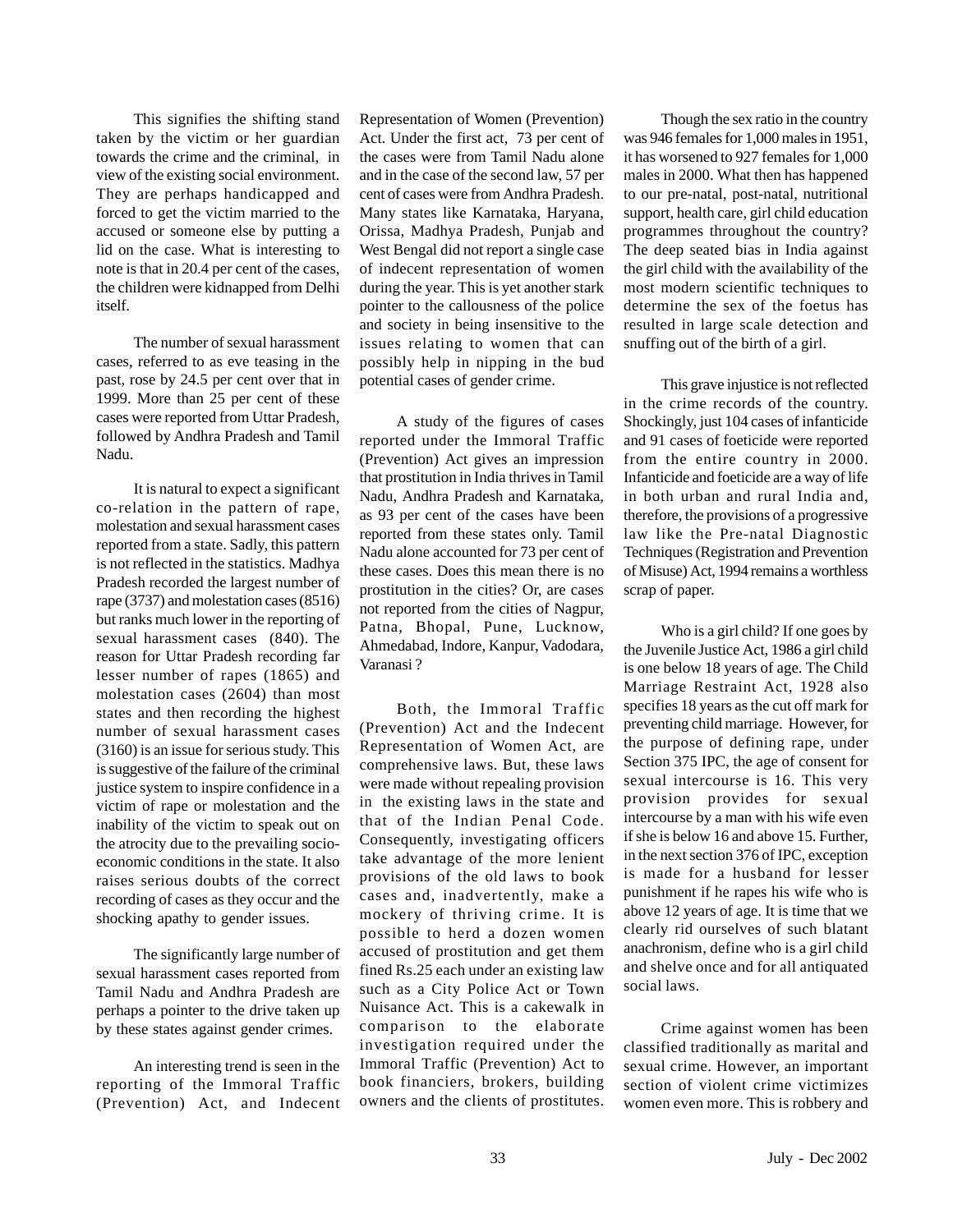This signifies the shifting stand taken by the victim or her guardian towards the crime and the criminal, in view of the existing social environment. They are perhaps handicapped and forced to get the victim married to the accused or someone else by putting a lid on the case. What is interesting to note is that in 20.4 per cent of the cases, the children were kidnapped from Delhi itself.

The number of sexual harassment cases, referred to as eve teasing in the past, rose by 24.5 per cent over that in 1999. More than 25 per cent of these cases were reported from Uttar Pradesh, followed by Andhra Pradesh and Tamil Nadu.

It is natural to expect a significant co-relation in the pattern of rape, molestation and sexual harassment cases reported from a state. Sadly, this pattern is not reflected in the statistics. Madhya Pradesh recorded the largest number of rape (3737) and molestation cases (8516) but ranks much lower in the reporting of sexual harassment cases (840). The reason for Uttar Pradesh recording far lesser number of rapes (1865) and molestation cases (2604) than most states and then recording the highest number of sexual harassment cases (3160) is an issue for serious study. This is suggestive of the failure of the criminal justice system to inspire confidence in a victim of rape or molestation and the inability of the victim to speak out on the atrocity due to the prevailing socio-economic conditions in the state. It also raises serious doubts of the correct recording of cases as they occur and the shocking apathy to gender issues.

The significantly large number of sexual harassment cases reported from Tamil Nadu and Andhra Pradesh are perhaps a pointer to the drive taken up by these states against gender crimes.

An interesting trend is seen in the reporting of the Immoral Traffic (Prevention) Act, and Indecent Representation of Women (Prevention) Act. Under the first act, 73 per cent of the cases were from Tamil Nadu alone and in the case of the second law, 57 per cent of cases were from Andhra Pradesh. Many states like Karnataka, Haryana, Orissa, Madhya Pradesh, Punjab and West Bengal did not report a single case of indecent representation of women during the year. This is yet another stark pointer to the callousness of the police and society in being insensitive to the issues relating to women that can possibly help in nipping in the bud potential cases of gender crime.

A study of the figures of cases reported under the Immoral Traffic (Prevention) Act gives an impression that prostitution in India thrives in Tamil Nadu, Andhra Pradesh and Karnataka, as 93 per cent of the cases have been reported from these states only. Tamil Nadu alone accounted for 73 per cent of these cases. Does this mean there is no prostitution in the cities? Or, are cases not reported from the cities of Nagpur, Patna, Bhopal, Pune, Lucknow, Ahmedabad, Indore, Kanpur, Vadodara, Varanasi ?

Both, the Immoral Traffic (Prevention) Act and the Indecent Representation of Women Act, are comprehensive laws. But, these laws were made without repealing provision in the existing laws in the state and that of the Indian Penal Code. Consequently, investigating officers take advantage of the more lenient provisions of the old laws to book cases and, inadvertently, make a mockery of thriving crime. It is possible to herd a dozen women accused of prostitution and get them fined Rs.25 each under an existing law such as a City Police Act or Town Nuisance Act. This is a cakewalk in comparison to the elaborate investigation required under the Immoral Traffic (Prevention) Act to book financiers, brokers, building owners and the clients of prostitutes.

Though the sex ratio in the country was 946 females for 1,000 males in 1951, it has worsened to 927 females for 1,000 males in 2000. What then has happened to our pre-natal, post-natal, nutritional support, health care, girl child education programmes throughout the country? The deep seated bias in India against the girl child with the availability of the most modern scientific techniques to determine the sex of the foetus has resulted in large scale detection and snuffing out of the birth of a girl.

This grave injustice is not reflected in the crime records of the country. Shockingly, just 104 cases of infanticide and 91 cases of foeticide were reported from the entire country in 2000. Infanticide and foeticide are a way of life in both urban and rural India and, therefore, the provisions of a progressive law like the Pre-natal Diagnostic Techniques (Registration and Prevention of Misuse) Act, 1994 remains a worthless scrap of paper.

Who is a girl child? If one goes by the Juvenile Justice Act, 1986 a girl child is one below 18 years of age. The Child Marriage Restraint Act, 1928 also specifies 18 years as the cut off mark for preventing child marriage. However, for the purpose of defining rape, under Section 375 IPC, the age of consent for sexual intercourse is 16. This very provision provides for sexual intercourse by a man with his wife even if she is below 16 and above 15. Further, in the next section 376 of IPC, exception is made for a husband for lesser punishment if he rapes his wife who is above 12 years of age. It is time that we clearly rid ourselves of such blatant anachronism, define who is a girl child and shelve once and for all antiquated social laws.

Crime against women has been classified traditionally as marital and sexual crime. However, an important section of violent crime victimizes women even more. This is robbery and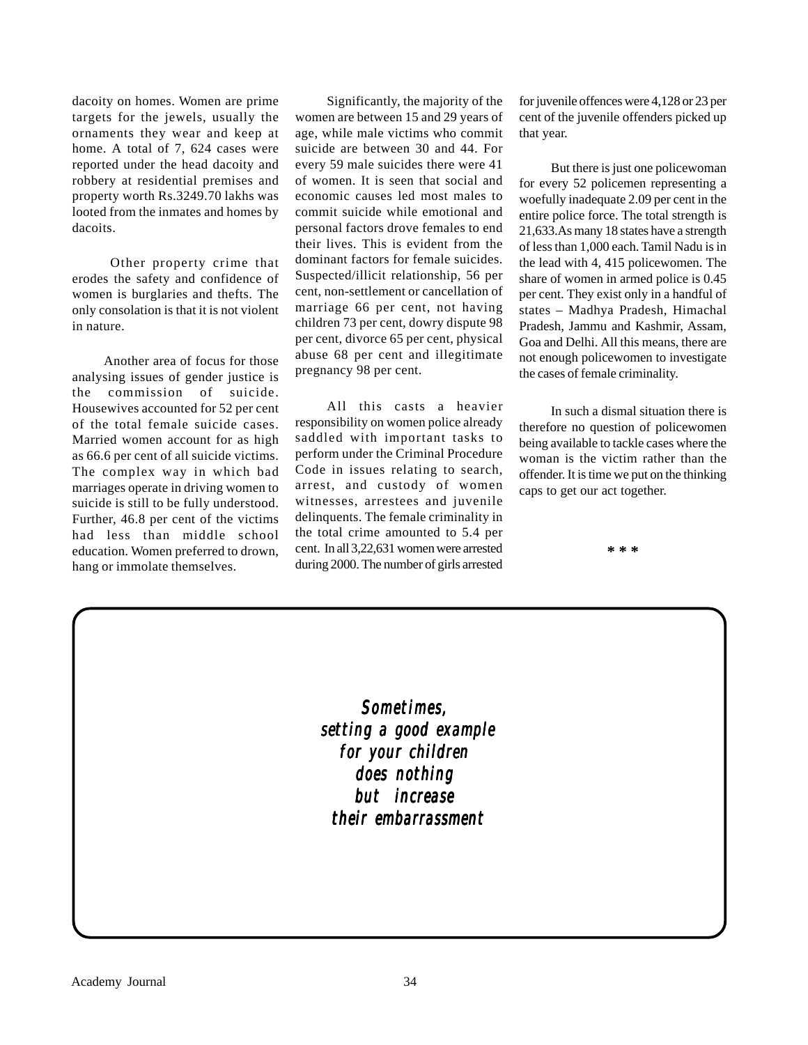dacoity on homes. Women are prime targets for the jewels, usually the ornaments they wear and keep at home. A total of 7, 624 cases were reported under the head dacoity and robbery at residential premises and property worth Rs.3249.70 lakhs was looted from the inmates and homes by dacoits.

Other property crime that erodes the safety and confidence of women is burglaries and thefts. The only consolation is that it is not violent in nature.

Another area of focus for those analysing issues of gender justice is the commission of suicide. Housewives accounted for 52 per cent of the total female suicide cases. Married women account for as high as 66.6 per cent of all suicide victims. The complex way in which bad marriages operate in driving women to suicide is still to be fully understood. Further, 46.8 per cent of the victims had less than middle school education. Women preferred to drown, hang or immolate themselves.

Significantly, the majority of the women are between 15 and 29 years of age, while male victims who commit suicide are between 30 and 44. For every 59 male suicides there were 41 of women. It is seen that social and economic causes led most males to commit suicide while emotional and personal factors drove females to end their lives. This is evident from the dominant factors for female suicides. Suspected/illicit relationship, 56 per cent, non-settlement or cancellation of marriage 66 per cent, not having children 73 per cent, dowry dispute 98 per cent, divorce 65 per cent, physical abuse 68 per cent and illegitimate pregnancy 98 per cent.

All this casts a heavier responsibility on women police already saddled with important tasks to perform under the Criminal Procedure Code in issues relating to search, arrest, and custody of women witnesses, arrestees and juvenile delinquents. The female criminality in the total crime amounted to 5.4 per cent. In all 3,22,631 women were arrested during 2000. The number of girls arrested for juvenile offences were 4,128 or 23 per cent of the juvenile offenders picked up that year.

But there is just one policewoman for every 52 policemen representing a woefully inadequate 2.09 per cent in the entire police force. The total strength is 21,633.As many 18 states have a strength of less than 1,000 each. Tamil Nadu is in the lead with 4, 415 policewomen. The share of women in armed police is 0.45 per cent. They exist only in a handful of states – Madhya Pradesh, Himachal Pradesh, Jammu and Kashmir, Assam, Goa and Delhi. All this means, there are not enough policewomen to investigate the cases of female criminality.

In such a dismal situation there is therefore no question of policewomen being available to tackle cases where the woman is the victim rather than the offender. It is time we put on the thinking caps to get our act together.

\* \* \*

*Sometimes,
setting a good example
for your children
does nothing
but increase
their embarrassment*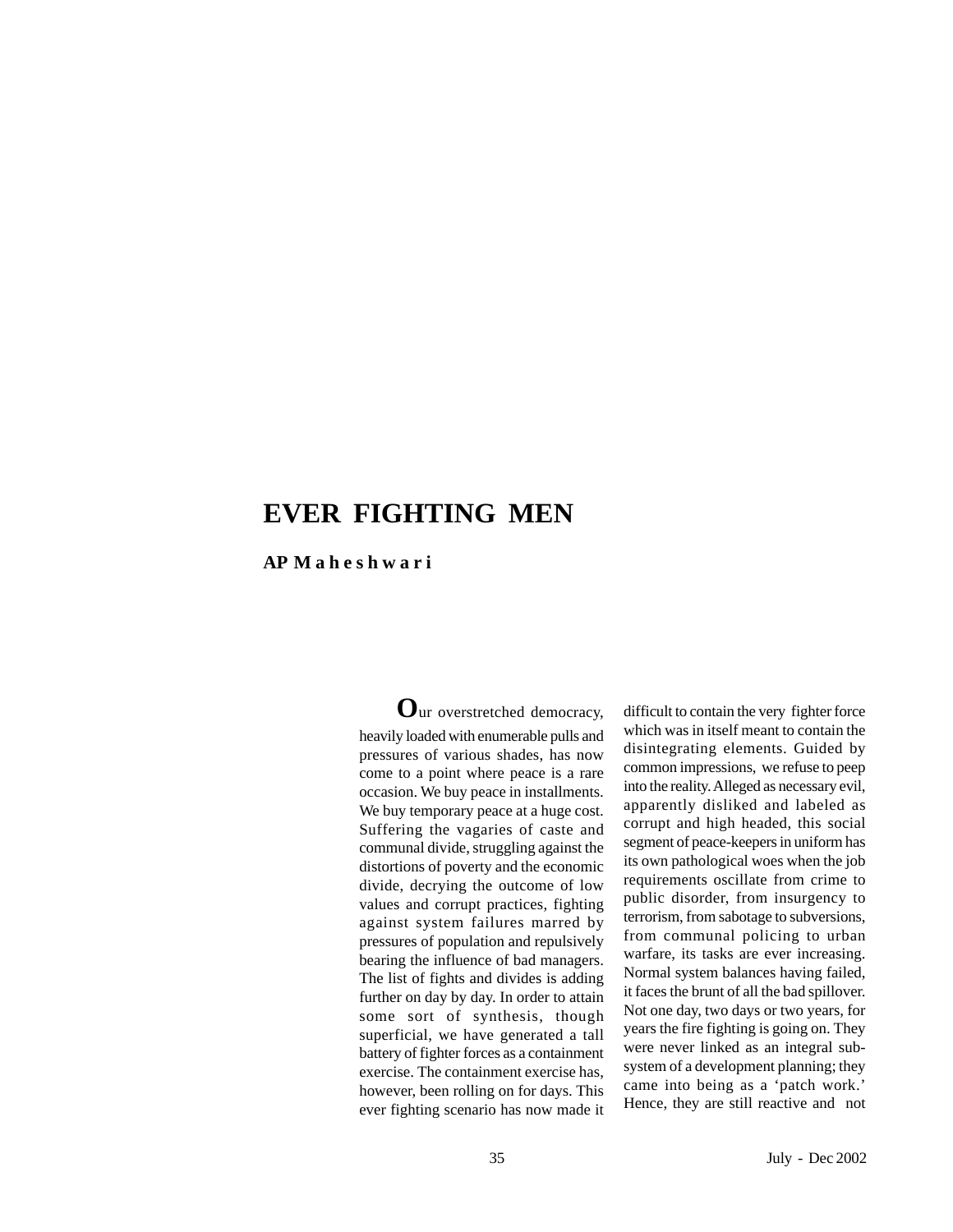# EVER FIGHTING MEN

**AP Maheshwari**

Our overstretched democracy, heavily loaded with enumerable pulls and pressures of various shades, has now come to a point where peace is a rare occasion. We buy peace in installments. We buy temporary peace at a huge cost. Suffering the vagaries of caste and communal divide, struggling against the distortions of poverty and the economic divide, decrying the outcome of low values and corrupt practices, fighting against system failures marred by pressures of population and repulsively bearing the influence of bad managers. The list of fights and divides is adding further on day by day. In order to attain some sort of synthesis, though superficial, we have generated a tall battery of fighter forces as a containment exercise. The containment exercise has, however, been rolling on for days. This ever fighting scenario has now made it difficult to contain the very fighter force which was in itself meant to contain the disintegrating elements. Guided by common impressions, we refuse to peep into the reality. Alleged as necessary evil, apparently disliked and labeled as corrupt and high headed, this social segment of peace-keepers in uniform has its own pathological woes when the job requirements oscillate from crime to public disorder, from insurgency to terrorism, from sabotage to subversions, from communal policing to urban warfare, its tasks are ever increasing. Normal system balances having failed, it faces the brunt of all the bad spillover. Not one day, two days or two years, for years the fire fighting is going on. They were never linked as an integral sub-system of a development planning; they came into being as a 'patch work.' Hence, they are still reactive and not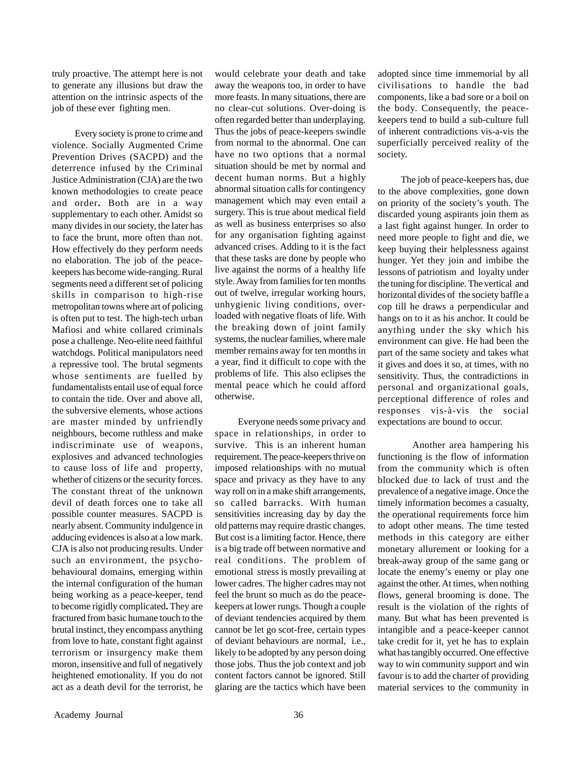truly proactive. The attempt here is not to generate any illusions but draw the attention on the intrinsic aspects of the job of these ever fighting men.

Every society is prone to crime and violence. Socially Augmented Crime Prevention Drives (SACPD) and the deterrence infused by the Criminal Justice Administration (CJA) are the two known methodologies to create peace and order**.** Both are in a way supplementary to each other. Amidst so many divides in our society, the later has to face the brunt, more often than not. How effectively do they perform needs no elaboration. The job of the peace-keepers has become wide-ranging. Rural segments need a different set of policing skills in comparison to high-rise metropolitan towns where art of policing is often put to test. The high-tech urban Mafiosi and white collared criminals pose a challenge. Neo-elite need faithful watchdogs. Political manipulators need a repressive tool. The brutal segments whose sentiments are fuelled by fundamentalists entail use of equal force to contain the tide. Over and above all, the subversive elements, whose actions are master minded by unfriendly neighbours, become ruthless and make indiscriminate use of weapons, explosives and advanced technologies to cause loss of life and property, whether of citizens or the security forces. The constant threat of the unknown devil of death forces one to take all possible counter measures. SACPD is nearly absent. Community indulgence in adducing evidences is also at a low mark. CJA is also not producing results. Under such an environment, the psycho-behavioural domains, emerging within the internal configuration of the human being working as a peace-keeper, tend to become rigidly complicated**.** They are fractured from basic humane touch to the brutal instinct, they encompass anything from love to hate, constant fight against terrorism or insurgency make them moron, insensitive and full of negatively heightened emotionality. If you do not act as a death devil for the terrorist, he would celebrate your death and take away the weapons too, in order to have more feasts. In many situations, there are no clear-cut solutions. Over-doing is often regarded better than underplaying. Thus the jobs of peace-keepers swindle from normal to the abnormal. One can have no two options that a normal situation should be met by normal and decent human norms. But a highly abnormal situation calls for contingency management which may even entail a surgery. This is true about medical field as well as business enterprises so also for any organisation fighting against advanced crises. Adding to it is the fact that these tasks are done by people who live against the norms of a healthy life style. Away from families for ten months out of twelve, irregular working hours, unhygienic living conditions, over-loaded with negative floats of life. With the breaking down of joint family systems, the nuclear families, where male member remains away for ten months in a year, find it difficult to cope with the problems of life. This also eclipses the mental peace which he could afford otherwise.

Everyone needs some privacy and space in relationships, in order to survive. This is an inherent human requirement. The peace-keepers thrive on imposed relationships with no mutual space and privacy as they have to any way roll on in a make shift arrangements, so called barracks. With human sensitivities increasing day by day the old patterns may require drastic changes. But cost is a limiting factor. Hence, there is a big trade off between normative and real conditions. The problem of emotional stress is mostly prevailing at lower cadres. The higher cadres may not feel the brunt so much as do the peace-keepers at lower rungs. Though a couple of deviant tendencies acquired by them cannot be let go scot-free, certain types of deviant behaviours are normal, i.e., likely to be adopted by any person doing those jobs. Thus the job context and job content factors cannot be ignored. Still glaring are the tactics which have been adopted since time immemorial by all civilisations to handle the bad components, like a bad sore or a boil on the body. Consequently, the peace-keepers tend to build a sub-culture full of inherent contradictions vis-a-vis the superficially perceived reality of the society.

The job of peace-keepers has, due to the above complexities, gone down on priority of the society's youth. The discarded young aspirants join them as a last fight against hunger. In order to need more people to fight and die, we keep buying their helplessness against hunger. Yet they join and imbibe the lessons of patriotism and loyalty under the tuning for discipline. The vertical and horizontal divides of the society baffle a cop till he draws a perpendicular and hangs on to it as his anchor. It could be anything under the sky which his environment can give. He had been the part of the same society and takes what it gives and does it so, at times, with no sensitivity. Thus, the contradictions in personal and organizational goals, perceptional difference of roles and responses vis-à-vis the social expectations are bound to occur.

Another area hampering his functioning is the flow of information from the community which is often blocked due to lack of trust and the prevalence of a negative image. Once the timely information becomes a casualty, the operational requirements force him to adopt other means. The time tested methods in this category are either monetary allurement or looking for a break-away group of the same gang or locate the enemy's enemy or play one against the other. At times, when nothing flows, general brooming is done. The result is the violation of the rights of many. But what has been prevented is intangible and a peace-keeper cannot take credit for it, yet he has to explain what has tangibly occurred. One effective way to win community support and win favour is to add the charter of providing material services to the community in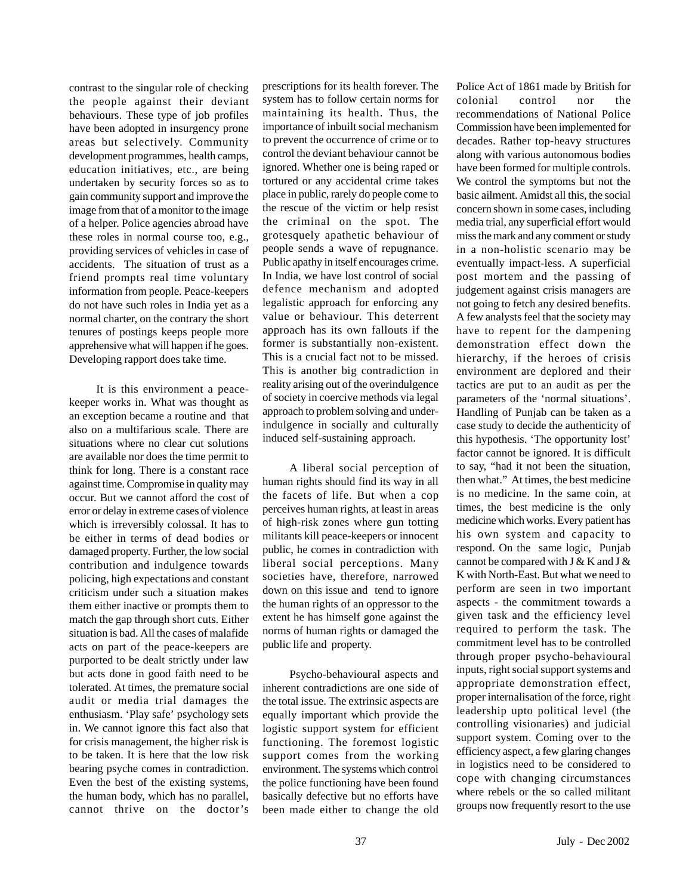contrast to the singular role of checking the people against their deviant behaviours. These type of job profiles have been adopted in insurgency prone areas but selectively. Community development programmes, health camps, education initiatives, etc., are being undertaken by security forces so as to gain community support and improve the image from that of a monitor to the image of a helper. Police agencies abroad have these roles in normal course too, e.g., providing services of vehicles in case of accidents. The situation of trust as a friend prompts real time voluntary information from people. Peace-keepers do not have such roles in India yet as a normal charter, on the contrary the short tenures of postings keeps people more apprehensive what will happen if he goes. Developing rapport does take time.

It is this environment a peace-keeper works in. What was thought as an exception became a routine and that also on a multifarious scale. There are situations where no clear cut solutions are available nor does the time permit to think for long. There is a constant race against time. Compromise in quality may occur. But we cannot afford the cost of error or delay in extreme cases of violence which is irreversibly colossal. It has to be either in terms of dead bodies or damaged property. Further, the low social contribution and indulgence towards policing, high expectations and constant criticism under such a situation makes them either inactive or prompts them to match the gap through short cuts. Either situation is bad. All the cases of malafide acts on part of the peace-keepers are purported to be dealt strictly under law but acts done in good faith need to be tolerated. At times, the premature social audit or media trial damages the enthusiasm. 'Play safe' psychology sets in. We cannot ignore this fact also that for crisis management, the higher risk is to be taken. It is here that the low risk bearing psyche comes in contradiction. Even the best of the existing systems, the human body, which has no parallel, cannot thrive on the doctor's prescriptions for its health forever. The system has to follow certain norms for maintaining its health. Thus, the importance of inbuilt social mechanism to prevent the occurrence of crime or to control the deviant behaviour cannot be ignored. Whether one is being raped or tortured or any accidental crime takes place in public, rarely do people come to the rescue of the victim or help resist the criminal on the spot. The grotesquely apathetic behaviour of people sends a wave of repugnance. Public apathy in itself encourages crime. In India, we have lost control of social defence mechanism and adopted legalistic approach for enforcing any value or behaviour. This deterrent approach has its own fallouts if the former is substantially non-existent. This is a crucial fact not to be missed. This is another big contradiction in reality arising out of the overindulgence of society in coercive methods via legal approach to problem solving and under-indulgence in socially and culturally induced self-sustaining approach.

A liberal social perception of human rights should find its way in all the facets of life. But when a cop perceives human rights, at least in areas of high-risk zones where gun totting militants kill peace-keepers or innocent public, he comes in contradiction with liberal social perceptions. Many societies have, therefore, narrowed down on this issue and tend to ignore the human rights of an oppressor to the extent he has himself gone against the norms of human rights or damaged the public life and property.

Psycho-behavioural aspects and inherent contradictions are one side of the total issue. The extrinsic aspects are equally important which provide the logistic support system for efficient functioning. The foremost logistic support comes from the working environment. The systems which control the police functioning have been found basically defective but no efforts have been made either to change the old Police Act of 1861 made by British for colonial control nor the recommendations of National Police Commission have been implemented for decades. Rather top-heavy structures along with various autonomous bodies have been formed for multiple controls. We control the symptoms but not the basic ailment. Amidst all this, the social concern shown in some cases, including media trial, any superficial effort would miss the mark and any comment or study in a non-holistic scenario may be eventually impact-less. A superficial post mortem and the passing of judgement against crisis managers are not going to fetch any desired benefits. A few analysts feel that the society may have to repent for the dampening demonstration effect down the hierarchy, if the heroes of crisis environment are deplored and their tactics are put to an audit as per the parameters of the 'normal situations'. Handling of Punjab can be taken as a case study to decide the authenticity of this hypothesis. 'The opportunity lost' factor cannot be ignored. It is difficult to say, "had it not been the situation, then what." At times, the best medicine is no medicine. In the same coin, at times, the best medicine is the only medicine which works. Every patient has his own system and capacity to respond. On the same logic, Punjab cannot be compared with J & K and J & K with North-East. But what we need to perform are seen in two important aspects - the commitment towards a given task and the efficiency level required to perform the task. The commitment level has to be controlled through proper psycho-behavioural inputs, right social support systems and appropriate demonstration effect, proper internalisation of the force, right leadership upto political level (the controlling visionaries) and judicial support system. Coming over to the efficiency aspect, a few glaring changes in logistics need to be considered to cope with changing circumstances where rebels or the so called militant groups now frequently resort to the use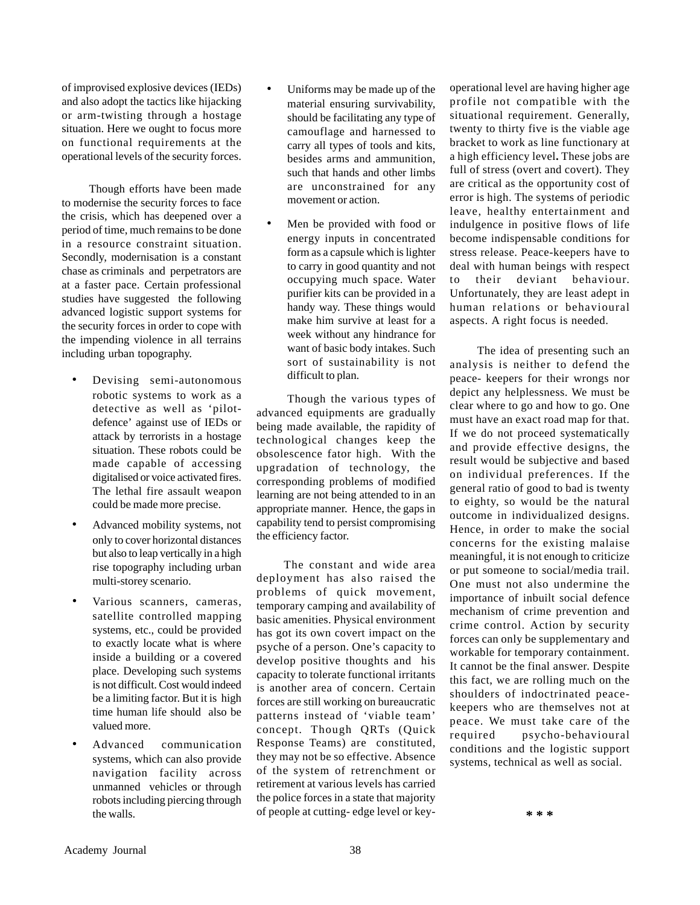of improvised explosive devices (IEDs) and also adopt the tactics like hijacking or arm-twisting through a hostage situation. Here we ought to focus more on functional requirements at the operational levels of the security forces.

Though efforts have been made to modernise the security forces to face the crisis, which has deepened over a period of time, much remains to be done in a resource constraint situation. Secondly, modernisation is a constant chase as criminals and perpetrators are at a faster pace. Certain professional studies have suggested the following advanced logistic support systems for the security forces in order to cope with the impending violence in all terrains including urban topography.

- Devising semi-autonomous robotic systems to work as a detective as well as 'pilot-defence' against use of IEDs or attack by terrorists in a hostage situation. These robots could be made capable of accessing digitalised or voice activated fires. The lethal fire assault weapon could be made more precise.
- Advanced mobility systems, not only to cover horizontal distances but also to leap vertically in a high rise topography including urban multi-storey scenario.
- Various scanners, cameras, satellite controlled mapping systems, etc., could be provided to exactly locate what is where inside a building or a covered place. Developing such systems is not difficult. Cost would indeed be a limiting factor. But it is high time human life should also be valued more.
- Advanced communication systems, which can also provide navigation facility across unmanned vehicles or through robots including piercing through the walls.
- Uniforms may be made up of the material ensuring survivability, should be facilitating any type of camouflage and harnessed to carry all types of tools and kits, besides arms and ammunition, such that hands and other limbs are unconstrained for any movement or action.
- Men be provided with food or energy inputs in concentrated form as a capsule which is lighter to carry in good quantity and not occupying much space. Water purifier kits can be provided in a handy way. These things would make him survive at least for a week without any hindrance for want of basic body intakes. Such sort of sustainability is not difficult to plan.

Though the various types of advanced equipments are gradually being made available, the rapidity of technological changes keep the obsolescence fator high. With the upgradation of technology, the corresponding problems of modified learning are not being attended to in an appropriate manner. Hence, the gaps in capability tend to persist compromising the efficiency factor.

The constant and wide area deployment has also raised the problems of quick movement, temporary camping and availability of basic amenities. Physical environment has got its own covert impact on the psyche of a person. One's capacity to develop positive thoughts and his capacity to tolerate functional irritants is another area of concern. Certain forces are still working on bureaucratic patterns instead of 'viable team' concept. Though QRTs (Quick Response Teams) are constituted, they may not be so effective. Absence of the system of retrenchment or retirement at various levels has carried the police forces in a state that majority of people at cutting- edge level or key-operational level are having higher age profile not compatible with the situational requirement. Generally, twenty to thirty five is the viable age bracket to work as line functionary at a high efficiency level**.** These jobs are full of stress (overt and covert). They are critical as the opportunity cost of error is high. The systems of periodic leave, healthy entertainment and indulgence in positive flows of life become indispensable conditions for stress release. Peace-keepers have to deal with human beings with respect to their deviant behaviour. Unfortunately, they are least adept in human relations or behavioural aspects. A right focus is needed.

The idea of presenting such an analysis is neither to defend the peace- keepers for their wrongs nor depict any helplessness. We must be clear where to go and how to go. One must have an exact road map for that. If we do not proceed systematically and provide effective designs, the result would be subjective and based on individual preferences. If the general ratio of good to bad is twenty to eighty, so would be the natural outcome in individualized designs. Hence, in order to make the social concerns for the existing malaise meaningful, it is not enough to criticize or put someone to social/media trail. One must not also undermine the importance of inbuilt social defence mechanism of crime prevention and crime control. Action by security forces can only be supplementary and workable for temporary containment. It cannot be the final answer. Despite this fact, we are rolling much on the shoulders of indoctrinated peace-keepers who are themselves not at peace. We must take care of the required psycho-behavioural conditions and the logistic support systems, technical as well as social.

\* \* \*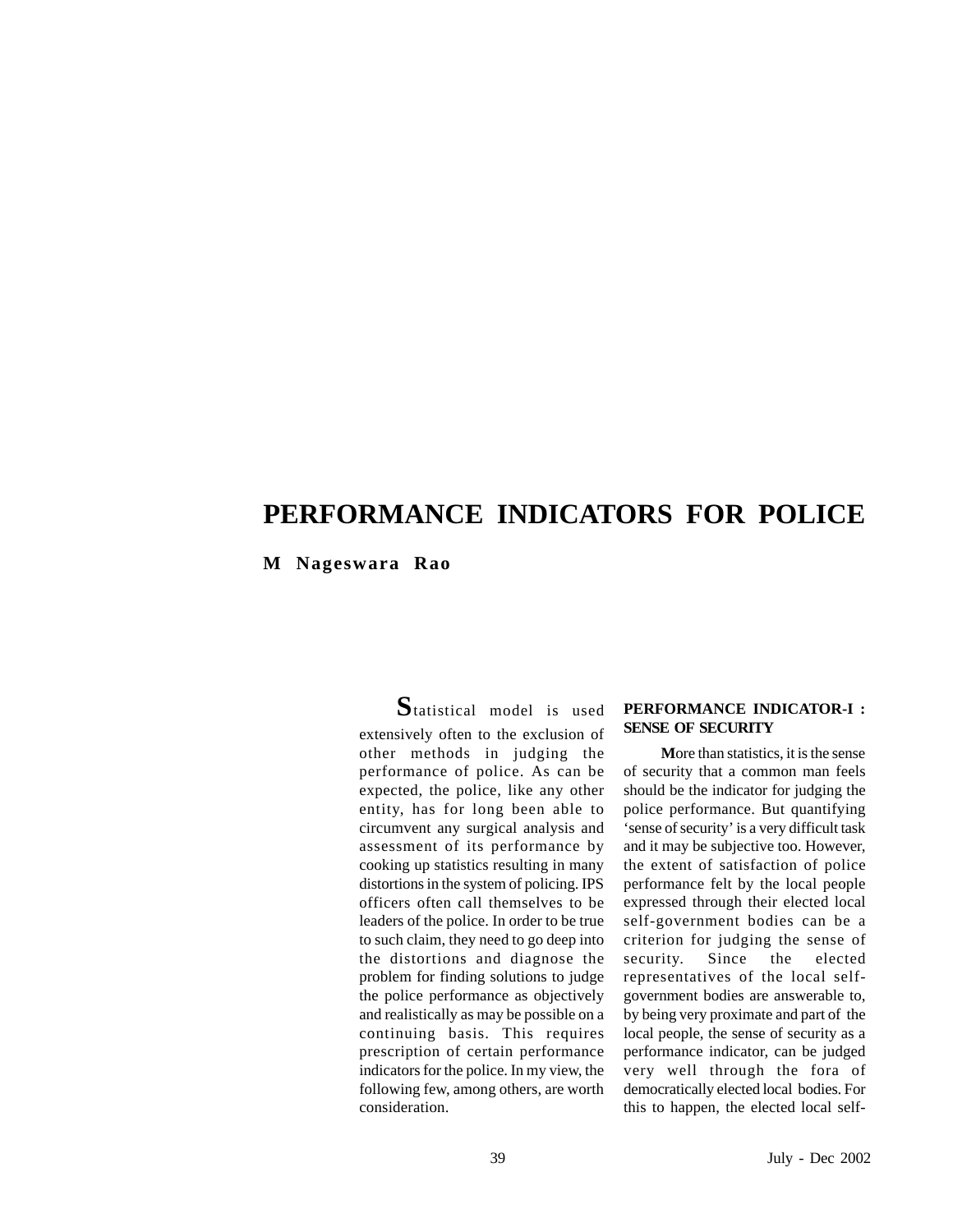# PERFORMANCE INDICATORS FOR POLICE

**M Nageswara Rao**

Statistical model is used extensively often to the exclusion of other methods in judging the performance of police. As can be expected, the police, like any other entity, has for long been able to circumvent any surgical analysis and assessment of its performance by cooking up statistics resulting in many distortions in the system of policing. IPS officers often call themselves to be leaders of the police. In order to be true to such claim, they need to go deep into the distortions and diagnose the problem for finding solutions to judge the police performance as objectively and realistically as may be possible on a continuing basis. This requires prescription of certain performance indicators for the police. In my view, the following few, among others, are worth consideration.

## PERFORMANCE INDICATOR-I : SENSE OF SECURITY

More than statistics, it is the sense of security that a common man feels should be the indicator for judging the police performance. But quantifying 'sense of security' is a very difficult task and it may be subjective too. However, the extent of satisfaction of police performance felt by the local people expressed through their elected local self-government bodies can be a criterion for judging the sense of security. Since the elected representatives of the local self-government bodies are answerable to, by being very proximate and part of the local people, the sense of security as a performance indicator, can be judged very well through the fora of democratically elected local bodies. For this to happen, the elected local self-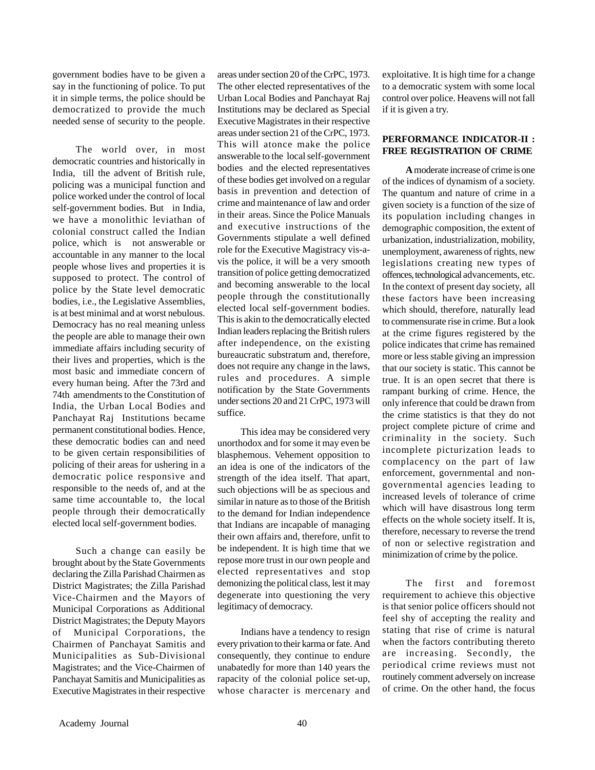government bodies have to be given a say in the functioning of police. To put it in simple terms, the police should be democratized to provide the much needed sense of security to the people.

The world over, in most democratic countries and historically in India, till the advent of British rule, policing was a municipal function and police worked under the control of local self-government bodies. But in India, we have a monolithic leviathan of colonial construct called the Indian police, which is not answerable or accountable in any manner to the local people whose lives and properties it is supposed to protect. The control of police by the State level democratic bodies, i.e., the Legislative Assemblies, is at best minimal and at worst nebulous. Democracy has no real meaning unless the people are able to manage their own immediate affairs including security of their lives and properties, which is the most basic and immediate concern of every human being. After the 73rd and 74th amendments to the Constitution of India, the Urban Local Bodies and Panchayat Raj Institutions became permanent constitutional bodies. Hence, these democratic bodies can and need to be given certain responsibilities of policing of their areas for ushering in a democratic police responsive and responsible to the needs of, and at the same time accountable to, the local people through their democratically elected local self-government bodies.

Such a change can easily be brought about by the State Governments declaring the Zilla Parishad Chairmen as District Magistrates; the Zilla Parishad Vice-Chairmen and the Mayors of Municipal Corporations as Additional District Magistrates; the Deputy Mayors of Municipal Corporations, the Chairmen of Panchayat Samitis and Municipalities as Sub-Divisional Magistrates; and the Vice-Chairmen of Panchayat Samitis and Municipalities as Executive Magistrates in their respective areas under section 20 of the CrPC, 1973. The other elected representatives of the Urban Local Bodies and Panchayat Raj Institutions may be declared as Special Executive Magistrates in their respective areas under section 21 of the CrPC, 1973. This will atonce make the police answerable to the local self-government bodies and the elected representatives of these bodies get involved on a regular basis in prevention and detection of crime and maintenance of law and order in their areas. Since the Police Manuals and executive instructions of the Governments stipulate a well defined role for the Executive Magistracy vis-a-vis the police, it will be a very smooth transition of police getting democratized and becoming answerable to the local people through the constitutionally elected local self-government bodies. This is akin to the democratically elected Indian leaders replacing the British rulers after independence, on the existing bureaucratic substratum and, therefore, does not require any change in the laws, rules and procedures. A simple notification by the State Governments under sections 20 and 21 CrPC, 1973 will suffice.

This idea may be considered very unorthodox and for some it may even be blasphemous. Vehement opposition to an idea is one of the indicators of the strength of the idea itself. That apart, such objections will be as specious and similar in nature as to those of the British to the demand for Indian independence that Indians are incapable of managing their own affairs and, therefore, unfit to be independent. It is high time that we repose more trust in our own people and elected representatives and stop demonizing the political class, lest it may degenerate into questioning the very legitimacy of democracy.

Indians have a tendency to resign every privation to their karma or fate. And consequently, they continue to endure unabatedly for more than 140 years the rapacity of the colonial police set-up, whose character is mercenary and exploitative. It is high time for a change to a democratic system with some local control over police. Heavens will not fall if it is given a try.

## PERFORMANCE INDICATOR-II : FREE REGISTRATION OF CRIME

**A** moderate increase of crime is one of the indices of dynamism of a society. The quantum and nature of crime in a given society is a function of the size of its population including changes in demographic composition, the extent of urbanization, industrialization, mobility, unemployment, awareness of rights, new legislations creating new types of offences, technological advancements, etc. In the context of present day society, all these factors have been increasing which should, therefore, naturally lead to commensurate rise in crime. But a look at the crime figures registered by the police indicates that crime has remained more or less stable giving an impression that our society is static. This cannot be true. It is an open secret that there is rampant burking of crime. Hence, the only inference that could be drawn from the crime statistics is that they do not project complete picture of crime and criminality in the society. Such incomplete picturization leads to complacency on the part of law enforcement, governmental and non-governmental agencies leading to increased levels of tolerance of crime which will have disastrous long term effects on the whole society itself. It is, therefore, necessary to reverse the trend of non or selective registration and minimization of crime by the police.

The first and foremost requirement to achieve this objective is that senior police officers should not feel shy of accepting the reality and stating that rise of crime is natural when the factors contributing thereto are increasing. Secondly, the periodical crime reviews must not routinely comment adversely on increase of crime. On the other hand, the focus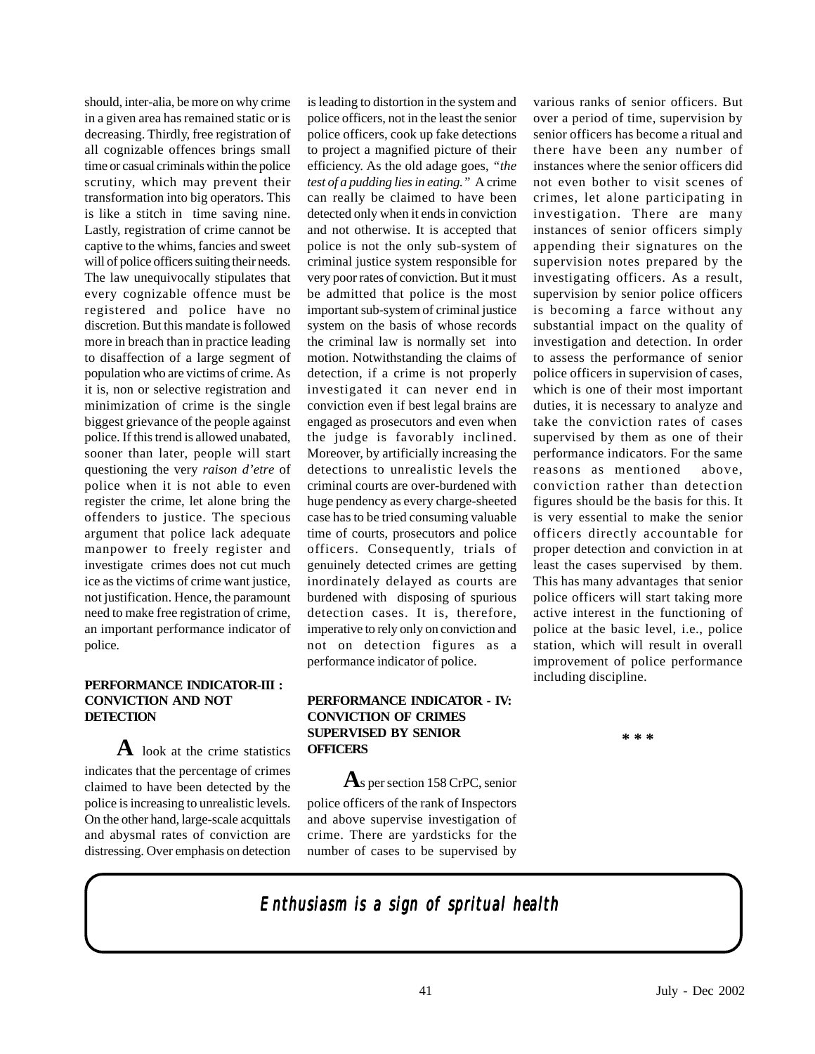should, inter-alia, be more on why crime in a given area has remained static or is decreasing. Thirdly, free registration of all cognizable offences brings small time or casual criminals within the police scrutiny, which may prevent their transformation into big operators. This is like a stitch in time saving nine. Lastly, registration of crime cannot be captive to the whims, fancies and sweet will of police officers suiting their needs. The law unequivocally stipulates that every cognizable offence must be registered and police have no discretion. But this mandate is followed more in breach than in practice leading to disaffection of a large segment of population who are victims of crime. As it is, non or selective registration and minimization of crime is the single biggest grievance of the people against police. If this trend is allowed unabated, sooner than later, people will start questioning the very *raison d'etre* of police when it is not able to even register the crime, let alone bring the offenders to justice. The specious argument that police lack adequate manpower to freely register and investigate crimes does not cut much ice as the victims of crime want justice, not justification. Hence, the paramount need to make free registration of crime, an important performance indicator of police.

## PERFORMANCE INDICATOR-III : CONVICTION AND NOT DETECTION

**A** look at the crime statistics indicates that the percentage of crimes claimed to have been detected by the police is increasing to unrealistic levels. On the other hand, large-scale acquittals and abysmal rates of conviction are distressing. Over emphasis on detection is leading to distortion in the system and police officers, not in the least the senior police officers, cook up fake detections to project a magnified picture of their efficiency. As the old adage goes, *"the test of a pudding lies in eating."* A crime can really be claimed to have been detected only when it ends in conviction and not otherwise. It is accepted that police is not the only sub-system of criminal justice system responsible for very poor rates of conviction. But it must be admitted that police is the most important sub-system of criminal justice system on the basis of whose records the criminal law is normally set into motion. Notwithstanding the claims of detection, if a crime is not properly investigated it can never end in conviction even if best legal brains are engaged as prosecutors and even when the judge is favorably inclined. Moreover, by artificially increasing the detections to unrealistic levels the criminal courts are over-burdened with huge pendency as every charge-sheeted case has to be tried consuming valuable time of courts, prosecutors and police officers. Consequently, trials of genuinely detected crimes are getting inordinately delayed as courts are burdened with disposing of spurious detection cases. It is, therefore, imperative to rely only on conviction and not on detection figures as a performance indicator of police.

## PERFORMANCE INDICATOR - IV: CONVICTION OF CRIMES SUPERVISED BY SENIOR OFFICERS

**A**s per section 158 CrPC, senior police officers of the rank of Inspectors and above supervise investigation of crime. There are yardsticks for the number of cases to be supervised by various ranks of senior officers. But over a period of time, supervision by senior officers has become a ritual and there have been any number of instances where the senior officers did not even bother to visit scenes of crimes, let alone participating in investigation. There are many instances of senior officers simply appending their signatures on the supervision notes prepared by the investigating officers. As a result, supervision by senior police officers is becoming a farce without any substantial impact on the quality of investigation and detection. In order to assess the performance of senior police officers in supervision of cases, which is one of their most important duties, it is necessary to analyze and take the conviction rates of cases supervised by them as one of their performance indicators. For the same reasons as mentioned above, conviction rather than detection figures should be the basis for this. It is very essential to make the senior officers directly accountable for proper detection and conviction in at least the cases supervised by them. This has many advantages that senior police officers will start taking more active interest in the functioning of police at the basic level, i.e., police station, which will result in overall improvement of police performance including discipline.

* * *

*Enthusiasm is a sign of spritual health*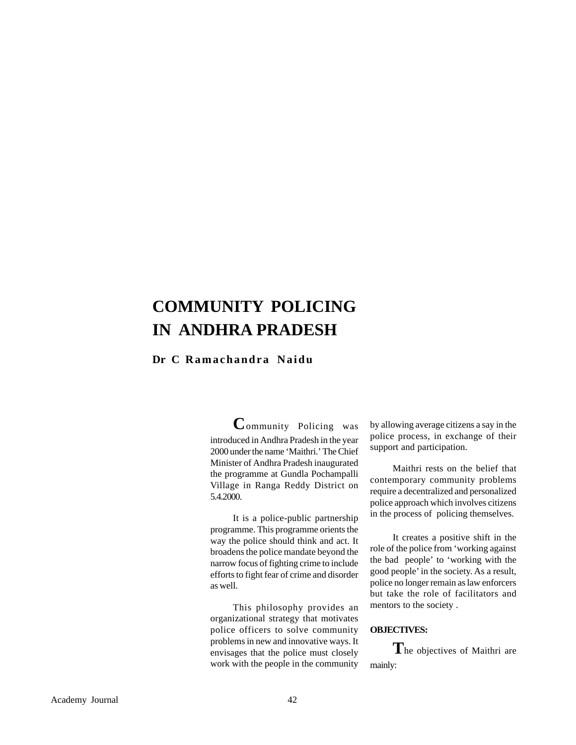# COMMUNITY POLICING IN ANDHRA PRADESH

**Dr C Ramachandra Naidu**

Community Policing was introduced in Andhra Pradesh in the year 2000 under the name 'Maithri.' The Chief Minister of Andhra Pradesh inaugurated the programme at Gundla Pochampalli Village in Ranga Reddy District on 5.4.2000.

It is a police-public partnership programme. This programme orients the way the police should think and act. It broadens the police mandate beyond the narrow focus of fighting crime to include efforts to fight fear of crime and disorder as well.

This philosophy provides an organizational strategy that motivates police officers to solve community problems in new and innovative ways. It envisages that the police must closely work with the people in the community by allowing average citizens a say in the police process, in exchange of their support and participation.

Maithri rests on the belief that contemporary community problems require a decentralized and personalized police approach which involves citizens in the process of policing themselves.

It creates a positive shift in the role of the police from 'working against the bad people' to 'working with the good people' in the society. As a result, police no longer remain as law enforcers but take the role of facilitators and mentors to the society .

**OBJECTIVES:**

The objectives of Maithri are mainly: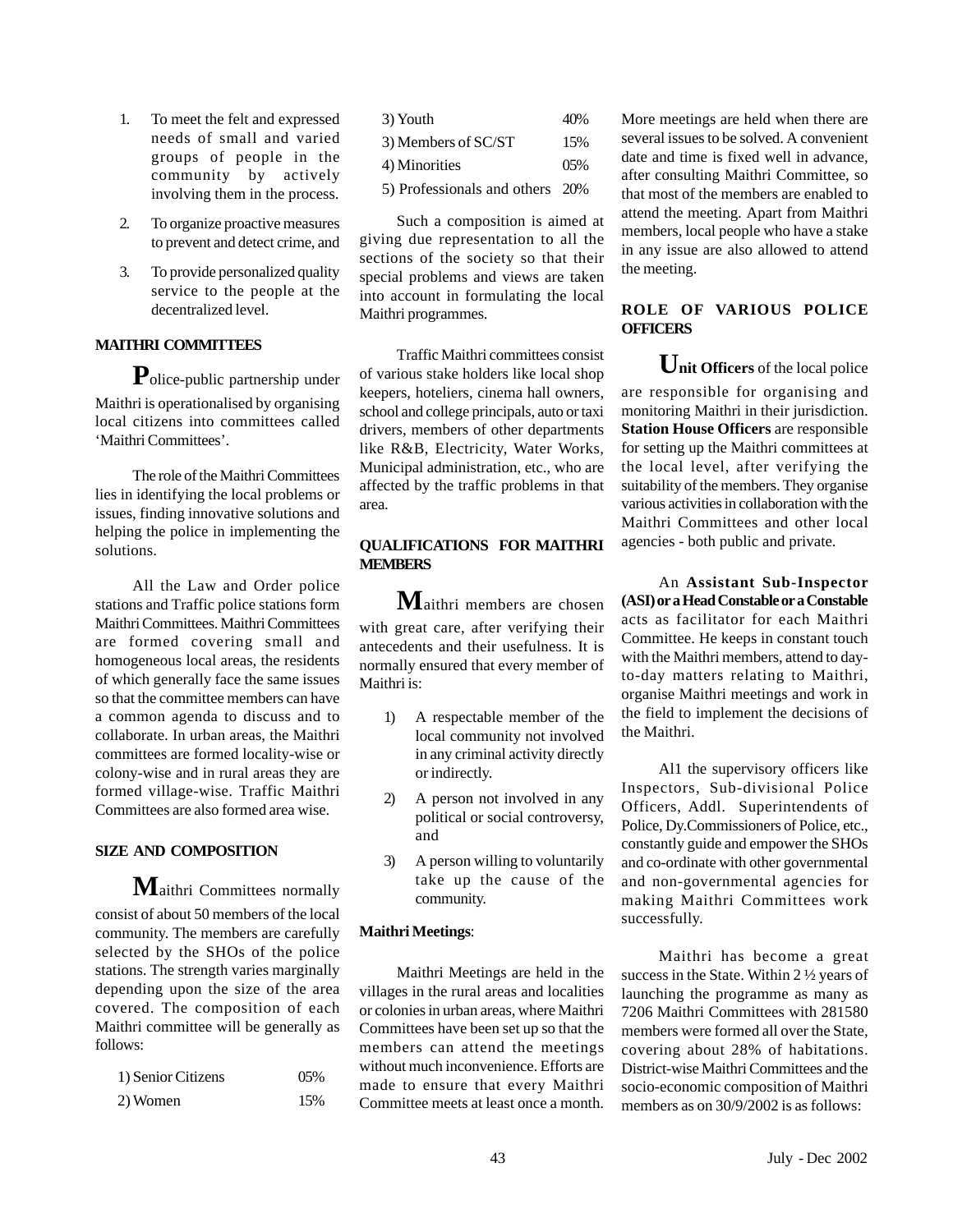1. To meet the felt and expressed needs of small and varied groups of people in the community by actively involving them in the process.
2. To organize proactive measures to prevent and detect crime, and
3. To provide personalized quality service to the people at the decentralized level.

**MAITHRI COMMITTEES**

Police-public partnership under Maithri is operationalised by organising local citizens into committees called 'Maithri Committees'.

The role of the Maithri Committees lies in identifying the local problems or issues, finding innovative solutions and helping the police in implementing the solutions.

All the Law and Order police stations and Traffic police stations form Maithri Committees. Maithri Committees are formed covering small and homogeneous local areas, the residents of which generally face the same issues so that the committee members can have a common agenda to discuss and to collaborate. In urban areas, the Maithri committees are formed locality-wise or colony-wise and in rural areas they are formed village-wise. Traffic Maithri Committees are also formed area wise.

**SIZE AND COMPOSITION**

Maithri Committees normally consist of about 50 members of the local community. The members are carefully selected by the SHOs of the police stations. The strength varies marginally depending upon the size of the area covered. The composition of each Maithri committee will be generally as follows:

| | |
|---|---|
| 1) Senior Citizens | 05% |
| 2) Women | 15% |
| 3) Youth | 40% |
| 3) Members of SC/ST | 15% |
| 4) Minorities | 05% |
| 5) Professionals and others | 20% |

Such a composition is aimed at giving due representation to all the sections of the society so that their special problems and views are taken into account in formulating the local Maithri programmes.

Traffic Maithri committees consist of various stake holders like local shop keepers, hoteliers, cinema hall owners, school and college principals, auto or taxi drivers, members of other departments like R&B, Electricity, Water Works, Municipal administration, etc., who are affected by the traffic problems in that area.

**QUALIFICATIONS FOR MAITHRI MEMBERS**

Maithri members are chosen with great care, after verifying their antecedents and their usefulness. It is normally ensured that every member of Maithri is:

1) A respectable member of the local community not involved in any criminal activity directly or indirectly.
2) A person not involved in any political or social controversy, and
3) A person willing to voluntarily take up the cause of the community.

**Maithri Meetings**:

Maithri Meetings are held in the villages in the rural areas and localities or colonies in urban areas, where Maithri Committees have been set up so that the members can attend the meetings without much inconvenience. Efforts are made to ensure that every Maithri Committee meets at least once a month. More meetings are held when there are several issues to be solved. A convenient date and time is fixed well in advance, after consulting Maithri Committee, so that most of the members are enabled to attend the meeting. Apart from Maithri members, local people who have a stake in any issue are also allowed to attend the meeting.

**ROLE OF VARIOUS POLICE OFFICERS**

**Unit Officers** of the local police are responsible for organising and monitoring Maithri in their jurisdiction. **Station House Officers** are responsible for setting up the Maithri committees at the local level, after verifying the suitability of the members. They organise various activities in collaboration with the Maithri Committees and other local agencies - both public and private.

An **Assistant Sub-Inspector (ASI) or a Head Constable or a Constable** acts as facilitator for each Maithri Committee. He keeps in constant touch with the Maithri members, attend to day-to-day matters relating to Maithri, organise Maithri meetings and work in the field to implement the decisions of the Maithri.

Al1 the supervisory officers like Inspectors, Sub-divisional Police Officers, Addl. Superintendents of Police, Dy.Commissioners of Police, etc., constantly guide and empower the SHOs and co-ordinate with other governmental and non-governmental agencies for making Maithri Committees work successfully.

Maithri has become a great success in the State. Within 2 ½ years of launching the programme as many as 7206 Maithri Committees with 281580 members were formed all over the State, covering about 28% of habitations. District-wise Maithri Committees and the socio-economic composition of Maithri members as on 30/9/2002 is as follows: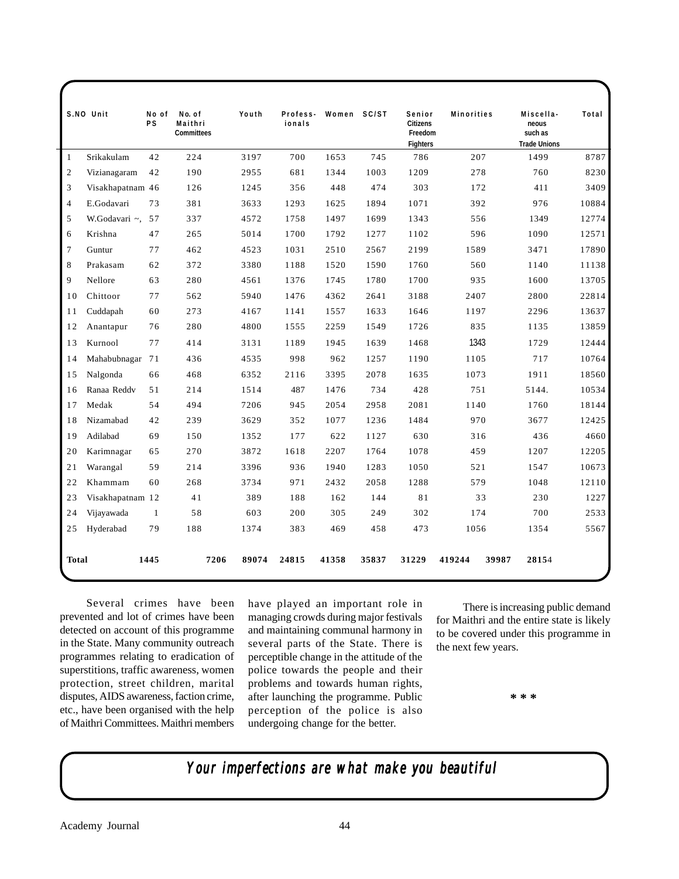| S.NO | Unit | No of PS | No. of Maithri Committees | Youth | Profess-ionals | Women | SC/ST | Senior Citizens Freedom Fighters | Minorities | Miscella-neous such as Trade Unions | Total |
|---|---|---|---|---|---|---|---|---|---|---|---|
| 1 | Srikakulam | 42 | 224 | 3197 | 700 | 1653 | 745 | 786 | 207 | 1499 | 8787 |
| 2 | Vizianagaram | 42 | 190 | 2955 | 681 | 1344 | 1003 | 1209 | 278 | 760 | 8230 |
| 3 | Visakhapatnam | 46 | 126 | 1245 | 356 | 448 | 474 | 303 | 172 | 411 | 3409 |
| 4 | E.Godavari | 73 | 381 | 3633 | 1293 | 1625 | 1894 | 1071 | 392 | 976 | 10884 |
| 5 | W.Godavari ~, | 57 | 337 | 4572 | 1758 | 1497 | 1699 | 1343 | 556 | 1349 | 12774 |
| 6 | Krishna | 47 | 265 | 5014 | 1700 | 1792 | 1277 | 1102 | 596 | 1090 | 12571 |
| 7 | Guntur | 77 | 462 | 4523 | 1031 | 2510 | 2567 | 2199 | 1589 | 3471 | 17890 |
| 8 | Prakasam | 62 | 372 | 3380 | 1188 | 1520 | 1590 | 1760 | 560 | 1140 | 11138 |
| 9 | Nellore | 63 | 280 | 4561 | 1376 | 1745 | 1780 | 1700 | 935 | 1600 | 13705 |
| 10 | Chittoor | 77 | 562 | 5940 | 1476 | 4362 | 2641 | 3188 | 2407 | 2800 | 22814 |
| 11 | Cuddapah | 60 | 273 | 4167 | 1141 | 1557 | 1633 | 1646 | 1197 | 2296 | 13637 |
| 12 | Anantapur | 76 | 280 | 4800 | 1555 | 2259 | 1549 | 1726 | 835 | 1135 | 13859 |
| 13 | Kurnool | 77 | 414 | 3131 | 1189 | 1945 | 1639 | 1468 | 1343 | 1729 | 12444 |
| 14 | Mahabubnagar | 71 | 436 | 4535 | 998 | 962 | 1257 | 1190 | 1105 | 717 | 10764 |
| 15 | Nalgonda | 66 | 468 | 6352 | 2116 | 3395 | 2078 | 1635 | 1073 | 1911 | 18560 |
| 16 | Ranaa Reddv | 51 | 214 | 1514 | 487 | 1476 | 734 | 428 | 751 | 5144. | 10534 |
| 17 | Medak | 54 | 494 | 7206 | 945 | 2054 | 2958 | 2081 | 1140 | 1760 | 18144 |
| 18 | Nizamabad | 42 | 239 | 3629 | 352 | 1077 | 1236 | 1484 | 970 | 3677 | 12425 |
| 19 | Adilabad | 69 | 150 | 1352 | 177 | 622 | 1127 | 630 | 316 | 436 | 4660 |
| 20 | Karimnagar | 65 | 270 | 3872 | 1618 | 2207 | 1764 | 1078 | 459 | 1207 | 12205 |
| 21 | Warangal | 59 | 214 | 3396 | 936 | 1940 | 1283 | 1050 | 521 | 1547 | 10673 |
| 22 | Khammam | 60 | 268 | 3734 | 971 | 2432 | 2058 | 1288 | 579 | 1048 | 12110 |
| 23 | Visakhapatnam | 12 | 41 | 389 | 188 | 162 | 144 | 81 | 33 | 230 | 1227 |
| 24 | Vijayawada | 1 | 58 | 603 | 200 | 305 | 249 | 302 | 174 | 700 | 2533 |
| 25 | Hyderabad | 79 | 188 | 1374 | 383 | 469 | 458 | 473 | 1056 | 1354 | 5567 |
| **Total** | | **1445** | **7206** | **89074** | **24815** | **41358** | **35837** | **31229** | **419244 39987** | **28154** | |

Several crimes have been prevented and lot of crimes have been detected on account of this programme in the State. Many community outreach programmes relating to eradication of superstitions, traffic awareness, women protection, street children, marital disputes, AIDS awareness, faction crime, etc., have been organised with the help of Maithri Committees. Maithri members have played an important role in managing crowds during major festivals and maintaining communal harmony in several parts of the State. There is perceptible change in the attitude of the police towards the people and their problems and towards human rights, after launching the programme. Public perception of the police is also undergoing change for the better.

There is increasing public demand for Maithri and the entire state is likely to be covered under this programme in the next few years.

* * *

*Your imperfections are what make you beautiful*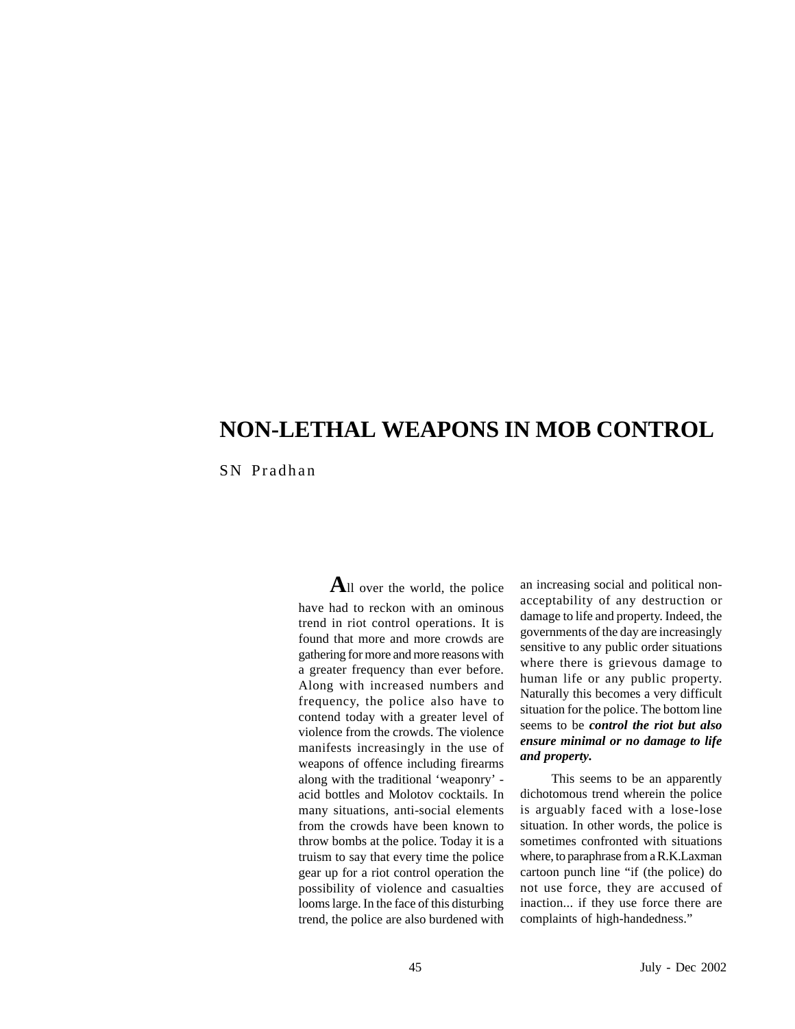# NON-LETHAL WEAPONS IN MOB CONTROL

SN Pradhan

All over the world, the police have had to reckon with an ominous trend in riot control operations. It is found that more and more crowds are gathering for more and more reasons with a greater frequency than ever before. Along with increased numbers and frequency, the police also have to contend today with a greater level of violence from the crowds. The violence manifests increasingly in the use of weapons of offence including firearms along with the traditional 'weaponry' - acid bottles and Molotov cocktails. In many situations, anti-social elements from the crowds have been known to throw bombs at the police. Today it is a truism to say that every time the police gear up for a riot control operation the possibility of violence and casualties looms large. In the face of this disturbing trend, the police are also burdened with an increasing social and political non-acceptability of any destruction or damage to life and property. Indeed, the governments of the day are increasingly sensitive to any public order situations where there is grievous damage to human life or any public property. Naturally this becomes a very difficult situation for the police. The bottom line seems to be ***control the riot but also ensure minimal or no damage to life and property.***

This seems to be an apparently dichotomous trend wherein the police is arguably faced with a lose-lose situation. In other words, the police is sometimes confronted with situations where, to paraphrase from a R.K.Laxman cartoon punch line "if (the police) do not use force, they are accused of inaction... if they use force there are complaints of high-handedness."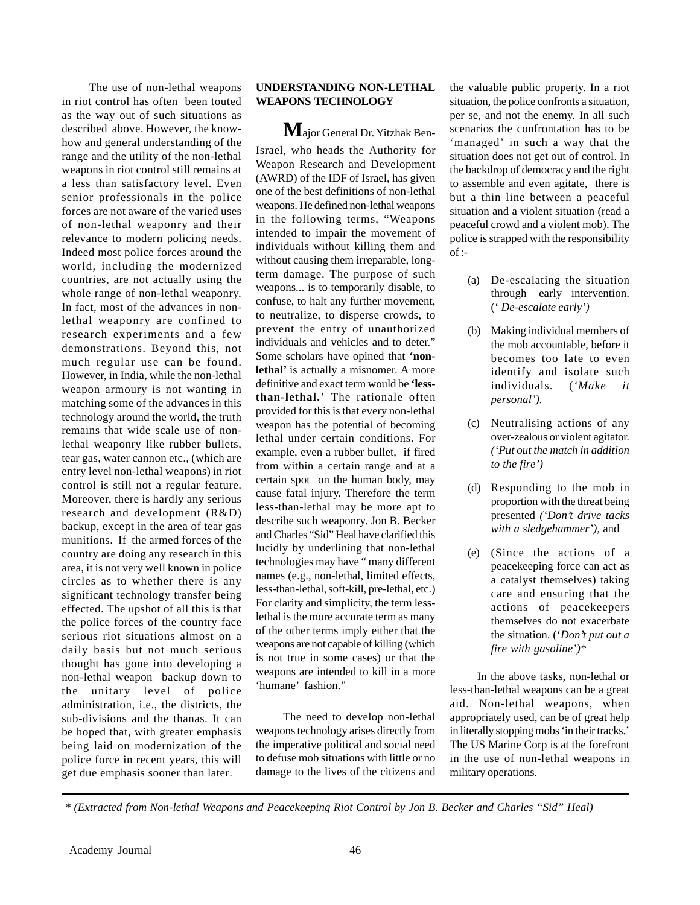The use of non-lethal weapons in riot control has often been touted as the way out of such situations as described above. However, the know-how and general understanding of the range and the utility of the non-lethal weapons in riot control still remains at a less than satisfactory level. Even senior professionals in the police forces are not aware of the varied uses of non-lethal weaponry and their relevance to modern policing needs. Indeed most police forces around the world, including the modernized countries, are not actually using the whole range of non-lethal weaponry. In fact, most of the advances in non-lethal weaponry are confined to research experiments and a few demonstrations. Beyond this, not much regular use can be found. However, in India, while the non-lethal weapon armoury is not wanting in matching some of the advances in this technology around the world, the truth remains that wide scale use of non-lethal weaponry like rubber bullets, tear gas, water cannon etc., (which are entry level non-lethal weapons) in riot control is still not a regular feature. Moreover, there is hardly any serious research and development (R&D) backup, except in the area of tear gas munitions. If the armed forces of the country are doing any research in this area, it is not very well known in police circles as to whether there is any significant technology transfer being effected. The upshot of all this is that the police forces of the country face serious riot situations almost on a daily basis but not much serious thought has gone into developing a non-lethal weapon backup down to the unitary level of police administration, i.e., the districts, the sub-divisions and the thanas. It can be hoped that, with greater emphasis being laid on modernization of the police force in recent years, this will get due emphasis sooner than later.

## UNDERSTANDING NON-LETHAL WEAPONS TECHNOLOGY

Major General Dr. Yitzhak Ben-Israel, who heads the Authority for Weapon Research and Development (AWRD) of the IDF of Israel, has given one of the best definitions of non-lethal weapons. He defined non-lethal weapons in the following terms, "Weapons intended to impair the movement of individuals without killing them and without causing them irreparable, long-term damage. The purpose of such weapons... is to temporarily disable, to confuse, to halt any further movement, to neutralize, to disperse crowds, to prevent the entry of unauthorized individuals and vehicles and to deter." Some scholars have opined that **'non-lethal'** is actually a misnomer. A more definitive and exact term would be **'less-than-lethal.'** The rationale often provided for this is that every non-lethal weapon has the potential of becoming lethal under certain conditions. For example, even a rubber bullet, if fired from within a certain range and at a certain spot on the human body, may cause fatal injury. Therefore the term less-than-lethal may be more apt to describe such weaponry. Jon B. Becker and Charles "Sid" Heal have clarified this lucidly by underlining that non-lethal technologies may have " many different names (e.g., non-lethal, limited effects, less-than-lethal, soft-kill, pre-lethal, etc.) For clarity and simplicity, the term less-lethal is the more accurate term as many of the other terms imply either that the weapons are not capable of killing (which is not true in some cases) or that the weapons are intended to kill in a more 'humane' fashion."

The need to develop non-lethal weapons technology arises directly from the imperative political and social need to defuse mob situations with little or no damage to the lives of the citizens and the valuable public property. In a riot situation, the police confronts a situation, per se, and not the enemy. In all such scenarios the confrontation has to be 'managed' in such a way that the situation does not get out of control. In the backdrop of democracy and the right to assemble and even agitate, there is but a thin line between a peaceful situation and a violent situation (read a peaceful crowd and a violent mob). The police is strapped with the responsibility of :-

(a) De-escalating the situation through early intervention. (*' De-escalate early'*)

(b) Making individual members of the mob accountable, before it becomes too late to even identify and isolate such individuals. (*'Make it personal').*

(c) Neutralising actions of any over-zealous or violent agitator. *('Put out the match in addition to the fire')*

(d) Responding to the mob in proportion with the threat being presented *('Don't drive tacks with a sledgehammer'),* and

(e) (Since the actions of a peacekeeping force can act as a catalyst themselves) taking care and ensuring that the actions of peacekeepers themselves do not exacerbate the situation. (*'Don't put out a fire with gasoline')**

In the above tasks, non-lethal or less-than-lethal weapons can be a great aid. Non-lethal weapons, when appropriately used, can be of great help in literally stopping mobs 'in their tracks.' The US Marine Corp is at the forefront in the use of non-lethal weapons in military operations.

* *(Extracted from Non-lethal Weapons and Peacekeeping Riot Control by Jon B. Becker and Charles "Sid" Heal)*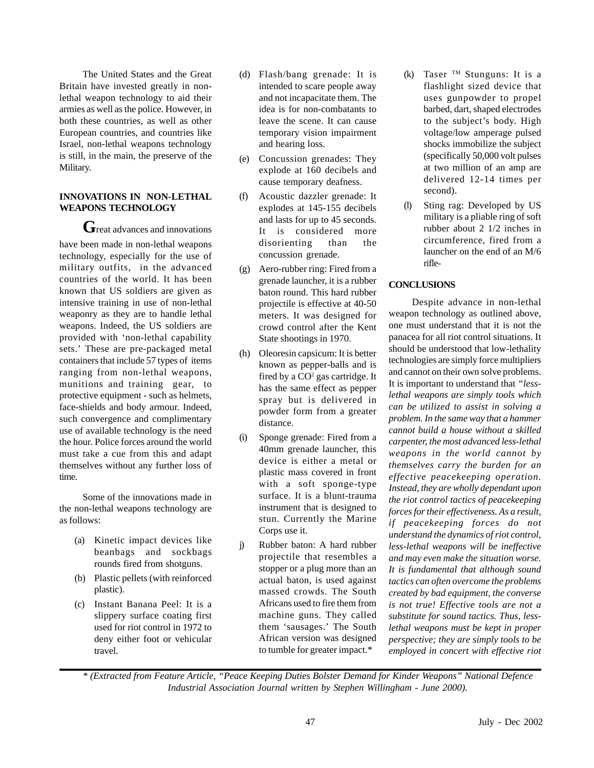The United States and the Great Britain have invested greatly in non-lethal weapon technology to aid their armies as well as the police. However, in both these countries, as well as other European countries, and countries like Israel, non-lethal weapons technology is still, in the main, the preserve of the Military.

**INNOVATIONS IN NON-LETHAL WEAPONS TECHNOLOGY**

Great advances and innovations have been made in non-lethal weapons technology, especially for the use of military outfits, in the advanced countries of the world. It has been known that US soldiers are given as intensive training in use of non-lethal weaponry as they are to handle lethal weapons. Indeed, the US soldiers are provided with 'non-lethal capability sets.' These are pre-packaged metal containers that include 57 types of items ranging from non-lethal weapons, munitions and training gear, to protective equipment - such as helmets, face-shields and body armour. Indeed, such convergence and complimentary use of available technology is the need the hour. Police forces around the world must take a cue from this and adapt themselves without any further loss of time.

Some of the innovations made in the non-lethal weapons technology are as follows:

(a) Kinetic impact devices like beanbags and sockbags rounds fired from shotguns.

(b) Plastic pellets (with reinforced plastic).

(c) Instant Banana Peel: It is a slippery surface coating first used for riot control in 1972 to deny either foot or vehicular travel.

(d) Flash/bang grenade: It is intended to scare people away and not incapacitate them. The idea is for non-combatants to leave the scene. It can cause temporary vision impairment and hearing loss.

(e) Concussion grenades: They explode at 160 decibels and cause temporary deafness.

(f) Acoustic dazzler grenade: It explodes at 145-155 decibels and lasts for up to 45 seconds. It is considered more disorienting than the concussion grenade.

(g) Aero-rubber ring: Fired from a grenade launcher, it is a rubber baton round. This hard rubber projectile is effective at 40-50 meters. It was designed for crowd control after the Kent State shootings in 1970.

(h) Oleoresin capsicum: It is better known as pepper-balls and is fired by a $CO^2$ gas cartridge. It has the same effect as pepper spray but is delivered in powder form from a greater distance.

(i) Sponge grenade: Fired from a 40mm grenade launcher, this device is either a metal or plastic mass covered in front with a soft sponge-type surface. It is a blunt-trauma instrument that is designed to stun. Currently the Marine Corps use it.

j) Rubber baton: A hard rubber projectile that resembles a stopper or a plug more than an actual baton, is used against massed crowds. The South Africans used to fire them from machine guns. They called them 'sausages.' The South African version was designed to tumble for greater impact.*

(k) Taser TM Stunguns: It is a flashlight sized device that uses gunpowder to propel barbed, dart, shaped electrodes to the subject's body. High voltage/low amperage pulsed shocks immobilize the subject (specifically 50,000 volt pulses at two million of an amp are delivered 12-14 times per second).

(l) Sting rag: Developed by US military is a pliable ring of soft rubber about 2 1/2 inches in circumference, fired from a launcher on the end of an M/6 rifle-

**CONCLUSIONS**

Despite advance in non-lethal weapon technology as outlined above, one must understand that it is not the panacea for all riot control situations. It should be understood that low-lethality technologies are simply force multipliers and cannot on their own solve problems. It is important to understand that *"less-lethal weapons are simply tools which can be utilized to assist in solving a problem. In the same way that a hammer cannot build a house without a skilled carpenter, the most advanced less-lethal weapons in the world cannot by themselves carry the burden for an effective peacekeeping operation. Instead, they are wholly dependant upon the riot control tactics of peacekeeping forces for their effectiveness. As a result, if peacekeeping forces do not understand the dynamics of riot control, less-lethal weapons will be ineffective and may even make the situation worse. It is fundamental that although sound tactics can often overcome the problems created by bad equipment, the converse is not true! Effective tools are not a substitute for sound tactics. Thus, less-lethal weapons must be kept in proper perspective; they are simply tools to be employed in concert with effective riot*

*\* (Extracted from Feature Article, "Peace Keeping Duties Bolster Demand for Kinder Weapons" National Defence Industrial Association Journal written by Stephen Willingham - June 2000).*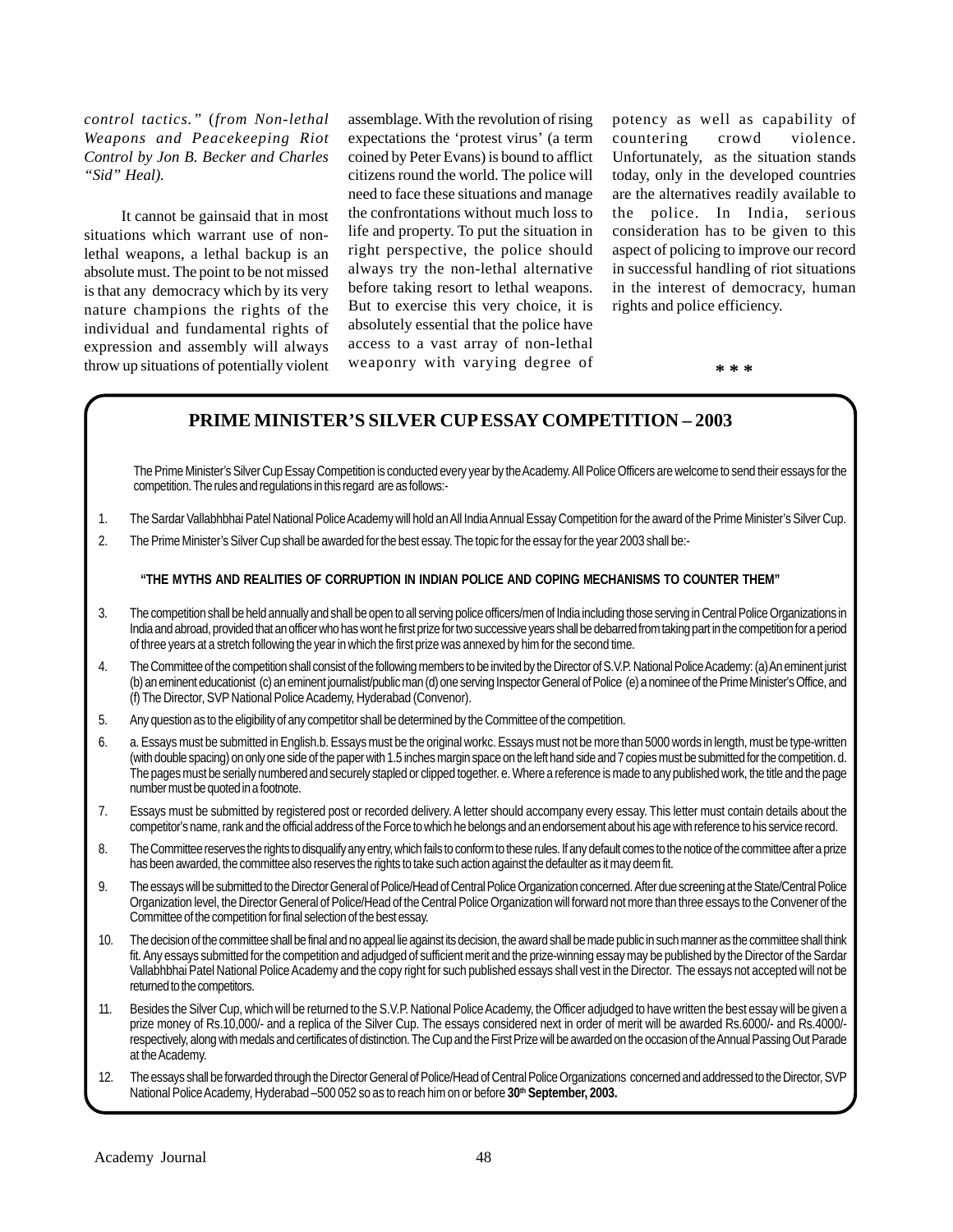*control tactics." (from Non-lethal Weapons and Peacekeeping Riot Control by Jon B. Becker and Charles "Sid" Heal).*

It cannot be gainsaid that in most situations which warrant use of non-lethal weapons, a lethal backup is an absolute must. The point to be not missed is that any democracy which by its very nature champions the rights of the individual and fundamental rights of expression and assembly will always throw up situations of potentially violent assemblage. With the revolution of rising expectations the 'protest virus' (a term coined by Peter Evans) is bound to afflict citizens round the world. The police will need to face these situations and manage the confrontations without much loss to life and property. To put the situation in right perspective, the police should always try the non-lethal alternative before taking resort to lethal weapons. But to exercise this very choice, it is absolutely essential that the police have access to a vast array of non-lethal weaponry with varying degree of potency as well as capability of countering crowd violence. Unfortunately, as the situation stands today, only in the developed countries are the alternatives readily available to the police. In India, serious consideration has to be given to this aspect of policing to improve our record in successful handling of riot situations in the interest of democracy, human rights and police efficiency.

* * *

## PRIME MINISTER'S SILVER CUP ESSAY COMPETITION – 2003

The Prime Minister's Silver Cup Essay Competition is conducted every year by the Academy. All Police Officers are welcome to send their essays for the competition. The rules and regulations in this regard are as follows:-

1. The Sardar Vallabhbhai Patel National Police Academy will hold an All India Annual Essay Competition for the award of the Prime Minister's Silver Cup.
2. The Prime Minister's Silver Cup shall be awarded for the best essay. The topic for the essay for the year 2003 shall be:-

   **"THE MYTHS AND REALITIES OF CORRUPTION IN INDIAN POLICE AND COPING MECHANISMS TO COUNTER THEM"**

3. The competition shall be held annually and shall be open to all serving police officers/men of India including those serving in Central Police Organizations in India and abroad, provided that an officer who has wont he first prize for two successive years shall be debarred from taking part in the competition for a period of three years at a stretch following the year in which the first prize was annexed by him for the second time.
4. The Committee of the competition shall consist of the following members to be invited by the Director of S.V.P. National Police Academy: (a) An eminent jurist (b) an eminent educationist (c) an eminent journalist/public man (d) one serving Inspector General of Police (e) a nominee of the Prime Minister's Office, and (f) The Director, SVP National Police Academy, Hyderabad (Convenor).
5. Any question as to the eligibility of any competitor shall be determined by the Committee of the competition.
6. a. Essays must be submitted in English.b. Essays must be the original workc. Essays must not be more than 5000 words in length, must be type-written (with double spacing) on only one side of the paper with 1.5 inches margin space on the left hand side and 7 copies must be submitted for the competition. d. The pages must be serially numbered and securely stapled or clipped together. e. Where a reference is made to any published work, the title and the page number must be quoted in a footnote.
7. Essays must be submitted by registered post or recorded delivery. A letter should accompany every essay. This letter must contain details about the competitor's name, rank and the official address of the Force to which he belongs and an endorsement about his age with reference to his service record.
8. The Committee reserves the rights to disqualify any entry, which fails to conform to these rules. If any default comes to the notice of the committee after a prize has been awarded, the committee also reserves the rights to take such action against the defaulter as it may deem fit.
9. The essays will be submitted to the Director General of Police/Head of Central Police Organization concerned. After due screening at the State/Central Police Organization level, the Director General of Police/Head of the Central Police Organization will forward not more than three essays to the Convener of the Committee of the competition for final selection of the best essay.
10. The decision of the committee shall be final and no appeal lie against its decision, the award shall be made public in such manner as the committee shall think fit. Any essays submitted for the competition and adjudged of sufficient merit and the prize-winning essay may be published by the Director of the Sardar Vallabhbhai Patel National Police Academy and the copy right for such published essays shall vest in the Director. The essays not accepted will not be returned to the competitors.
11. Besides the Silver Cup, which will be returned to the S.V.P. National Police Academy, the Officer adjudged to have written the best essay will be given a prize money of Rs.10,000/- and a replica of the Silver Cup. The essays considered next in order of merit will be awarded Rs.6000/- and Rs.4000/- respectively, along with medals and certificates of distinction. The Cup and the First Prize will be awarded on the occasion of the Annual Passing Out Parade at the Academy.
12. The essays shall be forwarded through the Director General of Police/Head of Central Police Organizations concerned and addressed to the Director, SVP National Police Academy, Hyderabad –500 052 so as to reach him on or before **30th September, 2003.**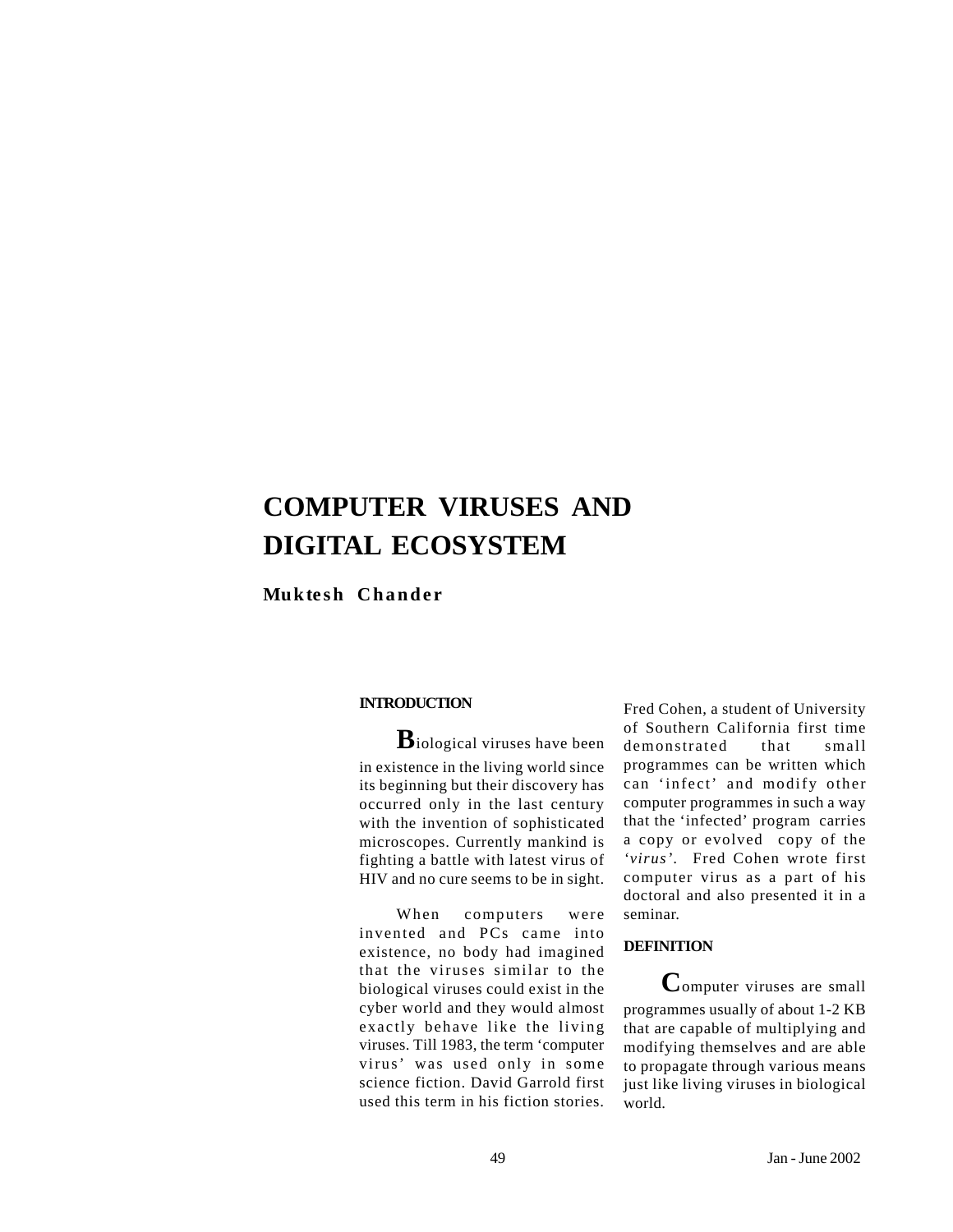# COMPUTER VIRUSES AND DIGITAL ECOSYSTEM

**Muktesh Chander**

## INTRODUCTION

Biological viruses have been in existence in the living world since its beginning but their discovery has occurred only in the last century with the invention of sophisticated microscopes. Currently mankind is fighting a battle with latest virus of HIV and no cure seems to be in sight.

When computers were invented and PCs came into existence, no body had imagined that the viruses similar to the biological viruses could exist in the cyber world and they would almost exactly behave like the living viruses. Till 1983, the term 'computer virus' was used only in some science fiction. David Garrold first used this term in his fiction stories. Fred Cohen, a student of University of Southern California first time demonstrated that small programmes can be written which can 'infect' and modify other computer programmes in such a way that the 'infected' program carries a copy or evolved copy of the *'virus'*. Fred Cohen wrote first computer virus as a part of his doctoral and also presented it in a seminar.

## DEFINITION

Computer viruses are small programmes usually of about 1-2 KB that are capable of multiplying and modifying themselves and are able to propagate through various means just like living viruses in biological world.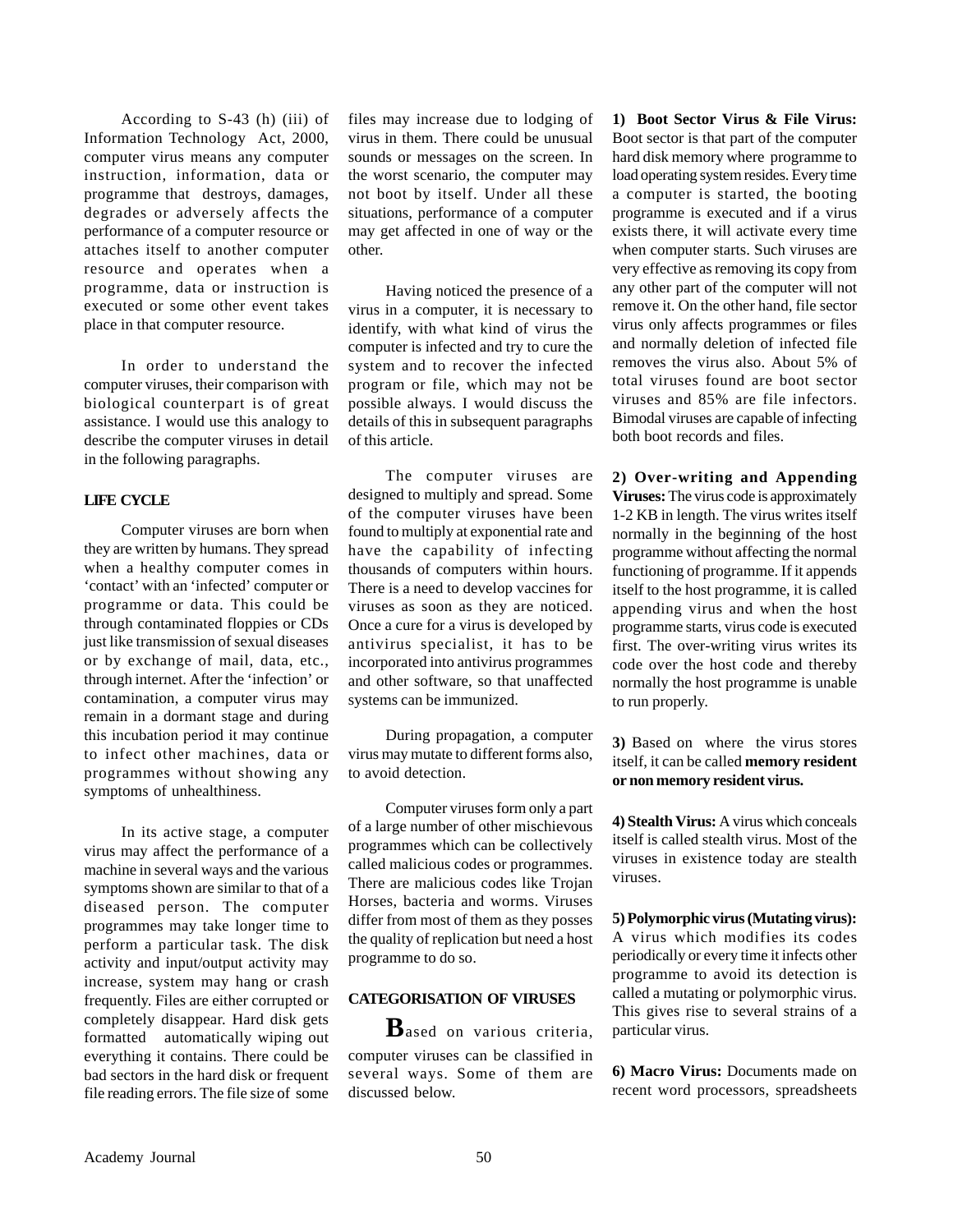According to S-43 (h) (iii) of Information Technology Act, 2000, computer virus means any computer instruction, information, data or programme that destroys, damages, degrades or adversely affects the performance of a computer resource or attaches itself to another computer resource and operates when a programme, data or instruction is executed or some other event takes place in that computer resource.

In order to understand the computer viruses, their comparison with biological counterpart is of great assistance. I would use this analogy to describe the computer viruses in detail in the following paragraphs.

## LIFE CYCLE

Computer viruses are born when they are written by humans. They spread when a healthy computer comes in 'contact' with an 'infected' computer or programme or data. This could be through contaminated floppies or CDs just like transmission of sexual diseases or by exchange of mail, data, etc., through internet. After the 'infection' or contamination, a computer virus may remain in a dormant stage and during this incubation period it may continue to infect other machines, data or programmes without showing any symptoms of unhealthiness.

In its active stage, a computer virus may affect the performance of a machine in several ways and the various symptoms shown are similar to that of a diseased person. The computer programmes may take longer time to perform a particular task. The disk activity and input/output activity may increase, system may hang or crash frequently. Files are either corrupted or completely disappear. Hard disk gets formatted automatically wiping out everything it contains. There could be bad sectors in the hard disk or frequent file reading errors. The file size of some files may increase due to lodging of virus in them. There could be unusual sounds or messages on the screen. In the worst scenario, the computer may not boot by itself. Under all these situations, performance of a computer may get affected in one of way or the other.

Having noticed the presence of a virus in a computer, it is necessary to identify, with what kind of virus the computer is infected and try to cure the system and to recover the infected program or file, which may not be possible always. I would discuss the details of this in subsequent paragraphs of this article.

The computer viruses are designed to multiply and spread. Some of the computer viruses have been found to multiply at exponential rate and have the capability of infecting thousands of computers within hours. There is a need to develop vaccines for viruses as soon as they are noticed. Once a cure for a virus is developed by antivirus specialist, it has to be incorporated into antivirus programmes and other software, so that unaffected systems can be immunized.

During propagation, a computer virus may mutate to different forms also, to avoid detection.

Computer viruses form only a part of a large number of other mischievous programmes which can be collectively called malicious codes or programmes. There are malicious codes like Trojan Horses, bacteria and worms. Viruses differ from most of them as they posses the quality of replication but need a host programme to do so.

## CATEGORISATION OF VIRUSES

Based on various criteria, computer viruses can be classified in several ways. Some of them are discussed below.

**1) Boot Sector Virus & File Virus:** Boot sector is that part of the computer hard disk memory where programme to load operating system resides. Every time a computer is started, the booting programme is executed and if a virus exists there, it will activate every time when computer starts. Such viruses are very effective as removing its copy from any other part of the computer will not remove it. On the other hand, file sector virus only affects programmes or files and normally deletion of infected file removes the virus also. About 5% of total viruses found are boot sector viruses and 85% are file infectors. Bimodal viruses are capable of infecting both boot records and files.

**2) Over-writing and Appending Viruses:** The virus code is approximately 1-2 KB in length. The virus writes itself normally in the beginning of the host programme without affecting the normal functioning of programme. If it appends itself to the host programme, it is called appending virus and when the host programme starts, virus code is executed first. The over-writing virus writes its code over the host code and thereby normally the host programme is unable to run properly.

**3)** Based on where the virus stores itself, it can be called **memory resident or non memory resident virus.**

**4) Stealth Virus:** A virus which conceals itself is called stealth virus. Most of the viruses in existence today are stealth viruses.

**5) Polymorphic virus (Mutating virus):** A virus which modifies its codes periodically or every time it infects other programme to avoid its detection is called a mutating or polymorphic virus. This gives rise to several strains of a particular virus.

**6) Macro Virus:** Documents made on recent word processors, spreadsheets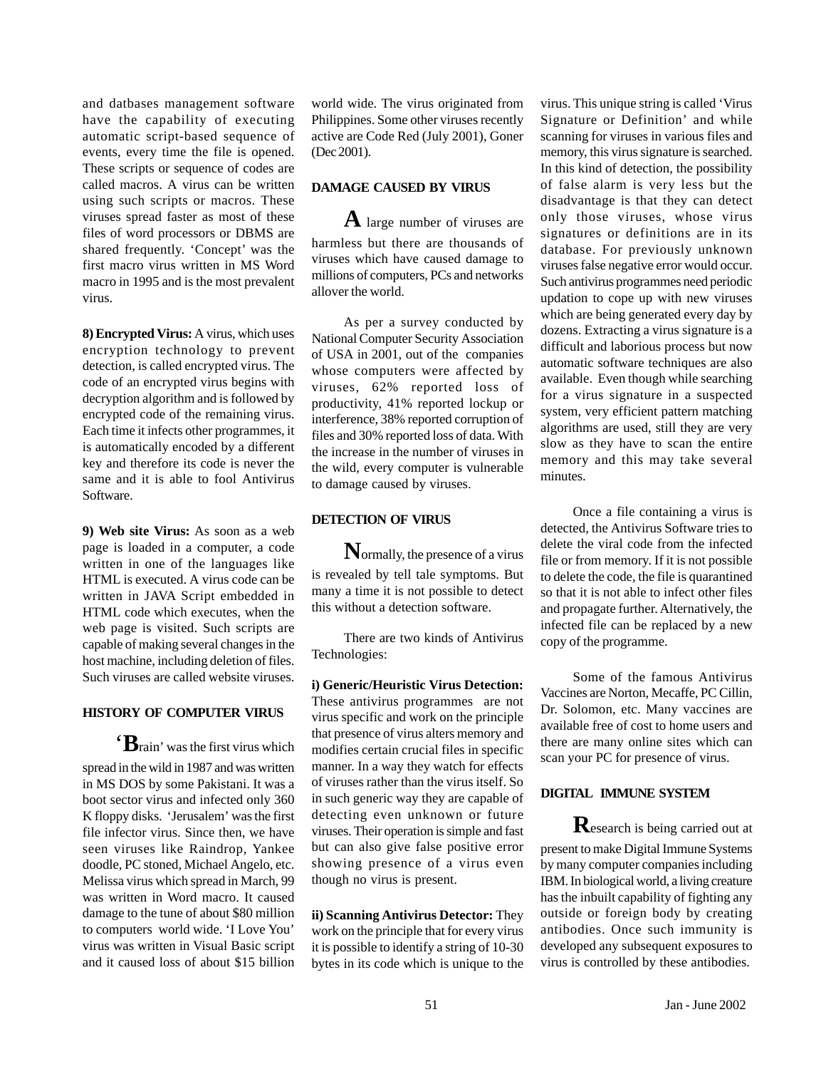and datbases management software have the capability of executing automatic script-based sequence of events, every time the file is opened. These scripts or sequence of codes are called macros. A virus can be written using such scripts or macros. These viruses spread faster as most of these files of word processors or DBMS are shared frequently. 'Concept' was the first macro virus written in MS Word macro in 1995 and is the most prevalent virus.

**8) Encrypted Virus:** A virus, which uses encryption technology to prevent detection, is called encrypted virus. The code of an encrypted virus begins with decryption algorithm and is followed by encrypted code of the remaining virus. Each time it infects other programmes, it is automatically encoded by a different key and therefore its code is never the same and it is able to fool Antivirus Software.

**9) Web site Virus:** As soon as a web page is loaded in a computer, a code written in one of the languages like HTML is executed. A virus code can be written in JAVA Script embedded in HTML code which executes, when the web page is visited. Such scripts are capable of making several changes in the host machine, including deletion of files. Such viruses are called website viruses.

## HISTORY OF COMPUTER VIRUS

'Brain' was the first virus which spread in the wild in 1987 and was written in MS DOS by some Pakistani. It was a boot sector virus and infected only 360 K floppy disks. 'Jerusalem' was the first file infector virus. Since then, we have seen viruses like Raindrop, Yankee doodle, PC stoned, Michael Angelo, etc. Melissa virus which spread in March, 99 was written in Word macro. It caused damage to the tune of about $80 million to computers world wide. 'I Love You' virus was written in Visual Basic script and it caused loss of about $15 billion world wide. The virus originated from Philippines. Some other viruses recently active are Code Red (July 2001), Goner (Dec 2001).

## DAMAGE CAUSED BY VIRUS

A large number of viruses are harmless but there are thousands of viruses which have caused damage to millions of computers, PCs and networks allover the world.

As per a survey conducted by National Computer Security Association of USA in 2001, out of the companies whose computers were affected by viruses, 62% reported loss of productivity, 41% reported lockup or interference, 38% reported corruption of files and 30% reported loss of data. With the increase in the number of viruses in the wild, every computer is vulnerable to damage caused by viruses.

## DETECTION OF VIRUS

Normally, the presence of a virus is revealed by tell tale symptoms. But many a time it is not possible to detect this without a detection software.

There are two kinds of Antivirus Technologies:

**i) Generic/Heuristic Virus Detection:** These antivirus programmes are not virus specific and work on the principle that presence of virus alters memory and modifies certain crucial files in specific manner. In a way they watch for effects of viruses rather than the virus itself. So in such generic way they are capable of detecting even unknown or future viruses. Their operation is simple and fast but can also give false positive error showing presence of a virus even though no virus is present.

**ii) Scanning Antivirus Detector:** They work on the principle that for every virus it is possible to identify a string of 10-30 bytes in its code which is unique to the virus. This unique string is called 'Virus Signature or Definition' and while scanning for viruses in various files and memory, this virus signature is searched. In this kind of detection, the possibility of false alarm is very less but the disadvantage is that they can detect only those viruses, whose virus signatures or definitions are in its database. For previously unknown viruses false negative error would occur. Such antivirus programmes need periodic updation to cope up with new viruses which are being generated every day by dozens. Extracting a virus signature is a difficult and laborious process but now automatic software techniques are also available. Even though while searching for a virus signature in a suspected system, very efficient pattern matching algorithms are used, still they are very slow as they have to scan the entire memory and this may take several minutes.

Once a file containing a virus is detected, the Antivirus Software tries to delete the viral code from the infected file or from memory. If it is not possible to delete the code, the file is quarantined so that it is not able to infect other files and propagate further. Alternatively, the infected file can be replaced by a new copy of the programme.

Some of the famous Antivirus Vaccines are Norton, Mecaffe, PC Cillin, Dr. Solomon, etc. Many vaccines are available free of cost to home users and there are many online sites which can scan your PC for presence of virus.

## DIGITAL IMMUNE SYSTEM

Research is being carried out at present to make Digital Immune Systems by many computer companies including IBM. In biological world, a living creature has the inbuilt capability of fighting any outside or foreign body by creating antibodies. Once such immunity is developed any subsequent exposures to virus is controlled by these antibodies.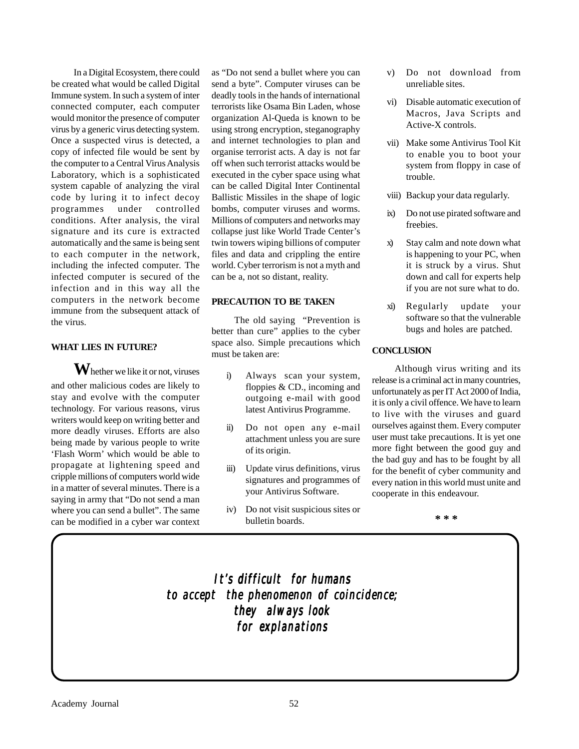In a Digital Ecosystem, there could be created what would be called Digital Immune system. In such a system of inter connected computer, each computer would monitor the presence of computer virus by a generic virus detecting system. Once a suspected virus is detected, a copy of infected file would be sent by the computer to a Central Virus Analysis Laboratory, which is a sophisticated system capable of analyzing the viral code by luring it to infect decoy programmes under controlled conditions. After analysis, the viral signature and its cure is extracted automatically and the same is being sent to each computer in the network, including the infected computer. The infected computer is secured of the infection and in this way all the computers in the network become immune from the subsequent attack of the virus.

## WHAT LIES IN FUTURE?

**W**hether we like it or not, viruses and other malicious codes are likely to stay and evolve with the computer technology. For various reasons, virus writers would keep on writing better and more deadly viruses. Efforts are also being made by various people to write 'Flash Worm' which would be able to propagate at lightening speed and cripple millions of computers world wide in a matter of several minutes. There is a saying in army that "Do not send a man where you can send a bullet". The same can be modified in a cyber war context as "Do not send a bullet where you can send a byte". Computer viruses can be deadly tools in the hands of international terrorists like Osama Bin Laden, whose organization Al-Queda is known to be using strong encryption, steganography and internet technologies to plan and organise terrorist acts. A day is not far off when such terrorist attacks would be executed in the cyber space using what can be called Digital Inter Continental Ballistic Missiles in the shape of logic bombs, computer viruses and worms. Millions of computers and networks may collapse just like World Trade Center's twin towers wiping billions of computer files and data and crippling the entire world. Cyber terrorism is not a myth and can be a, not so distant, reality.

## PRECAUTION TO BE TAKEN

The old saying "Prevention is better than cure" applies to the cyber space also. Simple precautions which must be taken are:

i) Always scan your system, floppies & CD., incoming and outgoing e-mail with good latest Antivirus Programme.

ii) Do not open any e-mail attachment unless you are sure of its origin.

iii) Update virus definitions, virus signatures and programmes of your Antivirus Software.

iv) Do not visit suspicious sites or bulletin boards.

v) Do not download from unreliable sites.

vi) Disable automatic execution of Macros, Java Scripts and Active-X controls.

vii) Make some Antivirus Tool Kit to enable you to boot your system from floppy in case of trouble.

viii) Backup your data regularly.

ix) Do not use pirated software and freebies.

x) Stay calm and note down what is happening to your PC, when it is struck by a virus. Shut down and call for experts help if you are not sure what to do.

xi) Regularly update your software so that the vulnerable bugs and holes are patched.

## CONCLUSION

Although virus writing and its release is a criminal act in many countries, unfortunately as per IT Act 2000 of India, it is only a civil offence. We have to learn to live with the viruses and guard ourselves against them. Every computer user must take precautions. It is yet one more fight between the good guy and the bad guy and has to be fought by all for the benefit of cyber community and every nation in this world must unite and cooperate in this endeavour.

\* \* \*

*It's difficult for humans*
*to accept the phenomenon of coincidence;*
*they always look*
*for explanations*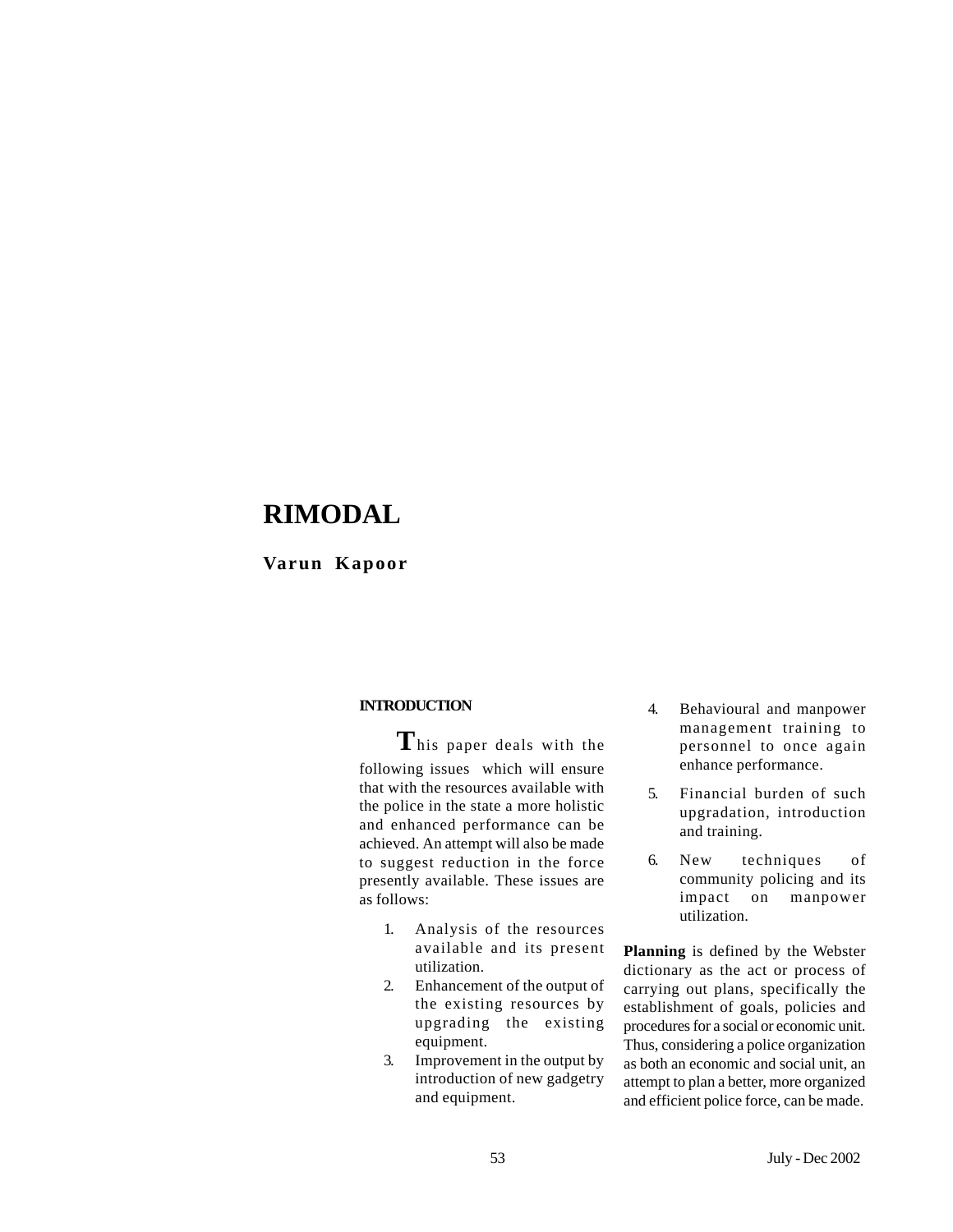# RIMODAL

**Varun Kapoor**

## INTRODUCTION

This paper deals with the following issues which will ensure that with the resources available with the police in the state a more holistic and enhanced performance can be achieved. An attempt will also be made to suggest reduction in the force presently available. These issues are as follows:

1. Analysis of the resources available and its present utilization.
2. Enhancement of the output of the existing resources by upgrading the existing equipment.
3. Improvement in the output by introduction of new gadgetry and equipment.
4. Behavioural and manpower management training to personnel to once again enhance performance.
5. Financial burden of such upgradation, introduction and training.
6. New techniques of community policing and its impact on manpower utilization.

**Planning** is defined by the Webster dictionary as the act or process of carrying out plans, specifically the establishment of goals, policies and procedures for a social or economic unit. Thus, considering a police organization as both an economic and social unit, an attempt to plan a better, more organized and efficient police force, can be made.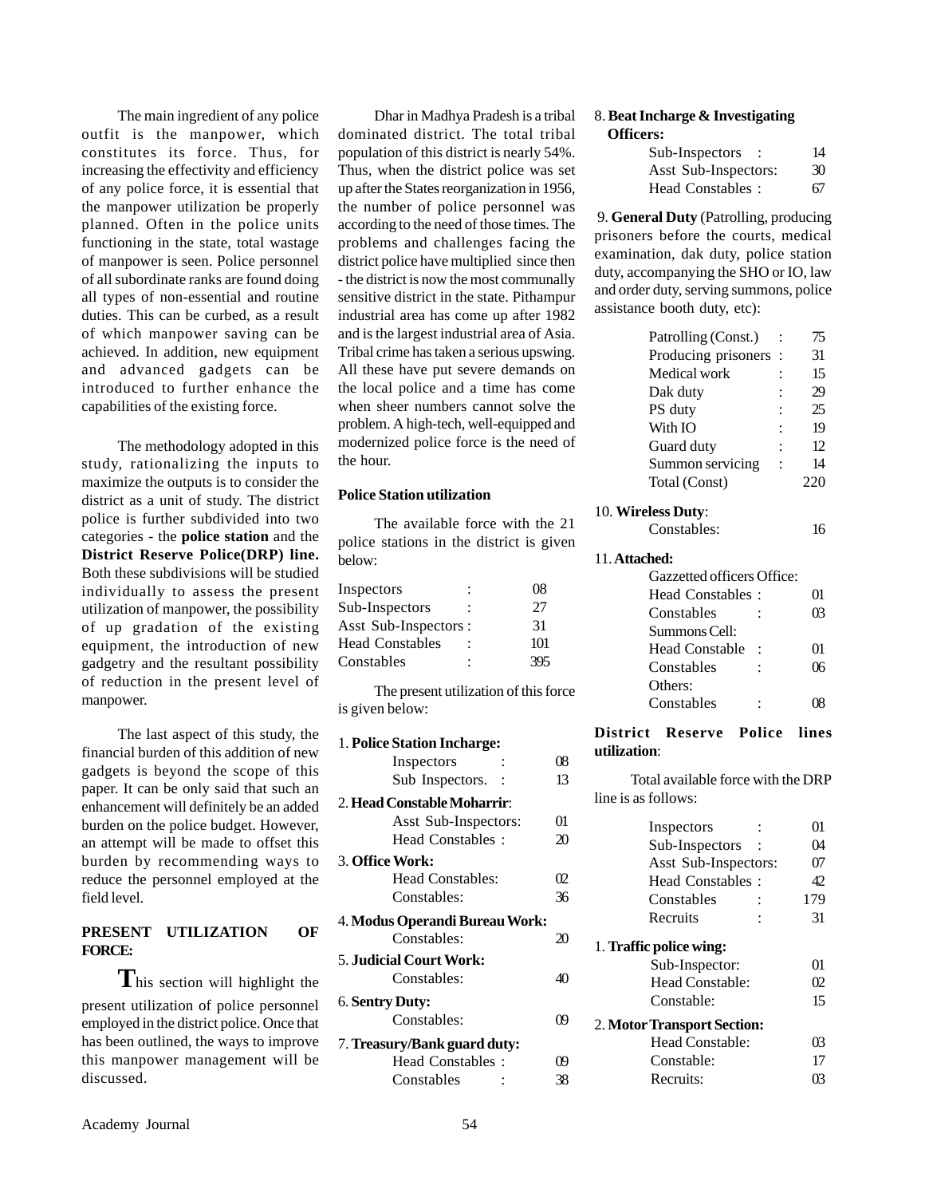The main ingredient of any police outfit is the manpower, which constitutes its force. Thus, for increasing the effectivity and efficiency of any police force, it is essential that the manpower utilization be properly planned. Often in the police units functioning in the state, total wastage of manpower is seen. Police personnel of all subordinate ranks are found doing all types of non-essential and routine duties. This can be curbed, as a result of which manpower saving can be achieved. In addition, new equipment and advanced gadgets can be introduced to further enhance the capabilities of the existing force.

The methodology adopted in this study, rationalizing the inputs to maximize the outputs is to consider the district as a unit of study. The district police is further subdivided into two categories - the **police station** and the **District Reserve Police(DRP) line.** Both these subdivisions will be studied individually to assess the present utilization of manpower, the possibility of up gradation of the existing equipment, the introduction of new gadgetry and the resultant possibility of reduction in the present level of manpower.

The last aspect of this study, the financial burden of this addition of new gadgets is beyond the scope of this paper. It can be only said that such an enhancement will definitely be an added burden on the police budget. However, an attempt will be made to offset this burden by recommending ways to reduce the personnel employed at the field level.

## PRESENT UTILIZATION OF FORCE:

This section will highlight the present utilization of police personnel employed in the district police. Once that has been outlined, the ways to improve this manpower management will be discussed.

Dhar in Madhya Pradesh is a tribal dominated district. The total tribal population of this district is nearly 54%. Thus, when the district police was set up after the States reorganization in 1956, the number of police personnel was according to the need of those times. The problems and challenges facing the district police have multiplied since then - the district is now the most communally sensitive district in the state. Pithampur industrial area has come up after 1982 and is the largest industrial area of Asia. Tribal crime has taken a serious upswing. All these have put severe demands on the local police and a time has come when sheer numbers cannot solve the problem. A high-tech, well-equipped and modernized police force is the need of the hour.

### Police Station utilization

The available force with the 21 police stations in the district is given below:

| | |
|---|---|
| Inspectors : | 08 |
| Sub-Inspectors : | 27 |
| Asst Sub-Inspectors : | 31 |
| Head Constables : | 101 |
| Constables : | 395 |

The present utilization of this force is given below:

1. **Police Station Incharge:**
   - Inspectors : 08
   - Sub Inspectors. : 13
2. **Head Constable Moharrir**:
   - Asst Sub-Inspectors: 01
   - Head Constables : 20
3. **Office Work:**
   - Head Constables: 02
   - Constables: 36
4. **Modus Operandi Bureau Work:**
   - Constables: 20
5. **Judicial Court Work:**
   - Constables: 40
6. **Sentry Duty:**
   - Constables: 09
7. **Treasury/Bank guard duty:**
   - Head Constables : 09
   - Constables : 38
8. **Beat Incharge & Investigating Officers:**
   - Sub-Inspectors : 14
   - Asst Sub-Inspectors: 30
   - Head Constables : 67
9. **General Duty** (Patrolling, producing prisoners before the courts, medical examination, dak duty, police station duty, accompanying the SHO or IO, law and order duty, serving summons, police assistance booth duty, etc):
   - Patrolling (Const.) : 75
   - Producing prisoners : 31
   - Medical work : 15
   - Dak duty : 29
   - PS duty : 25
   - With IO : 19
   - Guard duty : 12
   - Summon servicing : 14
   - Total (Const) 220
10. **Wireless Duty**:
    - Constables: 16
11. **Attached:**
    - Gazzetted officers Office:
      - Head Constables : 01
      - Constables : 03
    - Summons Cell:
      - Head Constable : 01
      - Constables : 06
    - Others:
      - Constables : 08

### District Reserve Police lines utilization:

Total available force with the DRP line is as follows:

| | |
|---|---|
| Inspectors : | 01 |
| Sub-Inspectors : | 04 |
| Asst Sub-Inspectors: | 07 |
| Head Constables : | 42 |
| Constables : | 179 |
| Recruits : | 31 |

1. **Traffic police wing:**
   - Sub-Inspector: 01
   - Head Constable: 02
   - Constable: 15
2. **Motor Transport Section:**
   - Head Constable: 03
   - Constable: 17
   - Recruits: 03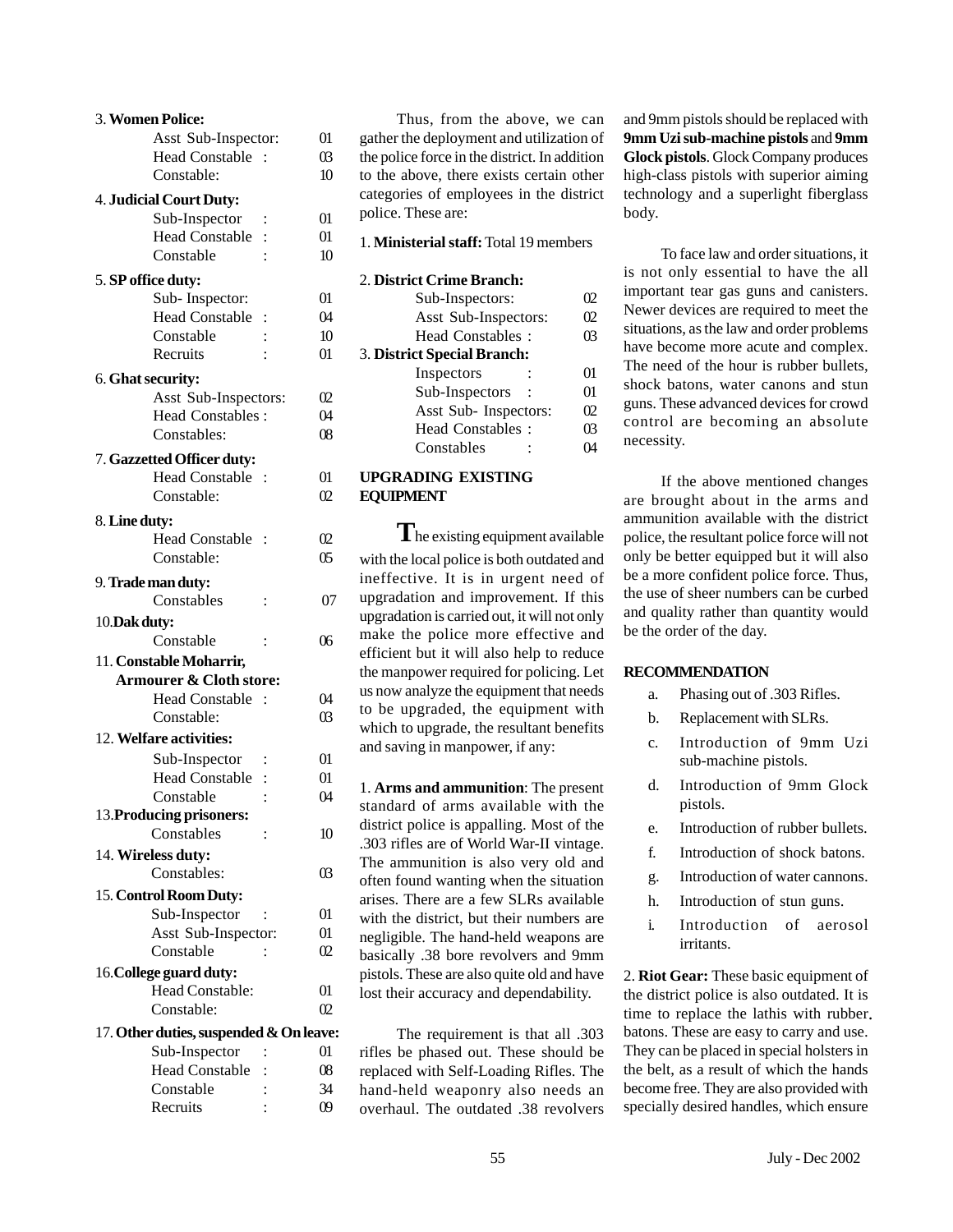3. **Women Police:**

| | |
|---|---|
| Asst Sub-Inspector: | 01 |
| Head Constable : | 03 |
| Constable: | 10 |

4. **Judicial Court Duty:**

| | |
|---|---|
| Sub-Inspector : | 01 |
| Head Constable : | 01 |
| Constable : | 10 |

5. **SP office duty:**

| | |
|---|---|
| Sub- Inspector: | 01 |
| Head Constable : | 04 |
| Constable : | 10 |
| Recruits : | 01 |

6. **Ghat security:**

| | |
|---|---|
| Asst Sub-Inspectors: | 02 |
| Head Constables : | 04 |
| Constables: | 08 |

7. **Gazzetted Officer duty:**

| | |
|---|---|
| Head Constable : | 01 |
| Constable: | 02 |

8. **Line duty:**

| | |
|---|---|
| Head Constable : | 02 |
| Constable: | 05 |

9. **Trade man duty:**

| | |
|---|---|
| Constables : | 07 |

10. **Dak duty:**

| | |
|---|---|
| Constable : | 06 |

11. **Constable Moharrir, Armourer & Cloth store:**

| | |
|---|---|
| Head Constable : | 04 |
| Constable: | 03 |

12. **Welfare activities:**

| | |
|---|---|
| Sub-Inspector : | 01 |
| Head Constable : | 01 |
| Constable : | 04 |

13. **Producing prisoners:**

| | |
|---|---|
| Constables : | 10 |

14. **Wireless duty:**

| | |
|---|---|
| Constables: | 03 |

15. **Control Room Duty:**

| | |
|---|---|
| Sub-Inspector : | 01 |
| Asst Sub-Inspector: | 01 |
| Constable : | 02 |

16. **College guard duty:**

| | |
|---|---|
| Head Constable: | 01 |
| Constable: | 02 |

17. **Other duties, suspended & On leave:**

| | |
|---|---|
| Sub-Inspector : | 01 |
| Head Constable : | 08 |
| Constable : | 34 |
| Recruits : | 09 |

Thus, from the above, we can gather the deployment and utilization of the police force in the district. In addition to the above, there exists certain other categories of employees in the district police. These are:

1. **Ministerial staff:** Total 19 members

2. **District Crime Branch:**

| | |
|---|---|
| Sub-Inspectors: | 02 |
| Asst Sub-Inspectors: | 02 |
| Head Constables : | 03 |

3. **District Special Branch:**

| | |
|---|---|
| Inspectors : | 01 |
| Sub-Inspectors : | 01 |
| Asst Sub- Inspectors: | 02 |
| Head Constables : | 03 |
| Constables : | 04 |

## UPGRADING EXISTING EQUIPMENT

The existing equipment available with the local police is both outdated and ineffective. It is in urgent need of upgradation and improvement. If this upgradation is carried out, it will not only make the police more effective and efficient but it will also help to reduce the manpower required for policing. Let us now analyze the equipment that needs to be upgraded, the equipment with which to upgrade, the resultant benefits and saving in manpower, if any:

1. **Arms and ammunition**: The present standard of arms available with the district police is appalling. Most of the .303 rifles are of World War-II vintage. The ammunition is also very old and often found wanting when the situation arises. There are a few SLRs available with the district, but their numbers are negligible. The hand-held weapons are basically .38 bore revolvers and 9mm pistols. These are also quite old and have lost their accuracy and dependability.

The requirement is that all .303 rifles be phased out. These should be replaced with Self-Loading Rifles. The hand-held weaponry also needs an overhaul. The outdated .38 revolvers and 9mm pistols should be replaced with **9mm Uzi sub-machine pistols** and **9mm Glock pistols**. Glock Company produces high-class pistols with superior aiming technology and a superlight fiberglass body.

To face law and order situations, it is not only essential to have the all important tear gas guns and canisters. Newer devices are required to meet the situations, as the law and order problems have become more acute and complex. The need of the hour is rubber bullets, shock batons, water canons and stun guns. These advanced devices for crowd control are becoming an absolute necessity.

If the above mentioned changes are brought about in the arms and ammunition available with the district police, the resultant police force will not only be better equipped but it will also be a more confident police force. Thus, the use of sheer numbers can be curbed and quality rather than quantity would be the order of the day.

**RECOMMENDATION**

a. Phasing out of .303 Rifles.

b. Replacement with SLRs.

c. Introduction of 9mm Uzi sub-machine pistols.

d. Introduction of 9mm Glock pistols.

e. Introduction of rubber bullets.

f. Introduction of shock batons.

g. Introduction of water cannons.

h. Introduction of stun guns.

i. Introduction of aerosol irritants.

2. **Riot Gear:** These basic equipment of the district police is also outdated. It is time to replace the lathis with rubber batons. These are easy to carry and use. They can be placed in special holsters in the belt, as a result of which the hands become free. They are also provided with specially desired handles, which ensure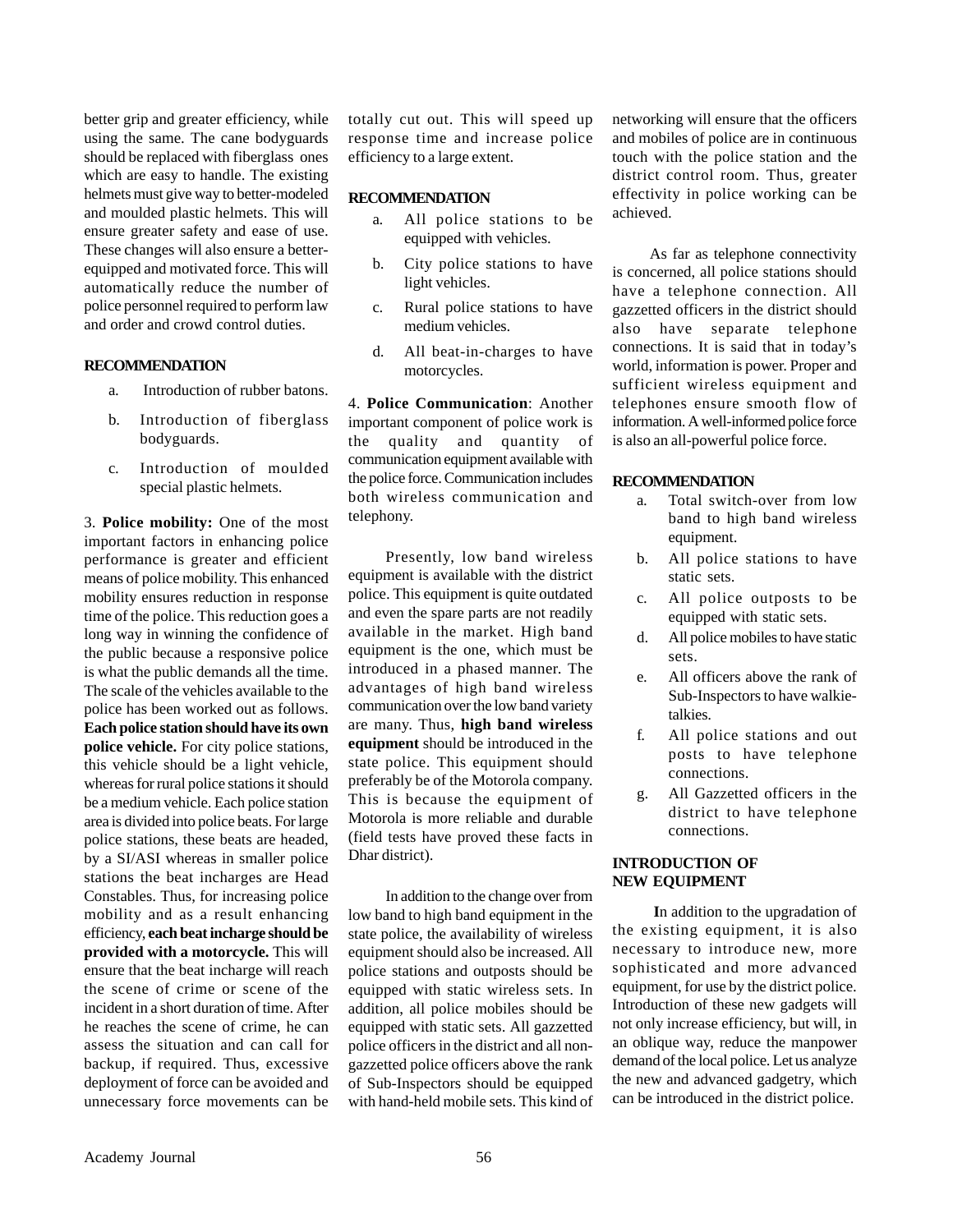better grip and greater efficiency, while using the same. The cane bodyguards should be replaced with fiberglass ones which are easy to handle. The existing helmets must give way to better-modeled and moulded plastic helmets. This will ensure greater safety and ease of use. These changes will also ensure a better-equipped and motivated force. This will automatically reduce the number of police personnel required to perform law and order and crowd control duties.

**RECOMMENDATION**

a. Introduction of rubber batons.

b. Introduction of fiberglass bodyguards.

c. Introduction of moulded special plastic helmets.

3. **Police mobility:** One of the most important factors in enhancing police performance is greater and efficient means of police mobility. This enhanced mobility ensures reduction in response time of the police. This reduction goes a long way in winning the confidence of the public because a responsive police is what the public demands all the time. The scale of the vehicles available to the police has been worked out as follows. **Each police station should have its own police vehicle.** For city police stations, this vehicle should be a light vehicle, whereas for rural police stations it should be a medium vehicle. Each police station area is divided into police beats. For large police stations, these beats are headed, by a SI/ASI whereas in smaller police stations the beat incharges are Head Constables. Thus, for increasing police mobility and as a result enhancing efficiency, **each beat incharge should be provided with a motorcycle.** This will ensure that the beat incharge will reach the scene of crime or scene of the incident in a short duration of time. After he reaches the scene of crime, he can assess the situation and can call for backup, if required. Thus, excessive deployment of force can be avoided and unnecessary force movements can be totally cut out. This will speed up response time and increase police efficiency to a large extent.

**RECOMMENDATION**

a. All police stations to be equipped with vehicles.

b. City police stations to have light vehicles.

c. Rural police stations to have medium vehicles.

d. All beat-in-charges to have motorcycles.

4. **Police Communication**: Another important component of police work is the quality and quantity of communication equipment available with the police force. Communication includes both wireless communication and telephony.

Presently, low band wireless equipment is available with the district police. This equipment is quite outdated and even the spare parts are not readily available in the market. High band equipment is the one, which must be introduced in a phased manner. The advantages of high band wireless communication over the low band variety are many. Thus, **high band wireless equipment** should be introduced in the state police. This equipment should preferably be of the Motorola company. This is because the equipment of Motorola is more reliable and durable (field tests have proved these facts in Dhar district).

In addition to the change over from low band to high band equipment in the state police, the availability of wireless equipment should also be increased. All police stations and outposts should be equipped with static wireless sets. In addition, all police mobiles should be equipped with static sets. All gazzetted police officers in the district and all non-gazzetted police officers above the rank of Sub-Inspectors should be equipped with hand-held mobile sets. This kind of networking will ensure that the officers and mobiles of police are in continuous touch with the police station and the district control room. Thus, greater effectivity in police working can be achieved.

As far as telephone connectivity is concerned, all police stations should have a telephone connection. All gazzetted officers in the district should also have separate telephone connections. It is said that in today's world, information is power. Proper and sufficient wireless equipment and telephones ensure smooth flow of information. A well-informed police force is also an all-powerful police force.

**RECOMMENDATION**

a. Total switch-over from low band to high band wireless equipment.

b. All police stations to have static sets.

c. All police outposts to be equipped with static sets.

d. All police mobiles to have static sets.

e. All officers above the rank of Sub-Inspectors to have walkie-talkies.

f. All police stations and out posts to have telephone connections.

g. All Gazzetted officers in the district to have telephone connections.

**INTRODUCTION OF NEW EQUIPMENT**

**I**n addition to the upgradation of the existing equipment, it is also necessary to introduce new, more sophisticated and more advanced equipment, for use by the district police. Introduction of these new gadgets will not only increase efficiency, but will, in an oblique way, reduce the manpower demand of the local police. Let us analyze the new and advanced gadgetry, which can be introduced in the district police.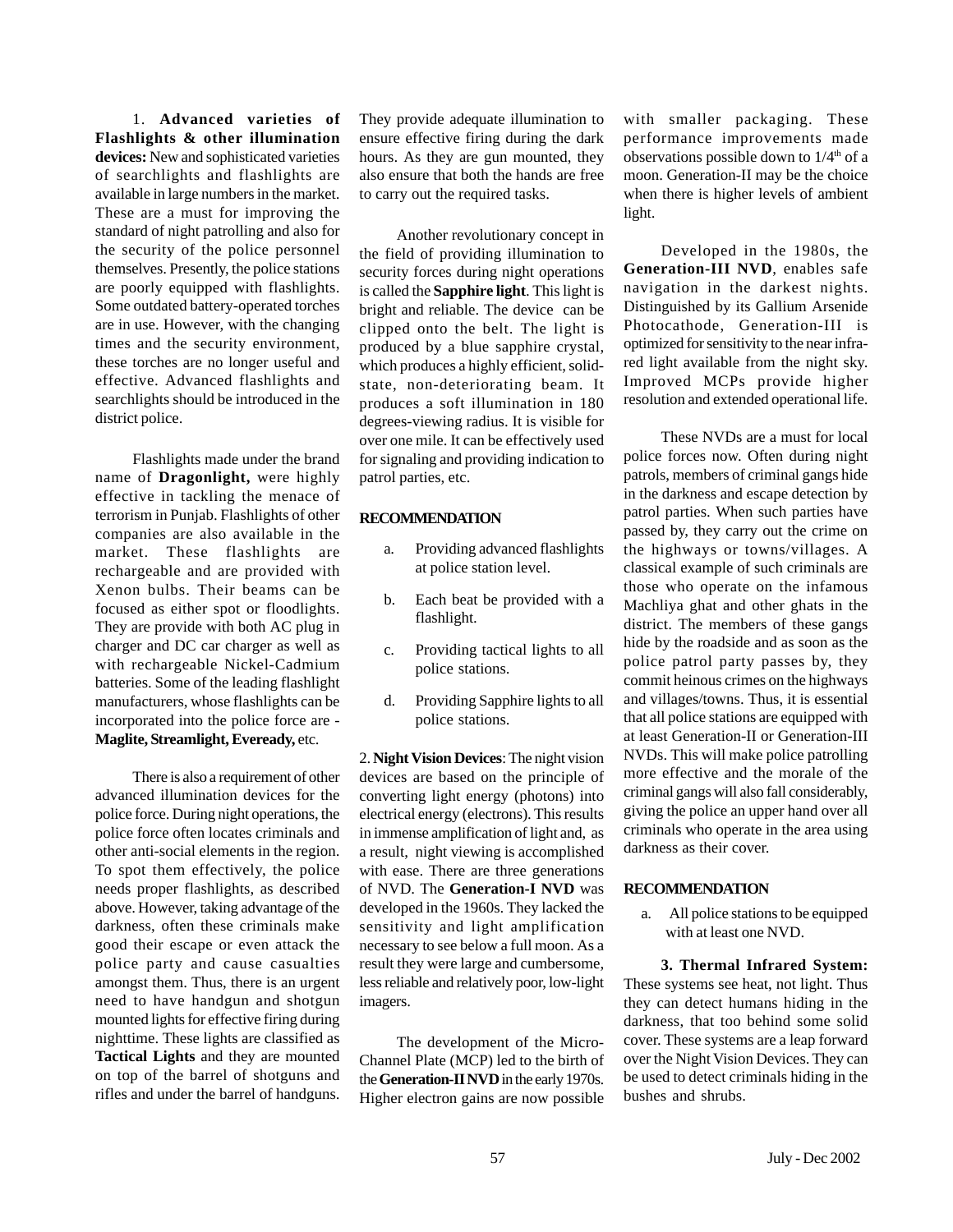1. **Advanced varieties of Flashlights & other illumination devices:** New and sophisticated varieties of searchlights and flashlights are available in large numbers in the market. These are a must for improving the standard of night patrolling and also for the security of the police personnel themselves. Presently, the police stations are poorly equipped with flashlights. Some outdated battery-operated torches are in use. However, with the changing times and the security environment, these torches are no longer useful and effective. Advanced flashlights and searchlights should be introduced in the district police.

Flashlights made under the brand name of **Dragonlight,** were highly effective in tackling the menace of terrorism in Punjab. Flashlights of other companies are also available in the market. These flashlights are rechargeable and are provided with Xenon bulbs. Their beams can be focused as either spot or floodlights. They are provide with both AC plug in charger and DC car charger as well as with rechargeable Nickel-Cadmium batteries. Some of the leading flashlight manufacturers, whose flashlights can be incorporated into the police force are - **Maglite, Streamlight, Eveready,** etc.

There is also a requirement of other advanced illumination devices for the police force. During night operations, the police force often locates criminals and other anti-social elements in the region. To spot them effectively, the police needs proper flashlights, as described above. However, taking advantage of the darkness, often these criminals make good their escape or even attack the police party and cause casualties amongst them. Thus, there is an urgent need to have handgun and shotgun mounted lights for effective firing during nighttime. These lights are classified as **Tactical Lights** and they are mounted on top of the barrel of shotguns and rifles and under the barrel of handguns. They provide adequate illumination to ensure effective firing during the dark hours. As they are gun mounted, they also ensure that both the hands are free to carry out the required tasks.

Another revolutionary concept in the field of providing illumination to security forces during night operations is called the **Sapphire light**. This light is bright and reliable. The device can be clipped onto the belt. The light is produced by a blue sapphire crystal, which produces a highly efficient, solid-state, non-deteriorating beam. It produces a soft illumination in 180 degrees-viewing radius. It is visible for over one mile. It can be effectively used for signaling and providing indication to patrol parties, etc.

**RECOMMENDATION**

a. Providing advanced flashlights at police station level.

b. Each beat be provided with a flashlight.

c. Providing tactical lights to all police stations.

d. Providing Sapphire lights to all police stations.

2. **Night Vision Devices**: The night vision devices are based on the principle of converting light energy (photons) into electrical energy (electrons). This results in immense amplification of light and, as a result, night viewing is accomplished with ease. There are three generations of NVD. The **Generation-I NVD** was developed in the 1960s. They lacked the sensitivity and light amplification necessary to see below a full moon. As a result they were large and cumbersome, less reliable and relatively poor, low-light imagers.

The development of the Micro-Channel Plate (MCP) led to the birth of the **Generation-II NVD** in the early 1970s. Higher electron gains are now possible with smaller packaging. These performance improvements made observations possible down to 1/4th of a moon. Generation-II may be the choice when there is higher levels of ambient light.

Developed in the 1980s, the **Generation-III NVD**, enables safe navigation in the darkest nights. Distinguished by its Gallium Arsenide Photocathode, Generation-III is optimized for sensitivity to the near infra-red light available from the night sky. Improved MCPs provide higher resolution and extended operational life.

These NVDs are a must for local police forces now. Often during night patrols, members of criminal gangs hide in the darkness and escape detection by patrol parties. When such parties have passed by, they carry out the crime on the highways or towns/villages. A classical example of such criminals are those who operate on the infamous Machliya ghat and other ghats in the district. The members of these gangs hide by the roadside and as soon as the police patrol party passes by, they commit heinous crimes on the highways and villages/towns. Thus, it is essential that all police stations are equipped with at least Generation-II or Generation-III NVDs. This will make police patrolling more effective and the morale of the criminal gangs will also fall considerably, giving the police an upper hand over all criminals who operate in the area using darkness as their cover.

**RECOMMENDATION**

a. All police stations to be equipped with at least one NVD.

**3. Thermal Infrared System:** These systems see heat, not light. Thus they can detect humans hiding in the darkness, that too behind some solid cover. These systems are a leap forward over the Night Vision Devices. They can be used to detect criminals hiding in the bushes and shrubs.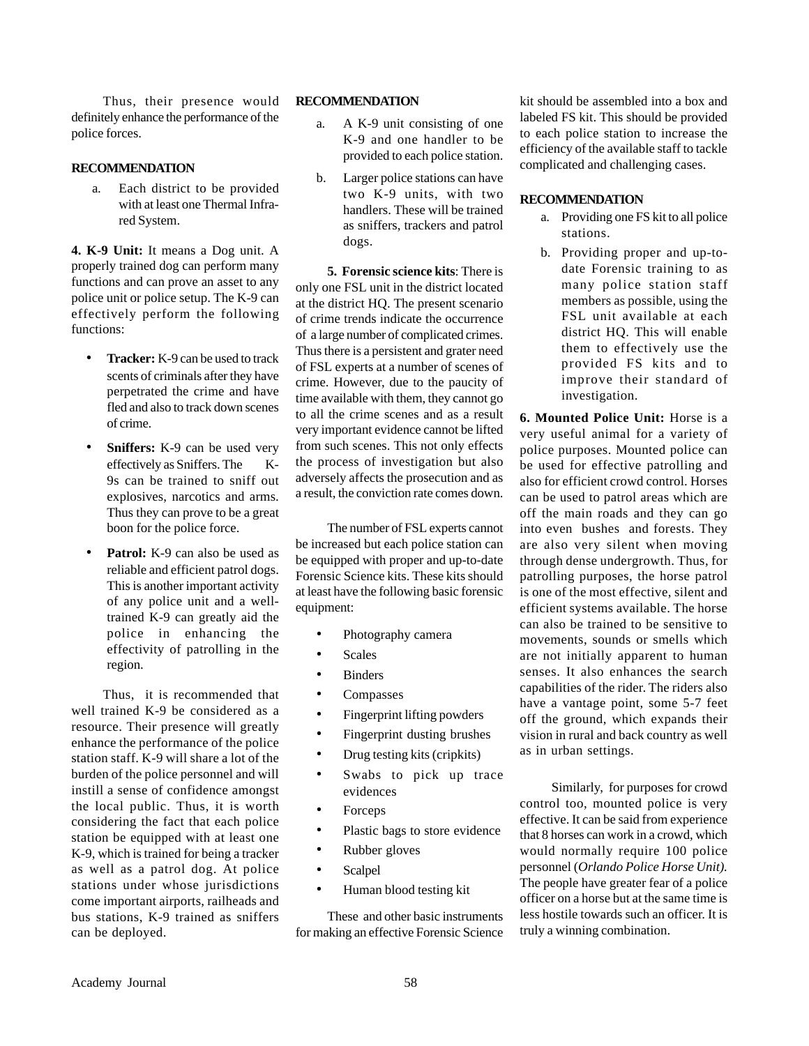Thus, their presence would definitely enhance the performance of the police forces.

**RECOMMENDATION**

a. Each district to be provided with at least one Thermal Infra-red System.

**4. K-9 Unit:** It means a Dog unit. A properly trained dog can perform many functions and can prove an asset to any police unit or police setup. The K-9 can effectively perform the following functions:

- **Tracker:** K-9 can be used to track scents of criminals after they have perpetrated the crime and have fled and also to track down scenes of crime.
- **Sniffers:** K-9 can be used very effectively as Sniffers. The K-9s can be trained to sniff out explosives, narcotics and arms. Thus they can prove to be a great boon for the police force.
- **Patrol:** K-9 can also be used as reliable and efficient patrol dogs. This is another important activity of any police unit and a well-trained K-9 can greatly aid the police in enhancing the effectivity of patrolling in the region.

Thus, it is recommended that well trained K-9 be considered as a resource. Their presence will greatly enhance the performance of the police station staff. K-9 will share a lot of the burden of the police personnel and will instill a sense of confidence amongst the local public. Thus, it is worth considering the fact that each police station be equipped with at least one K-9, which is trained for being a tracker as well as a patrol dog. At police stations under whose jurisdictions come important airports, railheads and bus stations, K-9 trained as sniffers can be deployed.

**RECOMMENDATION**

a. A K-9 unit consisting of one K-9 and one handler to be provided to each police station.

b. Larger police stations can have two K-9 units, with two handlers. These will be trained as sniffers, trackers and patrol dogs.

**5. Forensic science kits**: There is only one FSL unit in the district located at the district HQ. The present scenario of crime trends indicate the occurrence of a large number of complicated crimes. Thus there is a persistent and grater need of FSL experts at a number of scenes of crime. However, due to the paucity of time available with them, they cannot go to all the crime scenes and as a result very important evidence cannot be lifted from such scenes. This not only effects the process of investigation but also adversely affects the prosecution and as a result, the conviction rate comes down.

The number of FSL experts cannot be increased but each police station can be equipped with proper and up-to-date Forensic Science kits. These kits should at least have the following basic forensic equipment:

- Photography camera
- Scales
- Binders
- Compasses
- Fingerprint lifting powders
- Fingerprint dusting brushes
- Drug testing kits (cripkits)
- Swabs to pick up trace evidences
- Forceps
- Plastic bags to store evidence
- Rubber gloves
- Scalpel
- Human blood testing kit

These and other basic instruments for making an effective Forensic Science kit should be assembled into a box and labeled FS kit. This should be provided to each police station to increase the efficiency of the available staff to tackle complicated and challenging cases.

**RECOMMENDATION**

a. Providing one FS kit to all police stations.

b. Providing proper and up-to-date Forensic training to as many police station staff members as possible, using the FSL unit available at each district HQ. This will enable them to effectively use the provided FS kits and to improve their standard of investigation.

**6. Mounted Police Unit:** Horse is a very useful animal for a variety of police purposes. Mounted police can be used for effective patrolling and also for efficient crowd control. Horses can be used to patrol areas which are off the main roads and they can go into even bushes and forests. They are also very silent when moving through dense undergrowth. Thus, for patrolling purposes, the horse patrol is one of the most effective, silent and efficient systems available. The horse can also be trained to be sensitive to movements, sounds or smells which are not initially apparent to human senses. It also enhances the search capabilities of the rider. The riders also have a vantage point, some 5-7 feet off the ground, which expands their vision in rural and back country as well as in urban settings.

Similarly, for purposes for crowd control too, mounted police is very effective. It can be said from experience that 8 horses can work in a crowd, which would normally require 100 police personnel (*Orlando Police Horse Unit).* The people have greater fear of a police officer on a horse but at the same time is less hostile towards such an officer. It is truly a winning combination.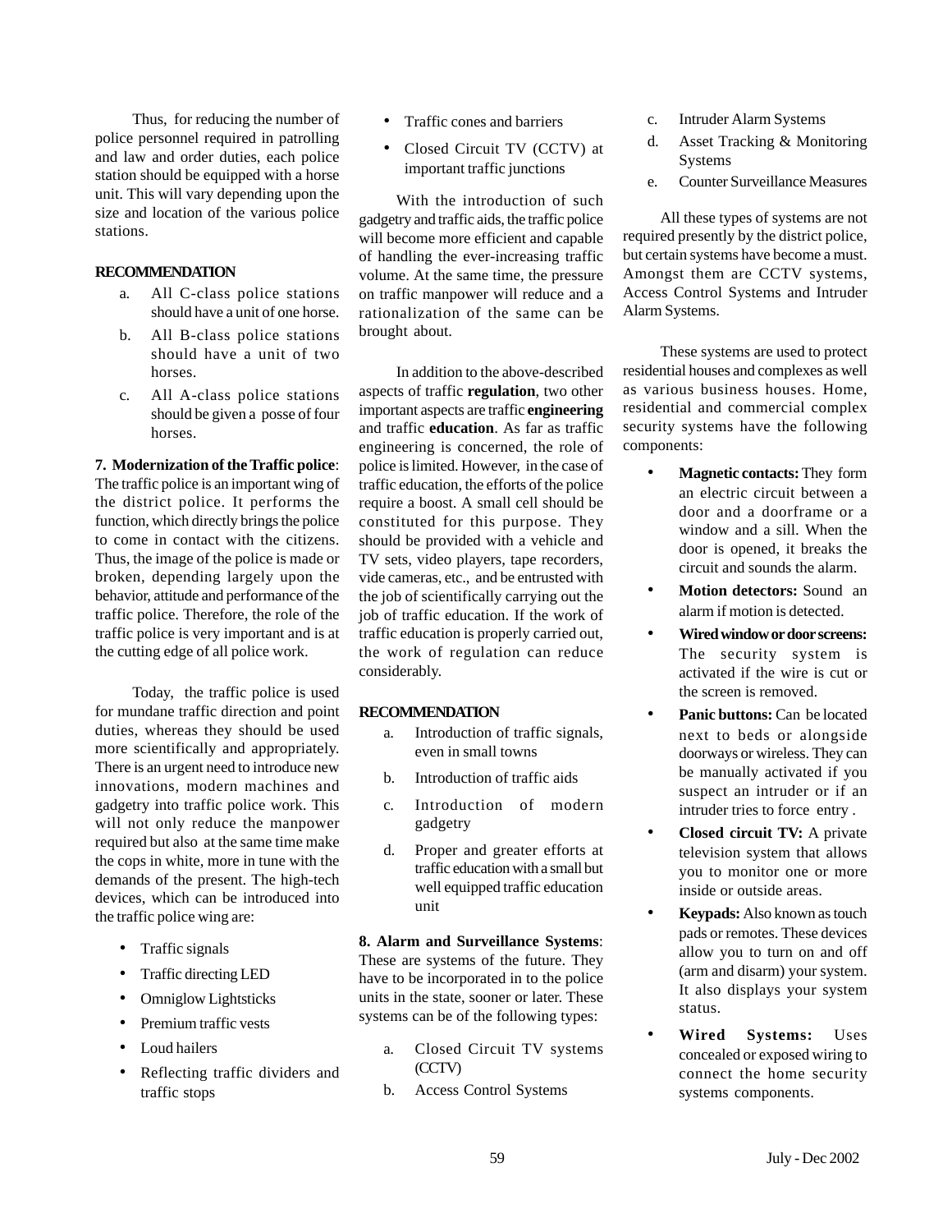Thus, for reducing the number of police personnel required in patrolling and law and order duties, each police station should be equipped with a horse unit. This will vary depending upon the size and location of the various police stations.

**RECOMMENDATION**

a. All C-class police stations should have a unit of one horse.

b. All B-class police stations should have a unit of two horses.

c. All A-class police stations should be given a posse of four horses.

**7. Modernization of the Traffic police**: The traffic police is an important wing of the district police. It performs the function, which directly brings the police to come in contact with the citizens. Thus, the image of the police is made or broken, depending largely upon the behavior, attitude and performance of the traffic police. Therefore, the role of the traffic police is very important and is at the cutting edge of all police work.

Today, the traffic police is used for mundane traffic direction and point duties, whereas they should be used more scientifically and appropriately. There is an urgent need to introduce new innovations, modern machines and gadgetry into traffic police work. This will not only reduce the manpower required but also at the same time make the cops in white, more in tune with the demands of the present. The high-tech devices, which can be introduced into the traffic police wing are:

- Traffic signals
- Traffic directing LED
- Omniglow Lightsticks
- Premium traffic vests
- Loud hailers
- Reflecting traffic dividers and traffic stops
- Traffic cones and barriers
- Closed Circuit TV (CCTV) at important traffic junctions

With the introduction of such gadgetry and traffic aids, the traffic police will become more efficient and capable of handling the ever-increasing traffic volume. At the same time, the pressure on traffic manpower will reduce and a rationalization of the same can be brought about.

In addition to the above-described aspects of traffic **regulation**, two other important aspects are traffic **engineering** and traffic **education**. As far as traffic engineering is concerned, the role of police is limited. However, in the case of traffic education, the efforts of the police require a boost. A small cell should be constituted for this purpose. They should be provided with a vehicle and TV sets, video players, tape recorders, vide cameras, etc., and be entrusted with the job of scientifically carrying out the job of traffic education. If the work of traffic education is properly carried out, the work of regulation can reduce considerably.

**RECOMMENDATION**

a. Introduction of traffic signals, even in small towns

b. Introduction of traffic aids

c. Introduction of modern gadgetry

d. Proper and greater efforts at traffic education with a small but well equipped traffic education unit

**8. Alarm and Surveillance Systems**: These are systems of the future. They have to be incorporated in to the police units in the state, sooner or later. These systems can be of the following types:

a. Closed Circuit TV systems (CCTV)

b. Access Control Systems

c. Intruder Alarm Systems

d. Asset Tracking & Monitoring Systems

e. Counter Surveillance Measures

All these types of systems are not required presently by the district police, but certain systems have become a must. Amongst them are CCTV systems, Access Control Systems and Intruder Alarm Systems.

These systems are used to protect residential houses and complexes as well as various business houses. Home, residential and commercial complex security systems have the following components:

- **Magnetic contacts:** They form an electric circuit between a door and a doorframe or a window and a sill. When the door is opened, it breaks the circuit and sounds the alarm.
- **Motion detectors:** Sound an alarm if motion is detected.
- **Wired window or door screens:** The security system is activated if the wire is cut or the screen is removed.
- **Panic buttons:** Can be located next to beds or alongside doorways or wireless. They can be manually activated if you suspect an intruder or if an intruder tries to force entry .
- **Closed circuit TV:** A private television system that allows you to monitor one or more inside or outside areas.
- **Keypads:** Also known as touch pads or remotes. These devices allow you to turn on and off (arm and disarm) your system. It also displays your system status.
- **Wired Systems:** Uses concealed or exposed wiring to connect the home security systems components.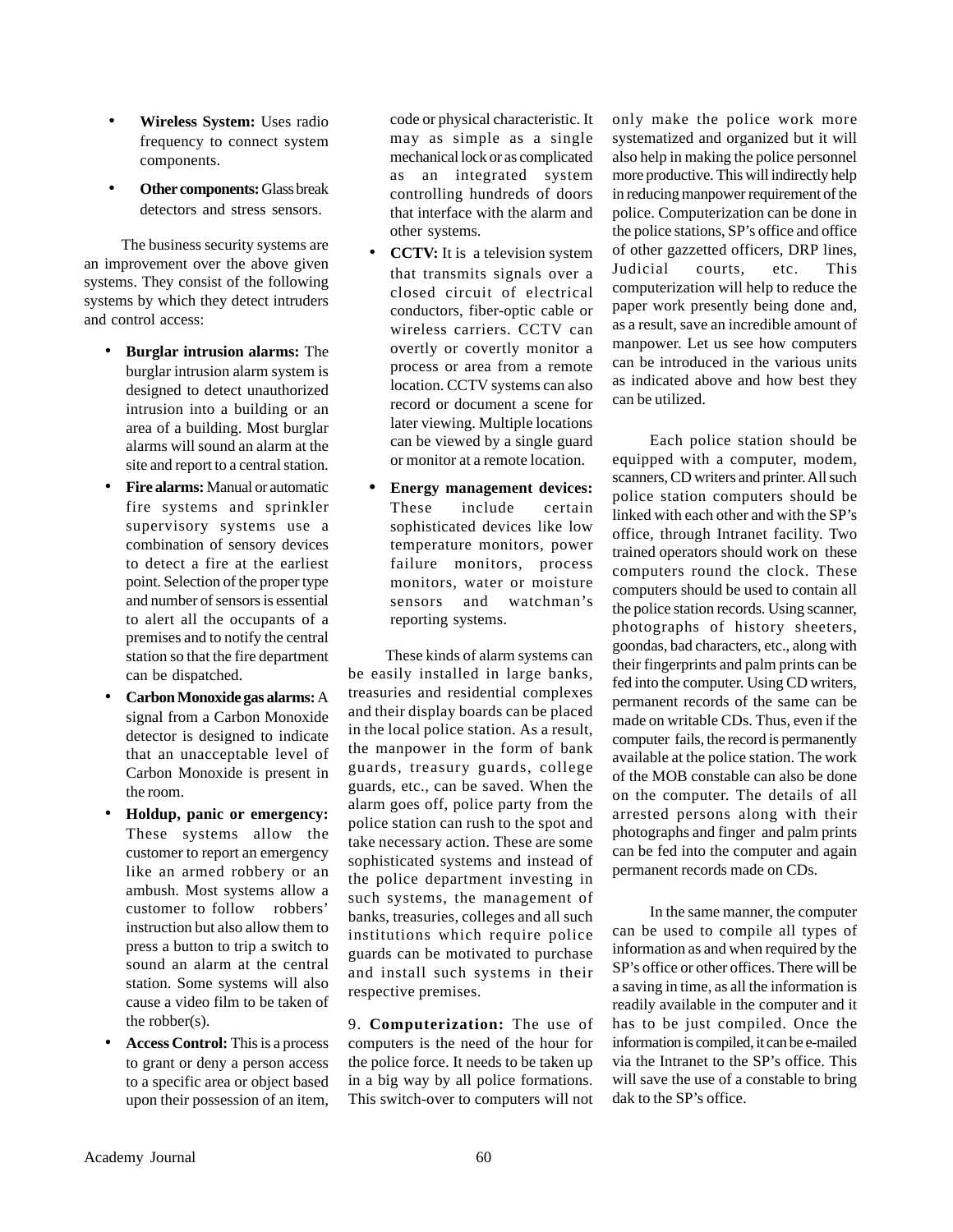- **Wireless System:** Uses radio frequency to connect system components.
- **Other components:** Glass break detectors and stress sensors.

The business security systems are an improvement over the above given systems. They consist of the following systems by which they detect intruders and control access:

- **Burglar intrusion alarms:** The burglar intrusion alarm system is designed to detect unauthorized intrusion into a building or an area of a building. Most burglar alarms will sound an alarm at the site and report to a central station.
- **Fire alarms:** Manual or automatic fire systems and sprinkler supervisory systems use a combination of sensory devices to detect a fire at the earliest point. Selection of the proper type and number of sensors is essential to alert all the occupants of a premises and to notify the central station so that the fire department can be dispatched.
- **Carbon Monoxide gas alarms:** A signal from a Carbon Monoxide detector is designed to indicate that an unacceptable level of Carbon Monoxide is present in the room.
- **Holdup, panic or emergency:** These systems allow the customer to report an emergency like an armed robbery or an ambush. Most systems allow a customer to follow robbers' instruction but also allow them to press a button to trip a switch to sound an alarm at the central station. Some systems will also cause a video film to be taken of the robber(s).
- **Access Control:** This is a process to grant or deny a person access to a specific area or object based upon their possession of an item, code or physical characteristic. It may as simple as a single mechanical lock or as complicated as an integrated system controlling hundreds of doors that interface with the alarm and other systems.
- **CCTV:** It is a television system that transmits signals over a closed circuit of electrical conductors, fiber-optic cable or wireless carriers. CCTV can overtly or covertly monitor a process or area from a remote location. CCTV systems can also record or document a scene for later viewing. Multiple locations can be viewed by a single guard or monitor at a remote location.
- **Energy management devices:** These include certain sophisticated devices like low temperature monitors, power failure monitors, process monitors, water or moisture sensors and watchman's reporting systems.

These kinds of alarm systems can be easily installed in large banks, treasuries and residential complexes and their display boards can be placed in the local police station. As a result, the manpower in the form of bank guards, treasury guards, college guards, etc., can be saved. When the alarm goes off, police party from the police station can rush to the spot and take necessary action. These are some sophisticated systems and instead of the police department investing in such systems, the management of banks, treasuries, colleges and all such institutions which require police guards can be motivated to purchase and install such systems in their respective premises.

9. **Computerization:** The use of computers is the need of the hour for the police force. It needs to be taken up in a big way by all police formations. This switch-over to computers will not only make the police work more systematized and organized but it will also help in making the police personnel more productive. This will indirectly help in reducing manpower requirement of the police. Computerization can be done in the police stations, SP's office and office of other gazzetted officers, DRP lines, Judicial courts, etc. This computerization will help to reduce the paper work presently being done and, as a result, save an incredible amount of manpower. Let us see how computers can be introduced in the various units as indicated above and how best they can be utilized.

Each police station should be equipped with a computer, modem, scanners, CD writers and printer. All such police station computers should be linked with each other and with the SP's office, through Intranet facility. Two trained operators should work on these computers round the clock. These computers should be used to contain all the police station records. Using scanner, photographs of history sheeters, goondas, bad characters, etc., along with their fingerprints and palm prints can be fed into the computer. Using CD writers, permanent records of the same can be made on writable CDs. Thus, even if the computer fails, the record is permanently available at the police station. The work of the MOB constable can also be done on the computer. The details of all arrested persons along with their photographs and finger and palm prints can be fed into the computer and again permanent records made on CDs.

In the same manner, the computer can be used to compile all types of information as and when required by the SP's office or other offices. There will be a saving in time, as all the information is readily available in the computer and it has to be just compiled. Once the information is compiled, it can be e-mailed via the Intranet to the SP's office. This will save the use of a constable to bring dak to the SP's office.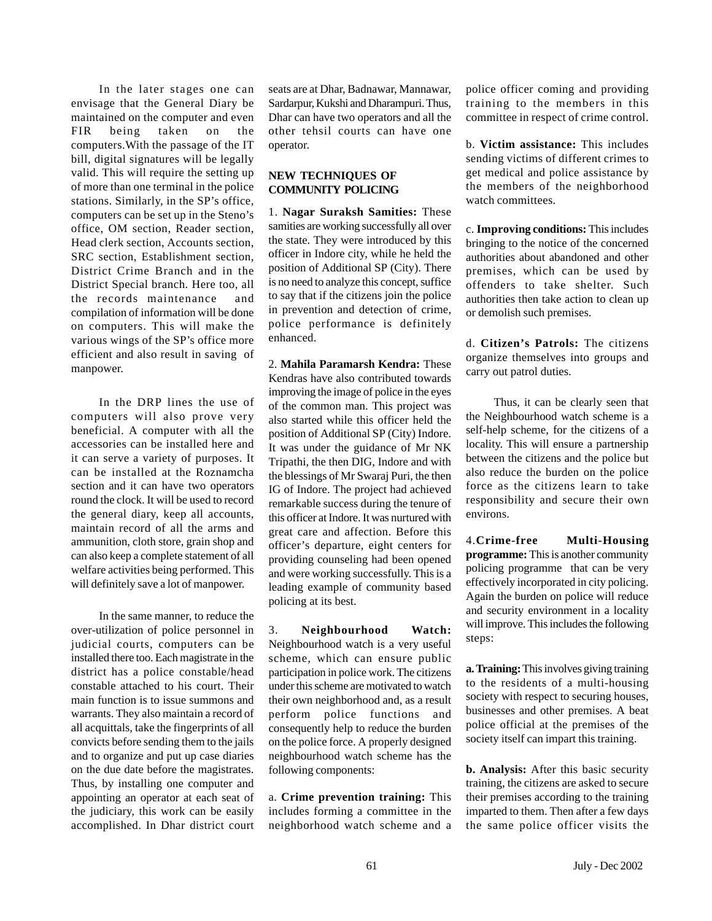In the later stages one can envisage that the General Diary be maintained on the computer and even FIR being taken on the computers.With the passage of the IT bill, digital signatures will be legally valid. This will require the setting up of more than one terminal in the police stations. Similarly, in the SP's office, computers can be set up in the Steno's office, OM section, Reader section, Head clerk section, Accounts section, SRC section, Establishment section, District Crime Branch and in the District Special branch. Here too, all the records maintenance and compilation of information will be done on computers. This will make the various wings of the SP's office more efficient and also result in saving of manpower.

In the DRP lines the use of computers will also prove very beneficial. A computer with all the accessories can be installed here and it can serve a variety of purposes. It can be installed at the Roznamcha section and it can have two operators round the clock. It will be used to record the general diary, keep all accounts, maintain record of all the arms and ammunition, cloth store, grain shop and can also keep a complete statement of all welfare activities being performed. This will definitely save a lot of manpower.

In the same manner, to reduce the over-utilization of police personnel in judicial courts, computers can be installed there too. Each magistrate in the district has a police constable/head constable attached to his court. Their main function is to issue summons and warrants. They also maintain a record of all acquittals, take the fingerprints of all convicts before sending them to the jails and to organize and put up case diaries on the due date before the magistrates. Thus, by installing one computer and appointing an operator at each seat of the judiciary, this work can be easily accomplished. In Dhar district court seats are at Dhar, Badnawar, Mannawar, Sardarpur, Kukshi and Dharampuri. Thus, Dhar can have two operators and all the other tehsil courts can have one operator.

**NEW TECHNIQUES OF COMMUNITY POLICING**

1. **Nagar Suraksh Samities:** These samities are working successfully all over the state. They were introduced by this officer in Indore city, while he held the position of Additional SP (City). There is no need to analyze this concept, suffice to say that if the citizens join the police in prevention and detection of crime, police performance is definitely enhanced.

2. **Mahila Paramarsh Kendra:** These Kendras have also contributed towards improving the image of police in the eyes of the common man. This project was also started while this officer held the position of Additional SP (City) Indore. It was under the guidance of Mr NK Tripathi, the then DIG, Indore and with the blessings of Mr Swaraj Puri, the then IG of Indore. The project had achieved remarkable success during the tenure of this officer at Indore. It was nurtured with great care and affection. Before this officer's departure, eight centers for providing counseling had been opened and were working successfully. This is a leading example of community based policing at its best.

3. **Neighbourhood Watch:** Neighbourhood watch is a very useful scheme, which can ensure public participation in police work. The citizens under this scheme are motivated to watch their own neighborhood and, as a result perform police functions and consequently help to reduce the burden on the police force. A properly designed neighbourhood watch scheme has the following components:

a. **Crime prevention training:** This includes forming a committee in the neighborhood watch scheme and a police officer coming and providing training to the members in this committee in respect of crime control.

b. **Victim assistance:** This includes sending victims of different crimes to get medical and police assistance by the members of the neighborhood watch committees.

c. **Improving conditions:** This includes bringing to the notice of the concerned authorities about abandoned and other premises, which can be used by offenders to take shelter. Such authorities then take action to clean up or demolish such premises.

d. **Citizen's Patrols:** The citizens organize themselves into groups and carry out patrol duties.

Thus, it can be clearly seen that the Neighbourhood watch scheme is a self-help scheme, for the citizens of a locality. This will ensure a partnership between the citizens and the police but also reduce the burden on the police force as the citizens learn to take responsibility and secure their own environs.

4. **Crime-free Multi-Housing programme:** This is another community policing programme that can be very effectively incorporated in city policing. Again the burden on police will reduce and security environment in a locality will improve. This includes the following steps:

**a. Training:** This involves giving training to the residents of a multi-housing society with respect to securing houses, businesses and other premises. A beat police official at the premises of the society itself can impart this training.

**b. Analysis:** After this basic security training, the citizens are asked to secure their premises according to the training imparted to them. Then after a few days the same police officer visits the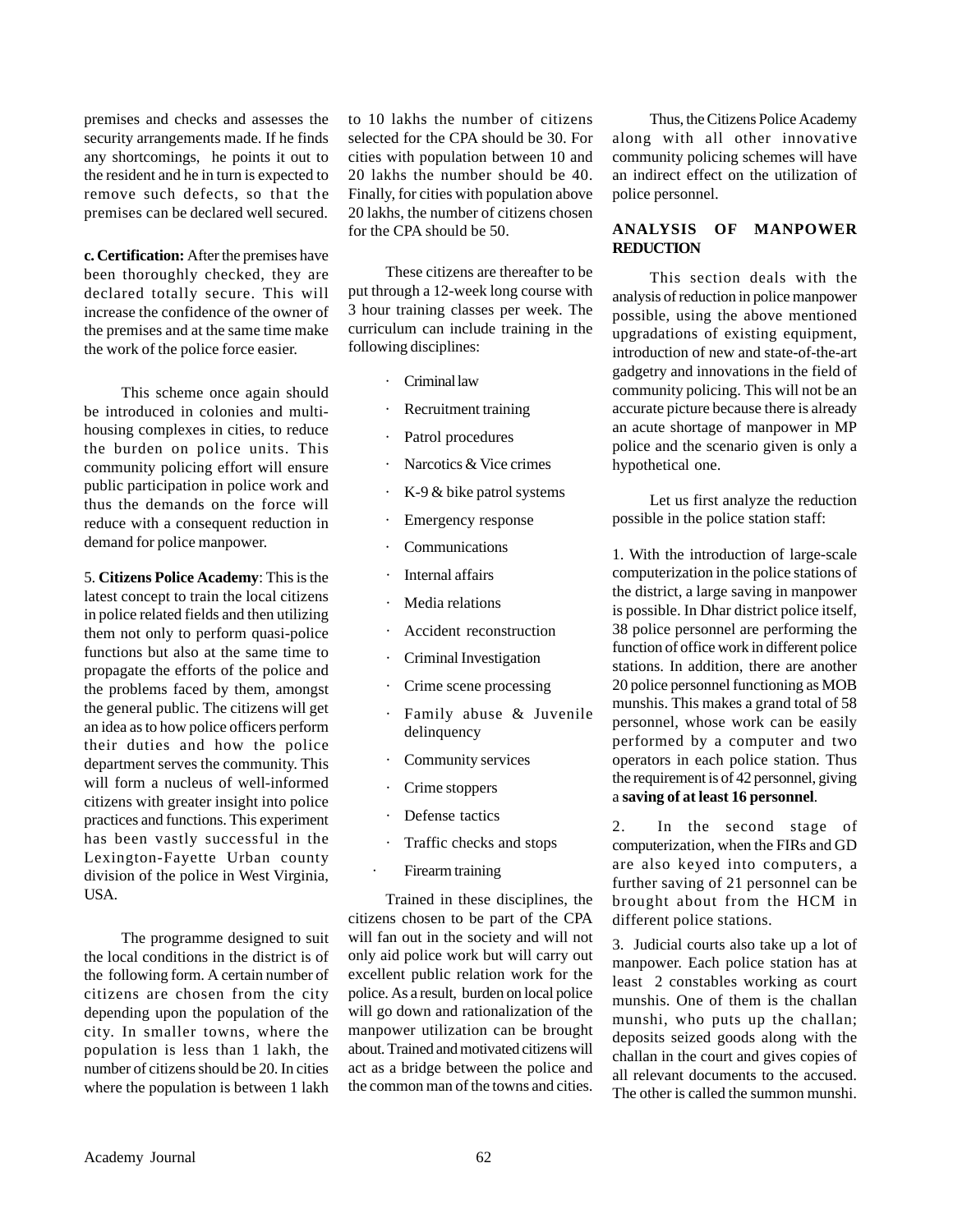premises and checks and assesses the security arrangements made. If he finds any shortcomings, he points it out to the resident and he in turn is expected to remove such defects, so that the premises can be declared well secured.

**c. Certification:** After the premises have been thoroughly checked, they are declared totally secure. This will increase the confidence of the owner of the premises and at the same time make the work of the police force easier.

This scheme once again should be introduced in colonies and multi-housing complexes in cities, to reduce the burden on police units. This community policing effort will ensure public participation in police work and thus the demands on the force will reduce with a consequent reduction in demand for police manpower.

5. **Citizens Police Academy**: This is the latest concept to train the local citizens in police related fields and then utilizing them not only to perform quasi-police functions but also at the same time to propagate the efforts of the police and the problems faced by them, amongst the general public. The citizens will get an idea as to how police officers perform their duties and how the police department serves the community. This will form a nucleus of well-informed citizens with greater insight into police practices and functions. This experiment has been vastly successful in the Lexington-Fayette Urban county division of the police in West Virginia, USA.

The programme designed to suit the local conditions in the district is of the following form. A certain number of citizens are chosen from the city depending upon the population of the city. In smaller towns, where the population is less than 1 lakh, the number of citizens should be 20. In cities where the population is between 1 lakh to 10 lakhs the number of citizens selected for the CPA should be 30. For cities with population between 10 and 20 lakhs the number should be 40. Finally, for cities with population above 20 lakhs, the number of citizens chosen for the CPA should be 50.

These citizens are thereafter to be put through a 12-week long course with 3 hour training classes per week. The curriculum can include training in the following disciplines:

- Criminal law
- Recruitment training
- Patrol procedures
- Narcotics & Vice crimes
- K-9 & bike patrol systems
- Emergency response
- Communications
- Internal affairs
- Media relations
- Accident reconstruction
- Criminal Investigation
- Crime scene processing
- Family abuse & Juvenile delinquency
- Community services
- Crime stoppers
- Defense tactics
- Traffic checks and stops
- Firearm training

Trained in these disciplines, the citizens chosen to be part of the CPA will fan out in the society and will not only aid police work but will carry out excellent public relation work for the police. As a result, burden on local police will go down and rationalization of the manpower utilization can be brought about. Trained and motivated citizens will act as a bridge between the police and the common man of the towns and cities.

Thus, the Citizens Police Academy along with all other innovative community policing schemes will have an indirect effect on the utilization of police personnel.

## ANALYSIS OF MANPOWER REDUCTION

This section deals with the analysis of reduction in police manpower possible, using the above mentioned upgradations of existing equipment, introduction of new and state-of-the-art gadgetry and innovations in the field of community policing. This will not be an accurate picture because there is already an acute shortage of manpower in MP police and the scenario given is only a hypothetical one.

Let us first analyze the reduction possible in the police station staff:

1. With the introduction of large-scale computerization in the police stations of the district, a large saving in manpower is possible. In Dhar district police itself, 38 police personnel are performing the function of office work in different police stations. In addition, there are another 20 police personnel functioning as MOB munshis. This makes a grand total of 58 personnel, whose work can be easily performed by a computer and two operators in each police station. Thus the requirement is of 42 personnel, giving a **saving of at least 16 personnel**.

2. In the second stage of computerization, when the FIRs and GD are also keyed into computers, a further saving of 21 personnel can be brought about from the HCM in different police stations.

3. Judicial courts also take up a lot of manpower. Each police station has at least 2 constables working as court munshis. One of them is the challan munshi, who puts up the challan; deposits seized goods along with the challan in the court and gives copies of all relevant documents to the accused. The other is called the summon munshi.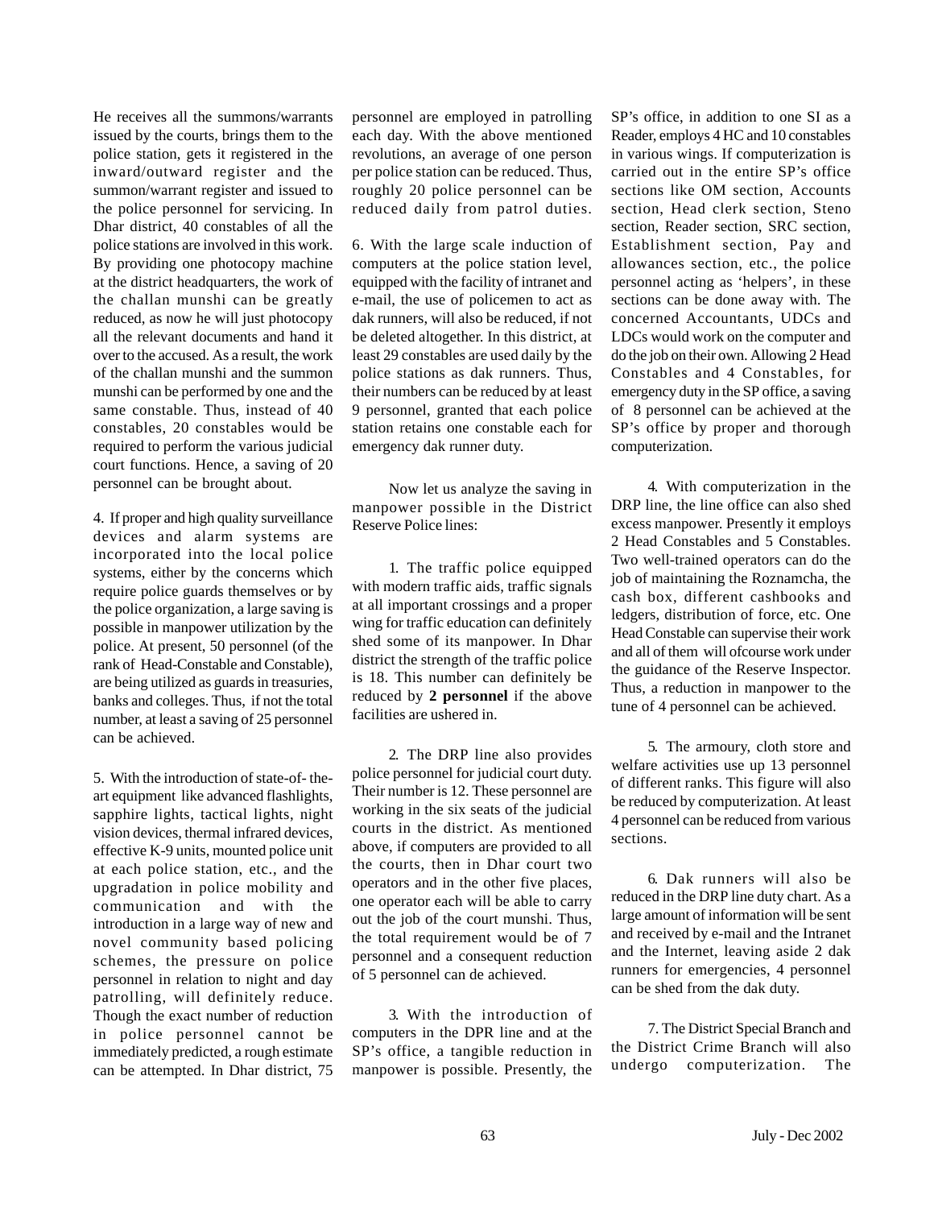He receives all the summons/warrants issued by the courts, brings them to the police station, gets it registered in the inward/outward register and the summon/warrant register and issued to the police personnel for servicing. In Dhar district, 40 constables of all the police stations are involved in this work. By providing one photocopy machine at the district headquarters, the work of the challan munshi can be greatly reduced, as now he will just photocopy all the relevant documents and hand it over to the accused. As a result, the work of the challan munshi and the summon munshi can be performed by one and the same constable. Thus, instead of 40 constables, 20 constables would be required to perform the various judicial court functions. Hence, a saving of 20 personnel can be brought about.

4. If proper and high quality surveillance devices and alarm systems are incorporated into the local police systems, either by the concerns which require police guards themselves or by the police organization, a large saving is possible in manpower utilization by the police. At present, 50 personnel (of the rank of Head-Constable and Constable), are being utilized as guards in treasuries, banks and colleges. Thus, if not the total number, at least a saving of 25 personnel can be achieved.

5. With the introduction of state-of- the-art equipment like advanced flashlights, sapphire lights, tactical lights, night vision devices, thermal infrared devices, effective K-9 units, mounted police unit at each police station, etc., and the upgradation in police mobility and communication and with the introduction in a large way of new and novel community based policing schemes, the pressure on police personnel in relation to night and day patrolling, will definitely reduce. Though the exact number of reduction in police personnel cannot be immediately predicted, a rough estimate can be attempted. In Dhar district, 75 personnel are employed in patrolling each day. With the above mentioned revolutions, an average of one person per police station can be reduced. Thus, roughly 20 police personnel can be reduced daily from patrol duties.

6. With the large scale induction of computers at the police station level, equipped with the facility of intranet and e-mail, the use of policemen to act as dak runners, will also be reduced, if not be deleted altogether. In this district, at least 29 constables are used daily by the police stations as dak runners. Thus, their numbers can be reduced by at least 9 personnel, granted that each police station retains one constable each for emergency dak runner duty.

Now let us analyze the saving in manpower possible in the District Reserve Police lines:

1. The traffic police equipped with modern traffic aids, traffic signals at all important crossings and a proper wing for traffic education can definitely shed some of its manpower. In Dhar district the strength of the traffic police is 18. This number can definitely be reduced by **2 personnel** if the above facilities are ushered in.

2. The DRP line also provides police personnel for judicial court duty. Their number is 12. These personnel are working in the six seats of the judicial courts in the district. As mentioned above, if computers are provided to all the courts, then in Dhar court two operators and in the other five places, one operator each will be able to carry out the job of the court munshi. Thus, the total requirement would be of 7 personnel and a consequent reduction of 5 personnel can de achieved.

3. With the introduction of computers in the DPR line and at the SP's office, a tangible reduction in manpower is possible. Presently, the SP's office, in addition to one SI as a Reader, employs 4 HC and 10 constables in various wings. If computerization is carried out in the entire SP's office sections like OM section, Accounts section, Head clerk section, Steno section, Reader section, SRC section, Establishment section, Pay and allowances section, etc., the police personnel acting as 'helpers', in these sections can be done away with. The concerned Accountants, UDCs and LDCs would work on the computer and do the job on their own. Allowing 2 Head Constables and 4 Constables, for emergency duty in the SP office, a saving of 8 personnel can be achieved at the SP's office by proper and thorough computerization.

4. With computerization in the DRP line, the line office can also shed excess manpower. Presently it employs 2 Head Constables and 5 Constables. Two well-trained operators can do the job of maintaining the Roznamcha, the cash box, different cashbooks and ledgers, distribution of force, etc. One Head Constable can supervise their work and all of them will ofcourse work under the guidance of the Reserve Inspector. Thus, a reduction in manpower to the tune of 4 personnel can be achieved.

5. The armoury, cloth store and welfare activities use up 13 personnel of different ranks. This figure will also be reduced by computerization. At least 4 personnel can be reduced from various sections.

6. Dak runners will also be reduced in the DRP line duty chart. As a large amount of information will be sent and received by e-mail and the Intranet and the Internet, leaving aside 2 dak runners for emergencies, 4 personnel can be shed from the dak duty.

7. The District Special Branch and the District Crime Branch will also undergo computerization. The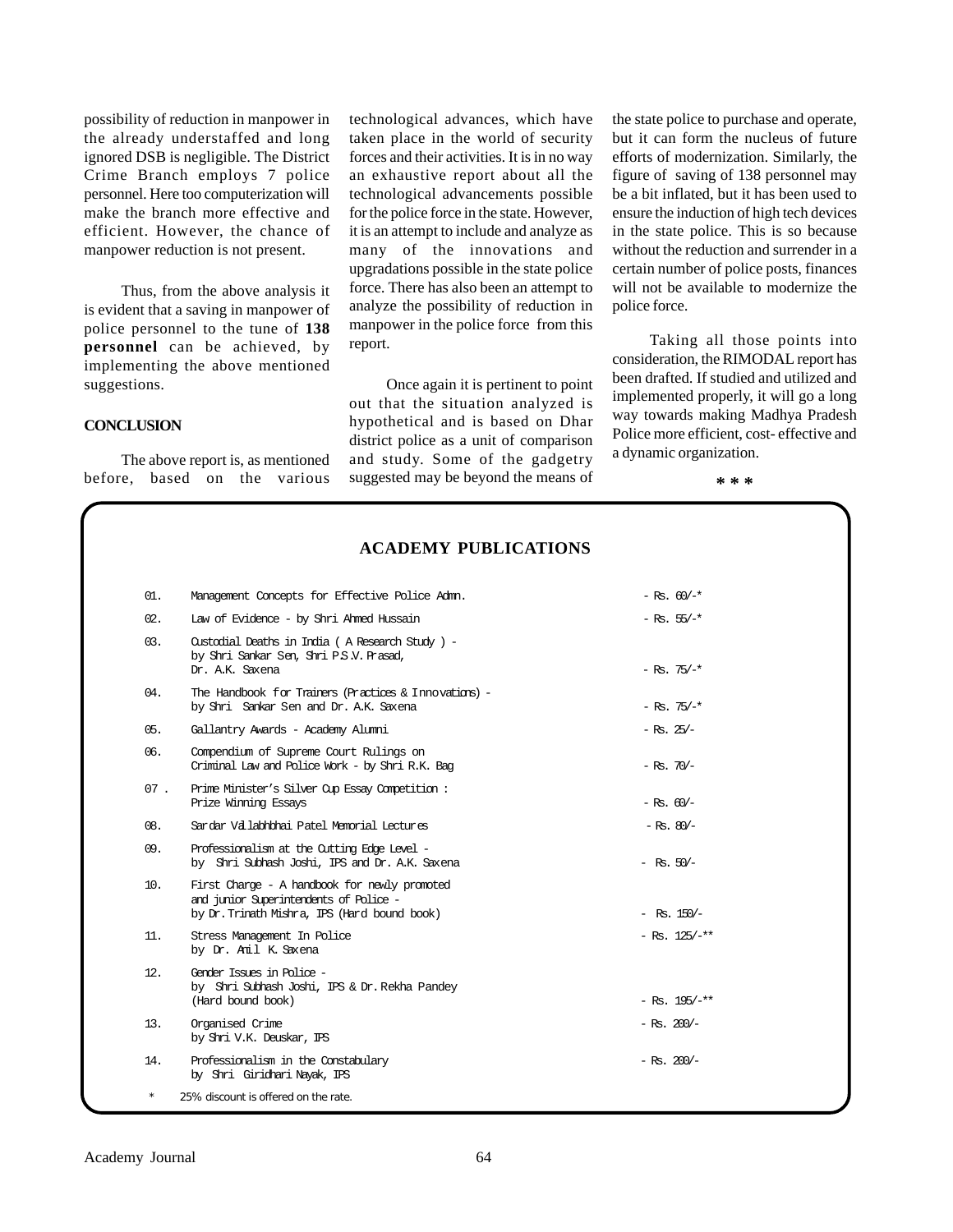possibility of reduction in manpower in the already understaffed and long ignored DSB is negligible. The District Crime Branch employs 7 police personnel. Here too computerization will make the branch more effective and efficient. However, the chance of manpower reduction is not present.

Thus, from the above analysis it is evident that a saving in manpower of police personnel to the tune of **138 personnel** can be achieved, by implementing the above mentioned suggestions.

## CONCLUSION

The above report is, as mentioned before, based on the various technological advances, which have taken place in the world of security forces and their activities. It is in no way an exhaustive report about all the technological advancements possible for the police force in the state. However, it is an attempt to include and analyze as many of the innovations and upgradations possible in the state police force. There has also been an attempt to analyze the possibility of reduction in manpower in the police force from this report.

Once again it is pertinent to point out that the situation analyzed is hypothetical and is based on Dhar district police as a unit of comparison and study. Some of the gadgetry suggested may be beyond the means of the state police to purchase and operate, but it can form the nucleus of future efforts of modernization. Similarly, the figure of saving of 138 personnel may be a bit inflated, but it has been used to ensure the induction of high tech devices in the state police. This is so because without the reduction and surrender in a certain number of police posts, finances will not be available to modernize the police force.

Taking all those points into consideration, the RIMODAL report has been drafted. If studied and utilized and implemented properly, it will go a long way towards making Madhya Pradesh Police more efficient, cost- effective and a dynamic organization.

* * *

## ACADEMY PUBLICATIONS

| | | |
|---|---|---|
| 01. | Management Concepts for Effective Police Admn. | - Rs. 60/-* |
| 02. | Law of Evidence - by Shri Ahmed Hussain | - Rs. 55/-* |
| 03. | Custodial Deaths in India ( A Research Study ) - by Shri Sankar Sen, Shri P.S.V. Prasad, Dr. A.K. Saxena | - Rs. 75/-* |
| 04. | The Handbook for Trainers (Practices & Innovations) - by Shri Sankar Sen and Dr. A.K. Saxena | - Rs. 75/-* |
| 05. | Gallantry Awards - Academy Alumni | - Rs. 25/- |
| 06. | Compendium of Supreme Court Rulings on Criminal Law and Police Work - by Shri R.K. Bag | - Rs. 70/- |
| 07 . | Prime Minister's Silver Cup Essay Competition : Prize Winning Essays | - Rs. 60/- |
| 08. | Sardar Vallabhbhai Patel Memorial Lectures | - Rs. 80/- |
| 09. | Professionalism at the Cutting Edge Level - by Shri Subhash Joshi, IPS and Dr. A.K. Saxena | - Rs. 50/- |
| 10. | First Charge - A handbook for newly promoted and junior Superintendents of Police - by Dr. Trinath Mishra, IPS (Hard bound book) | - Rs. 150/- |
| 11. | Stress Management In Police by Dr. Anil K. Saxena | - Rs. 125/-** |
| 12. | Gender Issues in Police - by Shri Subhash Joshi, IPS & Dr. Rekha Pandey (Hard bound book) | - Rs. 195/-** |
| 13. | Organised Crime by Shri V.K. Deuskar, IPS | - Rs. 200/- |
| 14. | Professionalism in the Constabulary by Shri Giridhari Nayak, IPS | - Rs. 200/- |

\* 25% discount is offered on the rate.